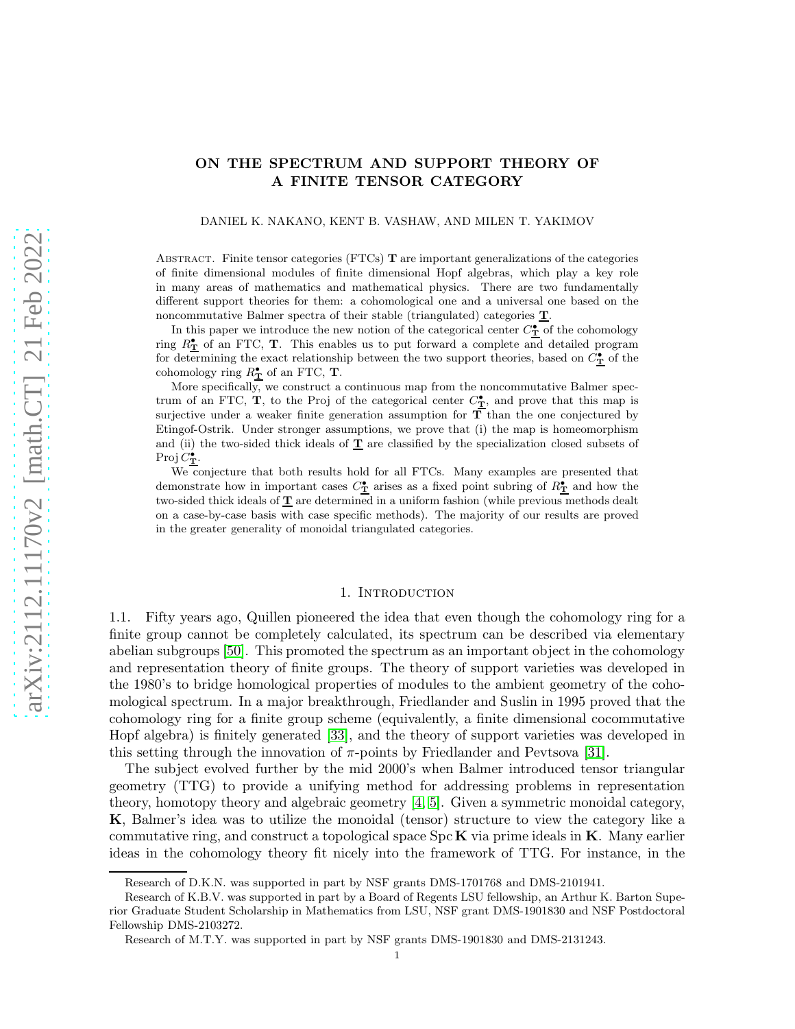# ON THE SPECTRUM AND SUPPORT THEORY OF A FINITE TENSOR CATEGORY

DANIEL K. NAKANO, KENT B. VASHAW, AND MILEN T. YAKIMOV

ABSTRACT. Finite tensor categories (FTCs) $\mathbf{T}$ are important generalizations of the categories of finite dimensional modules of finite dimensional Hopf algebras, which play a key role in many areas of mathematics and mathematical physics. There are two fundamentally different support theories for them: a cohomological one and a universal one based on the noncommutative Balmer spectra of their stable (triangulated) categories $\underline{\mathbf{T}}$.

In this paper we introduce the new notion of the categorical center $C^\bullet_{\underline{\mathbf{T}}}$ of the cohomology ring $R^\bullet_{\underline{\mathbf{T}}}$ of an FTC, $\mathbf{T}$. This enables us to put forward a complete and detailed program for determining the exact relationship between the two support theories, based on $C^\bullet_{\underline{\mathbf{T}}}$ of the cohomology ring $R^\bullet_{\underline{\mathbf{T}}}$ of an FTC, $\mathbf{T}$.

More specifically, we construct a continuous map from the noncommutative Balmer spectrum of an FTC, $\mathbf{T}$, to the Proj of the categorical center $C^\bullet_{\underline{\mathbf{T}}}$, and prove that this map is surjective under a weaker finite generation assumption for $\mathbf{T}$ than the one conjectured by Etingof-Ostrik. Under stronger assumptions, we prove that (i) the map is homeomorphism and (ii) the two-sided thick ideals of $\underline{\mathbf{T}}$ are classified by the specialization closed subsets of $\operatorname{Proj} C^\bullet_{\underline{\mathbf{T}}}$.

We conjecture that both results hold for all FTCs. Many examples are presented that demonstrate how in important cases $C^\bullet_{\underline{\mathbf{T}}}$ arises as a fixed point subring of $R^\bullet_{\underline{\mathbf{T}}}$ and how the two-sided thick ideals of $\underline{\mathbf{T}}$ are determined in a uniform fashion (while previous methods dealt on a case-by-case basis with case specific methods). The majority of our results are proved in the greater generality of monoidal triangulated categories.

## 1. INTRODUCTION

1.1. Fifty years ago, Quillen pioneered the idea that even though the cohomology ring for a finite group cannot be completely calculated, its spectrum can be described via elementary abelian subgroups [50]. This promoted the spectrum as an important object in the cohomology and representation theory of finite groups. The theory of support varieties was developed in the 1980's to bridge homological properties of modules to the ambient geometry of the cohomological spectrum. In a major breakthrough, Friedlander and Suslin in 1995 proved that the cohomology ring for a finite group scheme (equivalently, a finite dimensional cocommutative Hopf algebra) is finitely generated [33], and the theory of support varieties was developed in this setting through the innovation of $\pi$-points by Friedlander and Pevtsova [31].

The subject evolved further by the mid 2000's when Balmer introduced tensor triangular geometry (TTG) to provide a unifying method for addressing problems in representation theory, homotopy theory and algebraic geometry [4, 5]. Given a symmetric monoidal category, $\mathbf{K}$, Balmer's idea was to utilize the monoidal (tensor) structure to view the category like a commutative ring, and construct a topological space $\operatorname{Spc}\mathbf{K}$ via prime ideals in $\mathbf{K}$. Many earlier ideas in the cohomology theory fit nicely into the framework of TTG. For instance, in the

Research of D.K.N. was supported in part by NSF grants DMS-1701768 and DMS-2101941.

Research of K.B.V. was supported in part by a Board of Regents LSU fellowship, an Arthur K. Barton Superior Graduate Student Scholarship in Mathematics from LSU, NSF grant DMS-1901830 and NSF Postdoctoral Fellowship DMS-2103272.

Research of M.T.Y. was supported in part by NSF grants DMS-1901830 and DMS-2131243.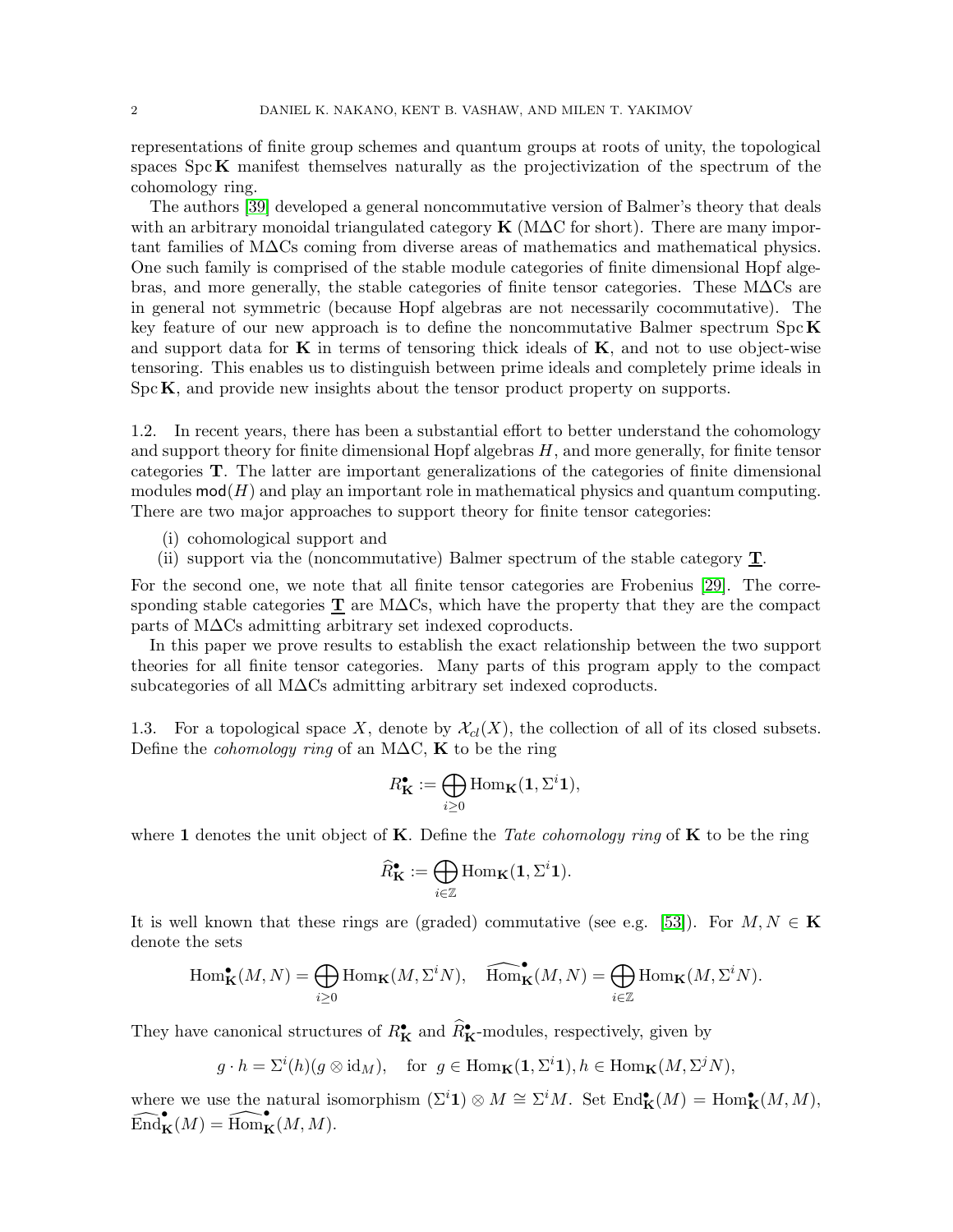representations of finite group schemes and quantum groups at roots of unity, the topological spaces $\operatorname{Spc}\mathbf{K}$ manifest themselves naturally as the projectivization of the spectrum of the cohomology ring.

The authors [39] developed a general noncommutative version of Balmer's theory that deals with an arbitrary monoidal triangulated category $\mathbf{K}$ (M$\Delta$C for short). There are many important families of M$\Delta$Cs coming from diverse areas of mathematics and mathematical physics. One such family is comprised of the stable module categories of finite dimensional Hopf algebras, and more generally, the stable categories of finite tensor categories. These M$\Delta$Cs are in general not symmetric (because Hopf algebras are not necessarily cocommutative). The key feature of our new approach is to define the noncommutative Balmer spectrum $\operatorname{Spc}\mathbf{K}$ and support data for $\mathbf{K}$ in terms of tensoring thick ideals of $\mathbf{K}$, and not to use object-wise tensoring. This enables us to distinguish between prime ideals and completely prime ideals in $\operatorname{Spc}\mathbf{K}$, and provide new insights about the tensor product property on supports.

1.2. In recent years, there has been a substantial effort to better understand the cohomology and support theory for finite dimensional Hopf algebras $H$, and more generally, for finite tensor categories $\mathbf{T}$. The latter are important generalizations of the categories of finite dimensional modules $\mathsf{mod}(H)$ and play an important role in mathematical physics and quantum computing. There are two major approaches to support theory for finite tensor categories:

(i) cohomological support and
(ii) support via the (noncommutative) Balmer spectrum of the stable category $\underline{\mathbf{T}}$.

For the second one, we note that all finite tensor categories are Frobenius [29]. The corresponding stable categories $\underline{\mathbf{T}}$ are M$\Delta$Cs, which have the property that they are the compact parts of M$\Delta$Cs admitting arbitrary set indexed coproducts.

In this paper we prove results to establish the exact relationship between the two support theories for all finite tensor categories. Many parts of this program apply to the compact subcategories of all M$\Delta$Cs admitting arbitrary set indexed coproducts.

1.3. For a topological space $X$, denote by $\mathcal{X}_{cl}(X)$, the collection of all of its closed subsets. Define the *cohomology ring* of an M$\Delta$C, $\mathbf{K}$ to be the ring

$$R^{\bullet}_{\mathbf{K}} := \bigoplus_{i\geq 0} \operatorname{Hom}_{\mathbf{K}}(\mathbf{1}, \Sigma^i \mathbf{1}),$$

where $\mathbf{1}$ denotes the unit object of $\mathbf{K}$. Define the *Tate cohomology ring* of $\mathbf{K}$ to be the ring

$$\widehat{R}^{\bullet}_{\mathbf{K}} := \bigoplus_{i\in\mathbb{Z}} \operatorname{Hom}_{\mathbf{K}}(\mathbf{1}, \Sigma^i \mathbf{1}).$$

It is well known that these rings are (graded) commutative (see e.g. [53]). For $M, N \in \mathbf{K}$ denote the sets

$$\operatorname{Hom}^{\bullet}_{\mathbf{K}}(M,N) = \bigoplus_{i\geq 0} \operatorname{Hom}_{\mathbf{K}}(M, \Sigma^i N), \quad \widehat{\operatorname{Hom}}^{\bullet}_{\mathbf{K}}(M,N) = \bigoplus_{i\in\mathbb{Z}} \operatorname{Hom}_{\mathbf{K}}(M, \Sigma^i N).$$

They have canonical structures of $R^{\bullet}_{\mathbf{K}}$ and $\widehat{R}^{\bullet}_{\mathbf{K}}$-modules, respectively, given by

$$g \cdot h = \Sigma^i(h)(g \otimes \operatorname{id}_M), \quad \text{for } g \in \operatorname{Hom}_{\mathbf{K}}(\mathbf{1}, \Sigma^i \mathbf{1}), h \in \operatorname{Hom}_{\mathbf{K}}(M, \Sigma^j N),$$

where we use the natural isomorphism $(\Sigma^i \mathbf{1}) \otimes M \cong \Sigma^i M$. Set $\operatorname{End}^{\bullet}_{\mathbf{K}}(M) = \operatorname{Hom}^{\bullet}_{\mathbf{K}}(M,M)$, $\widehat{\operatorname{End}}^{\bullet}_{\mathbf{K}}(M) = \widehat{\operatorname{Hom}}^{\bullet}_{\mathbf{K}}(M,M)$.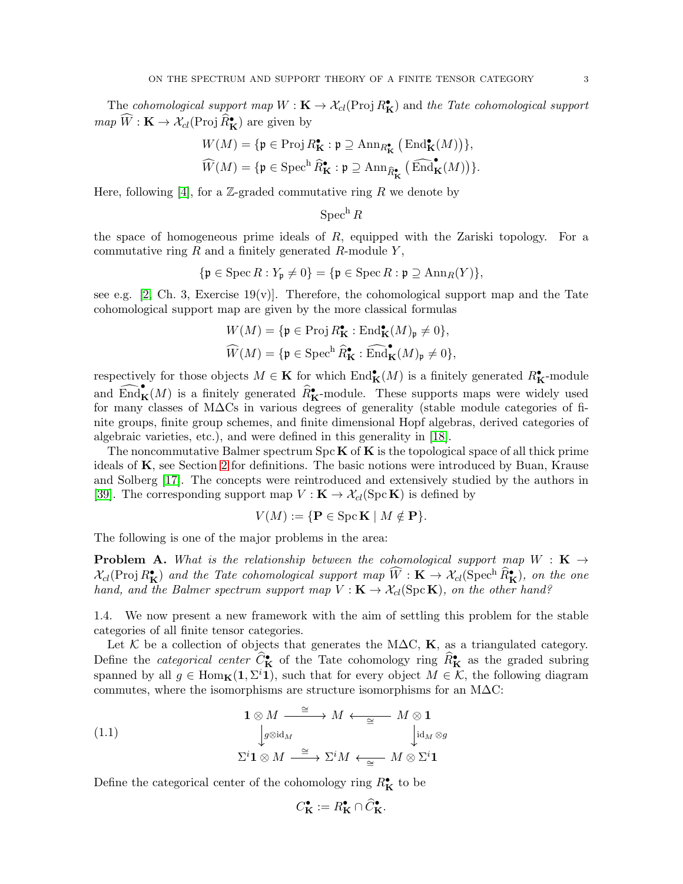The *cohomological support map* $W : \mathbf{K} \to \mathcal{X}_{cl}(\operatorname{Proj} R^\bullet_{\mathbf{K}})$ and *the Tate cohomological support map* $\widehat{W} : \mathbf{K} \to \mathcal{X}_{cl}(\operatorname{Proj} \widehat{R}^\bullet_{\mathbf{K}})$ are given by

$$W(M) = \{\mathfrak{p} \in \operatorname{Proj} R^\bullet_{\mathbf{K}} : \mathfrak{p} \supseteq \operatorname{Ann}_{R^\bullet_{\mathbf{K}}}\left(\operatorname{End}^\bullet_{\mathbf{K}}(M)\right)\},$$
$$\widehat{W}(M) = \{\mathfrak{p} \in \operatorname{Spec}^{\mathrm{h}} \widehat{R}^\bullet_{\mathbf{K}} : \mathfrak{p} \supseteq \operatorname{Ann}_{\widehat{R}^\bullet_{\mathbf{K}}}\left(\widehat{\operatorname{End}}^\bullet_{\mathbf{K}}(M)\right)\}.$$

Here, following [4], for a $\mathbb{Z}$-graded commutative ring $R$ we denote by

$$\operatorname{Spec}^{\mathrm{h}} R$$

the space of homogeneous prime ideals of $R$, equipped with the Zariski topology. For a commutative ring $R$ and a finitely generated $R$-module $Y$,

$$\{\mathfrak{p} \in \operatorname{Spec} R : Y_{\mathfrak{p}} \neq 0\} = \{\mathfrak{p} \in \operatorname{Spec} R : \mathfrak{p} \supseteq \operatorname{Ann}_R(Y)\},$$

see e.g. [2, Ch. 3, Exercise 19(v)]. Therefore, the cohomological support map and the Tate cohomological support map are given by the more classical formulas

$$W(M) = \{\mathfrak{p} \in \operatorname{Proj} R^\bullet_{\mathbf{K}} : \operatorname{End}^\bullet_{\mathbf{K}}(M)_{\mathfrak{p}} \neq 0\},$$
$$\widehat{W}(M) = \{\mathfrak{p} \in \operatorname{Spec}^{\mathrm{h}} \widehat{R}^\bullet_{\mathbf{K}} : \widehat{\operatorname{End}}^\bullet_{\mathbf{K}}(M)_{\mathfrak{p}} \neq 0\},$$

respectively for those objects $M \in \mathbf{K}$ for which $\operatorname{End}^\bullet_{\mathbf{K}}(M)$ is a finitely generated $R^\bullet_{\mathbf{K}}$-module and $\widehat{\operatorname{End}}^\bullet_{\mathbf{K}}(M)$ is a finitely generated $\widehat{R}^\bullet_{\mathbf{K}}$-module. These supports maps were widely used for many classes of MΔCs in various degrees of generality (stable module categories of finite groups, finite group schemes, and finite dimensional Hopf algebras, derived categories of algebraic varieties, etc.), and were defined in this generality in [18].

The noncommutative Balmer spectrum $\operatorname{Spc} \mathbf{K}$ of $\mathbf{K}$ is the topological space of all thick prime ideals of $\mathbf{K}$, see Section 2 for definitions. The basic notions were introduced by Buan, Krause and Solberg [17]. The concepts were reintroduced and extensively studied by the authors in [39]. The corresponding support map $V : \mathbf{K} \to \mathcal{X}_{cl}(\operatorname{Spc} \mathbf{K})$ is defined by

$$V(M) := \{\mathbf{P} \in \operatorname{Spc} \mathbf{K} \mid M \notin \mathbf{P}\}.$$

The following is one of the major problems in the area:

**Problem A.** *What is the relationship between the cohomological support map* $W : \mathbf{K} \to \mathcal{X}_{cl}(\operatorname{Proj} R^\bullet_{\mathbf{K}})$ *and the Tate cohomological support map* $\widehat{W} : \mathbf{K} \to \mathcal{X}_{cl}(\operatorname{Spec}^{\mathrm{h}} \widehat{R}^\bullet_{\mathbf{K}})$*, on the one hand, and the Balmer spectrum support map* $V : \mathbf{K} \to \mathcal{X}_{cl}(\operatorname{Spc} \mathbf{K})$*, on the other hand?*

1.4. We now present a new framework with the aim of settling this problem for the stable categories of all finite tensor categories.

Let $\mathcal{K}$ be a collection of objects that generates the MΔC, $\mathbf{K}$, as a triangulated category. Define the *categorical center* $\widehat{C}^\bullet_{\mathbf{K}}$ of the Tate cohomology ring $\widehat{R}^\bullet_{\mathbf{K}}$ as the graded subring spanned by all $g \in \operatorname{Hom}_{\mathbf{K}}(\mathbf{1}, \Sigma^i \mathbf{1})$, such that for every object $M \in \mathcal{K}$, the following diagram commutes, where the isomorphisms are structure isomorphisms for an MΔC:

$$\begin{array}{ccccc}
\mathbf{1} \otimes M & \xrightarrow{\cong} & M & \xleftarrow{\cong} & M \otimes \mathbf{1} \\
\downarrow{\scriptstyle g \otimes \mathrm{id}_M} & & & & \downarrow{\scriptstyle \mathrm{id}_M \otimes g} \\
\Sigma^i \mathbf{1} \otimes M & \xrightarrow{\cong} & \Sigma^i M & \xleftarrow{\cong} & M \otimes \Sigma^i \mathbf{1}
\end{array} \tag{1.1}$$

Define the categorical center of the cohomology ring $R^\bullet_{\mathbf{K}}$ to be

$$C^\bullet_{\mathbf{K}} := R^\bullet_{\mathbf{K}} \cap \widehat{C}^\bullet_{\mathbf{K}}.$$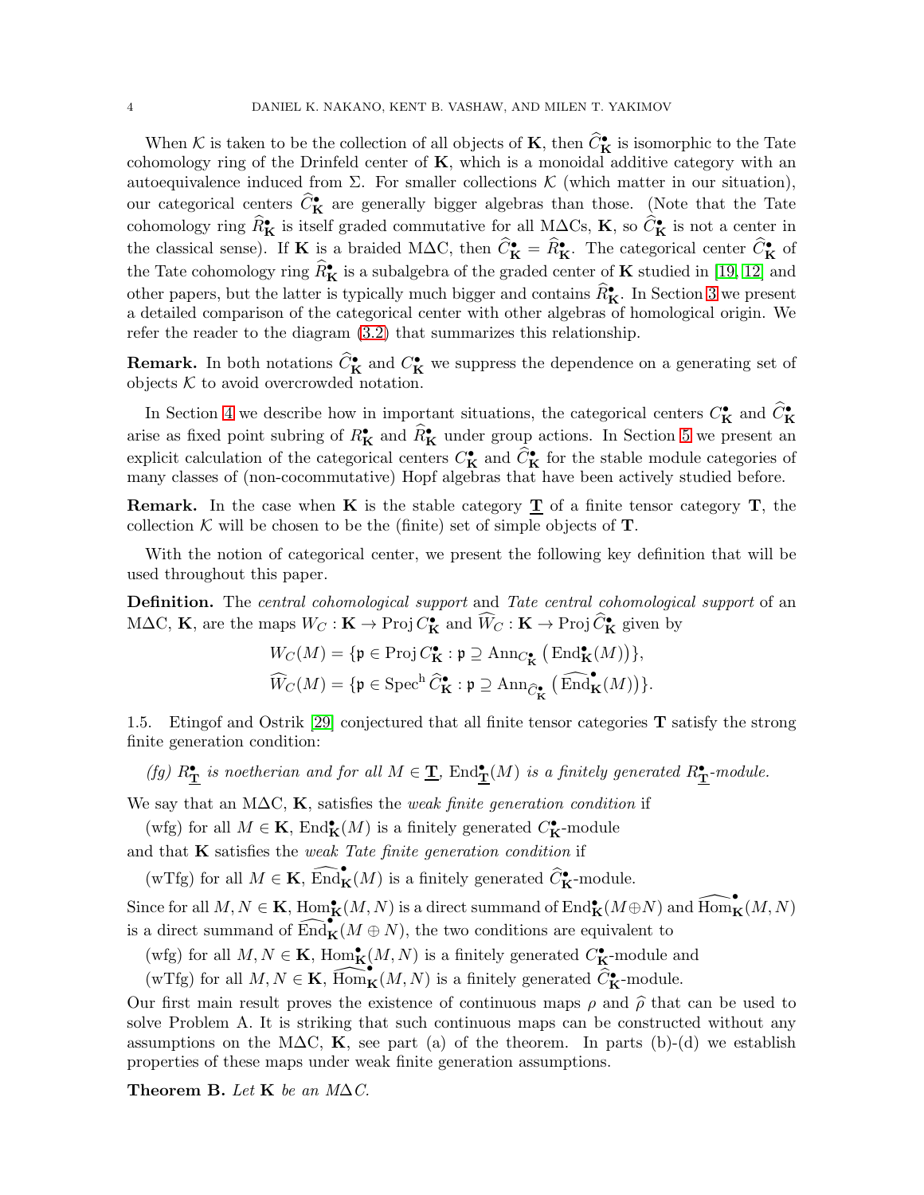When $\mathcal{K}$ is taken to be the collection of all objects of $\mathbf{K}$, then $\widehat{C}^\bullet_{\mathbf{K}}$ is isomorphic to the Tate cohomology ring of the Drinfeld center of $\mathbf{K}$, which is a monoidal additive category with an autoequivalence induced from $\Sigma$. For smaller collections $\mathcal{K}$ (which matter in our situation), our categorical centers $\widehat{C}^\bullet_{\mathbf{K}}$ are generally bigger algebras than those. (Note that the Tate cohomology ring $\widehat{R}^\bullet_{\mathbf{K}}$ is itself graded commutative for all M$\Delta$Cs, $\mathbf{K}$, so $\widehat{C}^\bullet_{\mathbf{K}}$ is not a center in the classical sense). If $\mathbf{K}$ is a braided M$\Delta$C, then $\widehat{C}^\bullet_{\mathbf{K}} = \widehat{R}^\bullet_{\mathbf{K}}$. The categorical center $\widehat{C}^\bullet_{\mathbf{K}}$ of the Tate cohomology ring $\widehat{R}^\bullet_{\mathbf{K}}$ is a subalgebra of the graded center of $\mathbf{K}$ studied in [19, 12] and other papers, but the latter is typically much bigger and contains $\widehat{R}^\bullet_{\mathbf{K}}$. In Section 3 we present a detailed comparison of the categorical center with other algebras of homological origin. We refer the reader to the diagram (3.2) that summarizes this relationship.

**Remark.** In both notations $\widehat{C}^\bullet_{\mathbf{K}}$ and $C^\bullet_{\mathbf{K}}$ we suppress the dependence on a generating set of objects $\mathcal{K}$ to avoid overcrowded notation.

In Section 4 we describe how in important situations, the categorical centers $C^\bullet_{\mathbf{K}}$ and $\widehat{C}^\bullet_{\mathbf{K}}$ arise as fixed point subring of $R^\bullet_{\mathbf{K}}$ and $\widehat{R}^\bullet_{\mathbf{K}}$ under group actions. In Section 5 we present an explicit calculation of the categorical centers $C^\bullet_{\mathbf{K}}$ and $\widehat{C}^\bullet_{\mathbf{K}}$ for the stable module categories of many classes of (non-cocommutative) Hopf algebras that have been actively studied before.

**Remark.** In the case when $\mathbf{K}$ is the stable category $\underline{\mathbf{T}}$ of a finite tensor category $\mathbf{T}$, the collection $\mathcal{K}$ will be chosen to be the (finite) set of simple objects of $\mathbf{T}$.

With the notion of categorical center, we present the following key definition that will be used throughout this paper.

**Definition.** The *central cohomological support* and *Tate central cohomological support* of an M$\Delta$C, $\mathbf{K}$, are the maps $W_C : \mathbf{K} \to \operatorname{Proj} C^\bullet_{\mathbf{K}}$ and $\widehat{W}_C : \mathbf{K} \to \operatorname{Proj} \widehat{C}^\bullet_{\mathbf{K}}$ given by

$$W_C(M) = \{\mathfrak{p} \in \operatorname{Proj} C^\bullet_{\mathbf{K}} : \mathfrak{p} \supseteq \operatorname{Ann}_{C^\bullet_{\mathbf{K}}} \big(\operatorname{End}^\bullet_{\mathbf{K}}(M)\big)\},$$
$$\widehat{W}_C(M) = \{\mathfrak{p} \in \operatorname{Spec}^{\mathrm{h}} \widehat{C}^\bullet_{\mathbf{K}} : \mathfrak{p} \supseteq \operatorname{Ann}_{\widehat{C}^\bullet_{\mathbf{K}}} \big(\widehat{\operatorname{End}}^\bullet_{\mathbf{K}}(M)\big)\}.$$

1.5. Etingof and Ostrik [29] conjectured that all finite tensor categories $\mathbf{T}$ satisfy the strong finite generation condition:

*(fg)* $R^\bullet_{\underline{\mathbf{T}}}$ *is noetherian and for all* $M \in \underline{\mathbf{T}}$, $\operatorname{End}^\bullet_{\underline{\mathbf{T}}}(M)$ *is a finitely generated* $R^\bullet_{\underline{\mathbf{T}}}$*-module.*

We say that an M$\Delta$C, $\mathbf{K}$, satisfies the *weak finite generation condition* if

(wfg) for all $M \in \mathbf{K}$, $\operatorname{End}^\bullet_{\mathbf{K}}(M)$ is a finitely generated $C^\bullet_{\mathbf{K}}$-module

and that $\mathbf{K}$ satisfies the *weak Tate finite generation condition* if

(wTfg) for all $M \in \mathbf{K}$, $\widehat{\operatorname{End}}^\bullet_{\mathbf{K}}(M)$ is a finitely generated $\widehat{C}^\bullet_{\mathbf{K}}$-module.

Since for all $M, N \in \mathbf{K}$, $\operatorname{Hom}^\bullet_{\mathbf{K}}(M, N)$ is a direct summand of $\operatorname{End}^\bullet_{\mathbf{K}}(M \oplus N)$ and $\widehat{\operatorname{Hom}}^\bullet_{\mathbf{K}}(M, N)$ is a direct summand of $\widehat{\operatorname{End}}^\bullet_{\mathbf{K}}(M \oplus N)$, the two conditions are equivalent to

(wfg) for all $M, N \in \mathbf{K}$, $\operatorname{Hom}^\bullet_{\mathbf{K}}(M, N)$ is a finitely generated $C^\bullet_{\mathbf{K}}$-module and

(wTfg) for all $M, N \in \mathbf{K}$, $\widehat{\operatorname{Hom}}^\bullet_{\mathbf{K}}(M, N)$ is a finitely generated $\widehat{C}^\bullet_{\mathbf{K}}$-module.

Our first main result proves the existence of continuous maps $\rho$ and $\widehat{\rho}$ that can be used to solve Problem A. It is striking that such continuous maps can be constructed without any assumptions on the M$\Delta$C, $\mathbf{K}$, see part (a) of the theorem. In parts (b)-(d) we establish properties of these maps under weak finite generation assumptions.

**Theorem B.** *Let* $\mathbf{K}$ *be an M$\Delta$C.*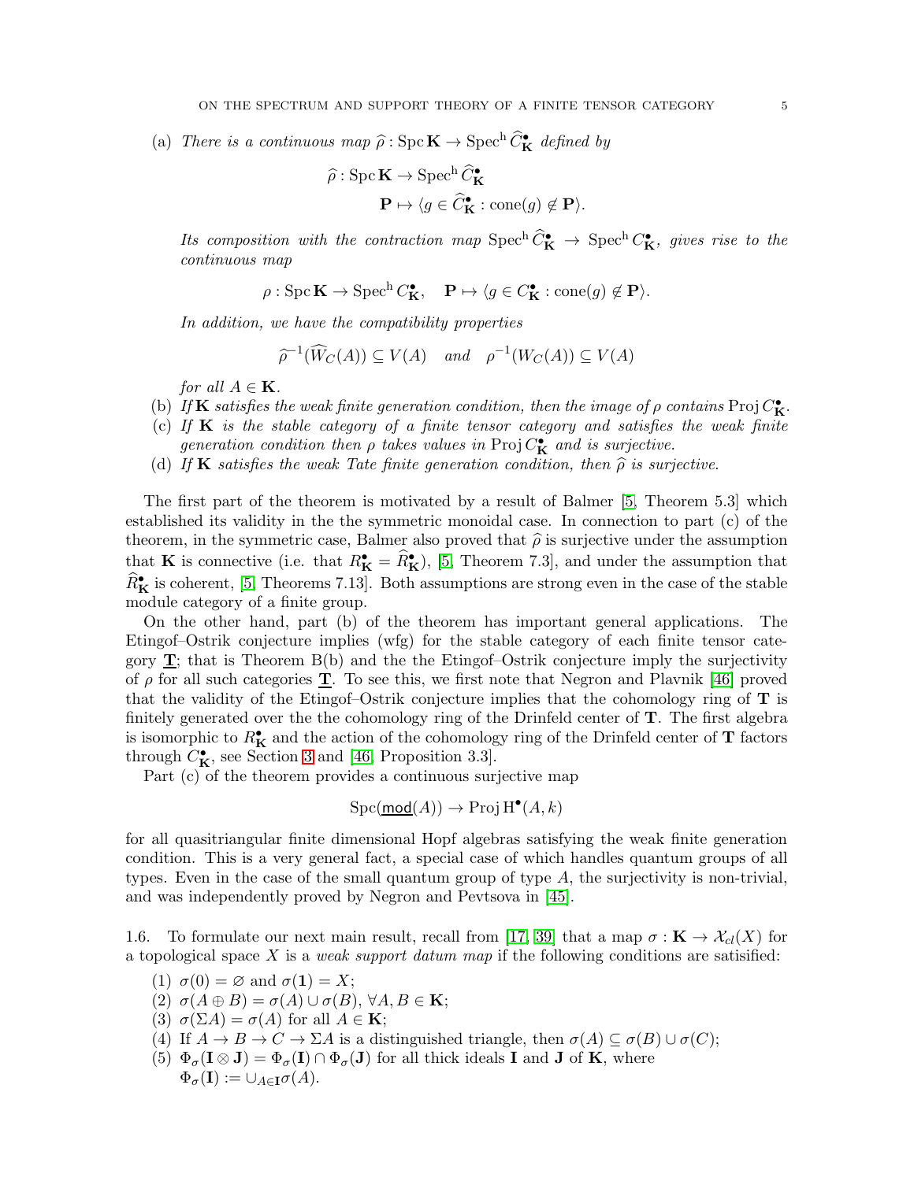(a) *There is a continuous map* $\widehat{\rho} : \operatorname{Spc} \mathbf{K} \to \operatorname{Spec}^{\mathrm{h}} \widehat{C}^{\bullet}_{\mathbf{K}}$ *defined by*

$$\widehat{\rho} : \operatorname{Spc} \mathbf{K} \to \operatorname{Spec}^{\mathrm{h}} \widehat{C}^{\bullet}_{\mathbf{K}}$$
$$\mathbf{P} \mapsto \langle g \in \widehat{C}^{\bullet}_{\mathbf{K}} : \operatorname{cone}(g) \notin \mathbf{P} \rangle.$$

*Its composition with the contraction map* $\operatorname{Spec}^{\mathrm{h}} \widehat{C}^{\bullet}_{\mathbf{K}} \to \operatorname{Spec}^{\mathrm{h}} C^{\bullet}_{\mathbf{K}}$, *gives rise to the continuous map*

$$\rho : \operatorname{Spc} \mathbf{K} \to \operatorname{Spec}^{\mathrm{h}} C^{\bullet}_{\mathbf{K}}, \quad \mathbf{P} \mapsto \langle g \in C^{\bullet}_{\mathbf{K}} : \operatorname{cone}(g) \notin \mathbf{P} \rangle.$$

*In addition, we have the compatibility properties*

$$\widehat{\rho}^{-1}(\widehat{W}_C(A)) \subseteq V(A) \quad \text{and} \quad \rho^{-1}(W_C(A)) \subseteq V(A)$$

*for all* $A \in \mathbf{K}$.

(b) *If* $\mathbf{K}$ *satisfies the weak finite generation condition, then the image of* $\rho$ *contains* $\operatorname{Proj} C^{\bullet}_{\mathbf{K}}$.

(c) *If* $\mathbf{K}$ *is the stable category of a finite tensor category and satisfies the weak finite generation condition then* $\rho$ *takes values in* $\operatorname{Proj} C^{\bullet}_{\mathbf{K}}$ *and is surjective.*

(d) *If* $\mathbf{K}$ *satisfies the weak Tate finite generation condition, then* $\widehat{\rho}$ *is surjective.*

The first part of the theorem is motivated by a result of Balmer [5, Theorem 5.3] which established its validity in the the symmetric monoidal case. In connection to part (c) of the theorem, in the symmetric case, Balmer also proved that $\widehat{\rho}$ is surjective under the assumption that $\mathbf{K}$ is connective (i.e. that $R^{\bullet}_{\mathbf{K}} = \widehat{R}^{\bullet}_{\mathbf{K}}$), [5, Theorem 7.3], and under the assumption that $\widehat{R}^{\bullet}_{\mathbf{K}}$ is coherent, [5, Theorems 7.13]. Both assumptions are strong even in the case of the stable module category of a finite group.

On the other hand, part (b) of the theorem has important general applications. The Etingof–Ostrik conjecture implies (wfg) for the stable category of each finite tensor category $\underline{\mathbf{T}}$; that is Theorem B(b) and the the Etingof–Ostrik conjecture imply the surjectivity of $\rho$ for all such categories $\underline{\mathbf{T}}$. To see this, we first note that Negron and Plavnik [46] proved that the validity of the Etingof–Ostrik conjecture implies that the cohomology ring of $\mathbf{T}$ is finitely generated over the the cohomology ring of the Drinfeld center of $\mathbf{T}$. The first algebra is isomorphic to $R^{\bullet}_{\mathbf{K}}$ and the action of the cohomology ring of the Drinfeld center of $\mathbf{T}$ factors through $C^{\bullet}_{\mathbf{K}}$, see Section 3 and [46, Proposition 3.3].

Part (c) of the theorem provides a continuous surjective map

$$\operatorname{Spc}(\underline{\mathsf{mod}}(A)) \to \operatorname{Proj} \mathrm{H}^{\bullet}(A, k)$$

for all quasitriangular finite dimensional Hopf algebras satisfying the weak finite generation condition. This is a very general fact, a special case of which handles quantum groups of all types. Even in the case of the small quantum group of type $A$, the surjectivity is non-trivial, and was independently proved by Negron and Pevtsova in [45].

1.6. To formulate our next main result, recall from [17, 39] that a map $\sigma : \mathbf{K} \to \mathcal{X}_{cl}(X)$ for a topological space $X$ is a *weak support datum map* if the following conditions are satisified:

1. $\sigma(0) = \varnothing$ and $\sigma(\mathbf{1}) = X$;
2. $\sigma(A \oplus B) = \sigma(A) \cup \sigma(B)$, $\forall A, B \in \mathbf{K}$;
3. $\sigma(\Sigma A) = \sigma(A)$ for all $A \in \mathbf{K}$;
4. If $A \to B \to C \to \Sigma A$ is a distinguished triangle, then $\sigma(A) \subseteq \sigma(B) \cup \sigma(C)$;
5. $\Phi_{\sigma}(\mathbf{I} \otimes \mathbf{J}) = \Phi_{\sigma}(\mathbf{I}) \cap \Phi_{\sigma}(\mathbf{J})$ for all thick ideals $\mathbf{I}$ and $\mathbf{J}$ of $\mathbf{K}$, where $\Phi_{\sigma}(\mathbf{I}) := \cup_{A \in \mathbf{I}} \sigma(A)$.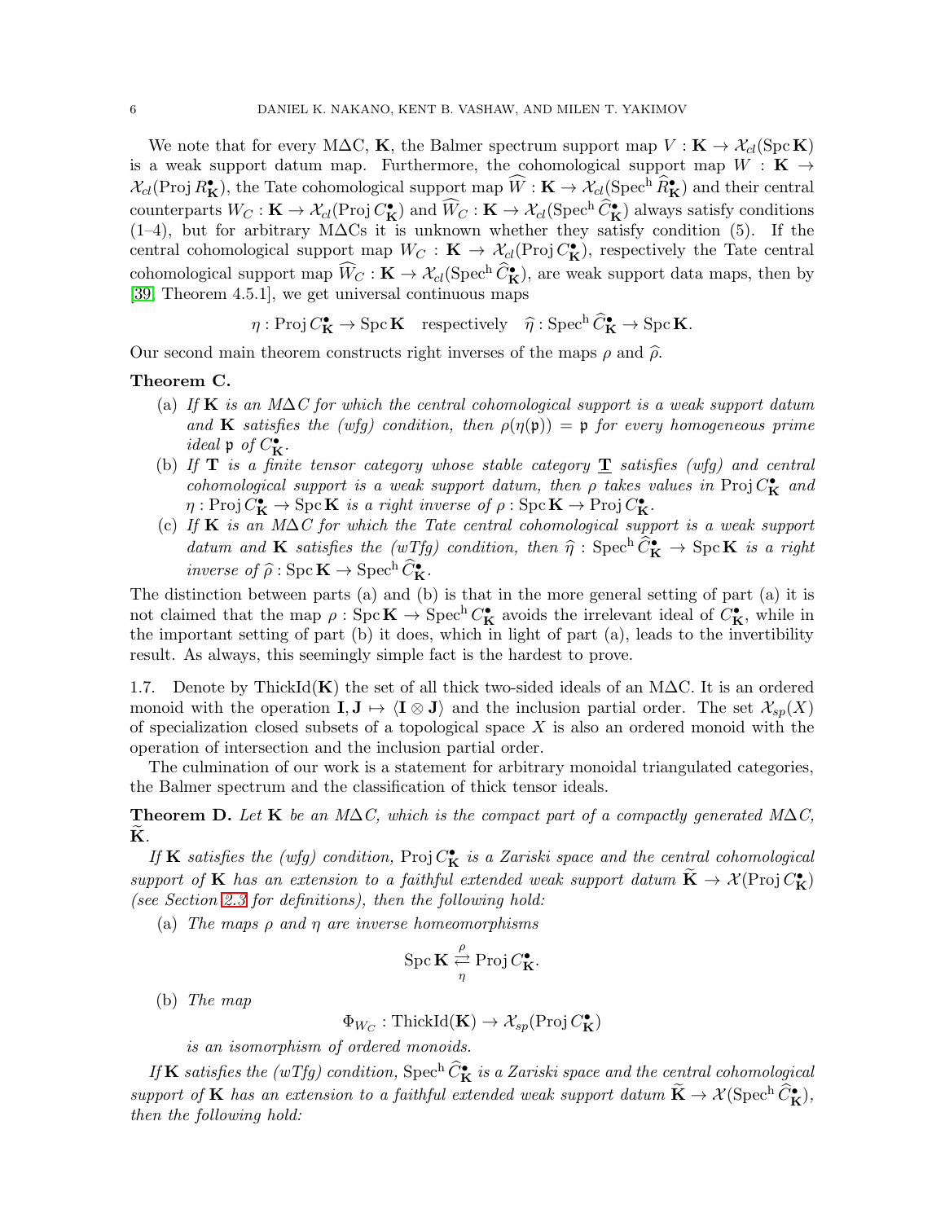We note that for every M$\Delta$C, $\mathbf{K}$, the Balmer spectrum support map $V : \mathbf{K} \to \mathcal{X}_{cl}(\operatorname{Spc} \mathbf{K})$ is a weak support datum map. Furthermore, the cohomological support map $W : \mathbf{K} \to \mathcal{X}_{cl}(\operatorname{Proj} R^{\bullet}_{\mathbf{K}})$, the Tate cohomological support map $\widehat{W} : \mathbf{K} \to \mathcal{X}_{cl}(\operatorname{Spec}^{\mathrm{h}} \widehat{R}^{\bullet}_{\mathbf{K}})$ and their central counterparts $W_C : \mathbf{K} \to \mathcal{X}_{cl}(\operatorname{Proj} C^{\bullet}_{\mathbf{K}})$ and $\widehat{W}_C : \mathbf{K} \to \mathcal{X}_{cl}(\operatorname{Spec}^{\mathrm{h}} \widehat{C}^{\bullet}_{\mathbf{K}})$ always satisfy conditions (1–4), but for arbitrary M$\Delta$Cs it is unknown whether they satisfy condition (5). If the central cohomological support map $W_C : \mathbf{K} \to \mathcal{X}_{cl}(\operatorname{Proj} C^{\bullet}_{\mathbf{K}})$, respectively the Tate central cohomological support map $\widehat{W}_C : \mathbf{K} \to \mathcal{X}_{cl}(\operatorname{Spec}^{\mathrm{h}} \widehat{C}^{\bullet}_{\mathbf{K}})$, are weak support data maps, then by [39, Theorem 4.5.1], we get universal continuous maps

$$\eta : \operatorname{Proj} C^{\bullet}_{\mathbf{K}} \to \operatorname{Spc} \mathbf{K} \quad \text{respectively} \quad \widehat{\eta} : \operatorname{Spec}^{\mathrm{h}} \widehat{C}^{\bullet}_{\mathbf{K}} \to \operatorname{Spc} \mathbf{K}.$$

Our second main theorem constructs right inverses of the maps $\rho$ and $\widehat{\rho}$.

**Theorem C.**

(a) *If $\mathbf{K}$ is an M$\Delta$C for which the central cohomological support is a weak support datum and $\mathbf{K}$ satisfies the (wfg) condition, then $\rho(\eta(\mathfrak{p})) = \mathfrak{p}$ for every homogeneous prime ideal $\mathfrak{p}$ of $C^{\bullet}_{\mathbf{K}}$.*

(b) *If $\mathbf{T}$ is a finite tensor category whose stable category $\underline{\mathbf{T}}$ satisfies (wfg) and central cohomological support is a weak support datum, then $\rho$ takes values in $\operatorname{Proj} C^{\bullet}_{\mathbf{K}}$ and $\eta : \operatorname{Proj} C^{\bullet}_{\mathbf{K}} \to \operatorname{Spc} \mathbf{K}$ is a right inverse of $\rho : \operatorname{Spc} \mathbf{K} \to \operatorname{Proj} C^{\bullet}_{\mathbf{K}}$.*

(c) *If $\mathbf{K}$ is an M$\Delta$C for which the Tate central cohomological support is a weak support datum and $\mathbf{K}$ satisfies the (wTfg) condition, then $\widehat{\eta} : \operatorname{Spec}^{\mathrm{h}} \widehat{C}^{\bullet}_{\mathbf{K}} \to \operatorname{Spc} \mathbf{K}$ is a right inverse of $\widehat{\rho} : \operatorname{Spc} \mathbf{K} \to \operatorname{Spec}^{\mathrm{h}} \widehat{C}^{\bullet}_{\mathbf{K}}$.*

The distinction between parts (a) and (b) is that in the more general setting of part (a) it is not claimed that the map $\rho : \operatorname{Spc} \mathbf{K} \to \operatorname{Spec}^{\mathrm{h}} C^{\bullet}_{\mathbf{K}}$ avoids the irrelevant ideal of $C^{\bullet}_{\mathbf{K}}$, while in the important setting of part (b) it does, which in light of part (a), leads to the invertibility result. As always, this seemingly simple fact is the hardest to prove.

1.7. Denote by $\operatorname{ThickId}(\mathbf{K})$ the set of all thick two-sided ideals of an M$\Delta$C. It is an ordered monoid with the operation $\mathbf{I}, \mathbf{J} \mapsto \langle \mathbf{I} \otimes \mathbf{J} \rangle$ and the inclusion partial order. The set $\mathcal{X}_{sp}(X)$ of specialization closed subsets of a topological space $X$ is also an ordered monoid with the operation of intersection and the inclusion partial order.

The culmination of our work is a statement for arbitrary monoidal triangulated categories, the Balmer spectrum and the classification of thick tensor ideals.

**Theorem D.** *Let $\mathbf{K}$ be an M$\Delta$C, which is the compact part of a compactly generated M$\Delta$C, $\widetilde{\mathbf{K}}$.*

*If $\mathbf{K}$ satisfies the (wfg) condition, $\operatorname{Proj} C^{\bullet}_{\mathbf{K}}$ is a Zariski space and the central cohomological support of $\mathbf{K}$ has an extension to a faithful extended weak support datum $\widetilde{\mathbf{K}} \to \mathcal{X}(\operatorname{Proj} C^{\bullet}_{\mathbf{K}})$ (see Section 2.3 for definitions), then the following hold:*

(a) *The maps $\rho$ and $\eta$ are inverse homeomorphisms*

$$\operatorname{Spc} \mathbf{K} \underset{\eta}{\overset{\rho}{\rightleftarrows}} \operatorname{Proj} C^{\bullet}_{\mathbf{K}}.$$

(b) *The map*

$$\Phi_{W_C} : \operatorname{ThickId}(\mathbf{K}) \to \mathcal{X}_{sp}(\operatorname{Proj} C^{\bullet}_{\mathbf{K}})$$

*is an isomorphism of ordered monoids.*

*If $\mathbf{K}$ satisfies the (wTfg) condition, $\operatorname{Spec}^{\mathrm{h}} \widehat{C}^{\bullet}_{\mathbf{K}}$ is a Zariski space and the central cohomological support of $\mathbf{K}$ has an extension to a faithful extended weak support datum $\widetilde{\mathbf{K}} \to \mathcal{X}(\operatorname{Spec}^{\mathrm{h}} \widehat{C}^{\bullet}_{\mathbf{K}})$, then the following hold:*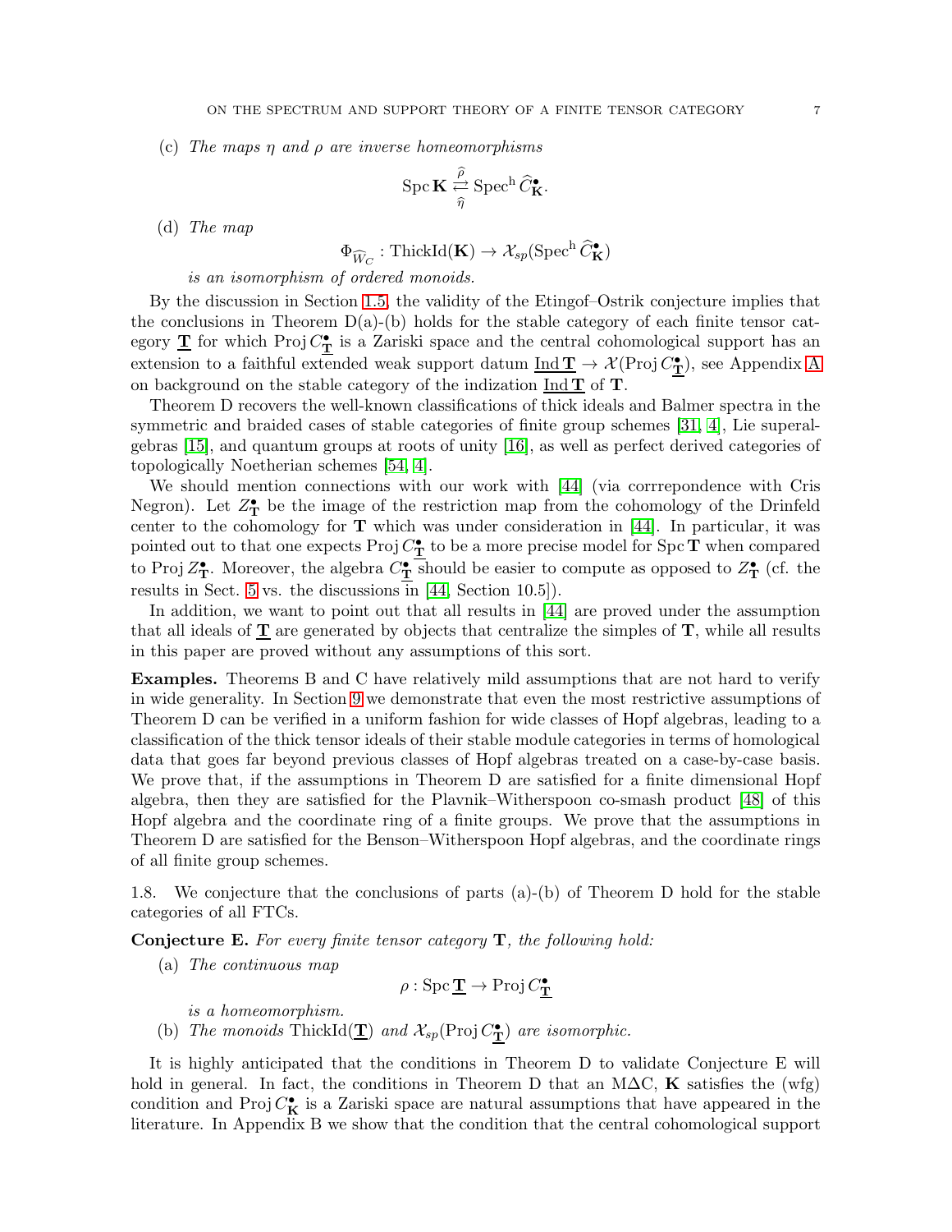(c) *The maps $\eta$ and $\rho$ are inverse homeomorphisms*

$$\operatorname{Spc} \mathbf{K} \underset{\widehat{\eta}}{\overset{\widehat{\rho}}{\rightleftarrows}} \operatorname{Spec}^{\mathrm{h}} \widehat{C}^{\bullet}_{\mathbf{K}}.$$

(d) *The map*

$$\Phi_{\widehat{W}_C} : \operatorname{ThickId}(\mathbf{K}) \to \mathcal{X}_{sp}(\operatorname{Spec}^{\mathrm{h}} \widehat{C}^{\bullet}_{\mathbf{K}})$$

*is an isomorphism of ordered monoids.*

By the discussion in Section 1.5, the validity of the Etingof–Ostrik conjecture implies that the conclusions in Theorem D(a)-(b) holds for the stable category of each finite tensor category $\underline{\mathbf{T}}$ for which $\operatorname{Proj} C^{\bullet}_{\underline{\mathbf{T}}}$ is a Zariski space and the central cohomological support has an extension to a faithful extended weak support datum $\underline{\operatorname{Ind} \mathbf{T}} \to \mathcal{X}(\operatorname{Proj} C^{\bullet}_{\underline{\mathbf{T}}})$, see Appendix A on background on the stable category of the indization $\underline{\operatorname{Ind} \mathbf{T}}$ of $\mathbf{T}$.

Theorem D recovers the well-known classifications of thick ideals and Balmer spectra in the symmetric and braided cases of stable categories of finite group schemes [31, 4], Lie superalgebras [15], and quantum groups at roots of unity [16], as well as perfect derived categories of topologically Noetherian schemes [54, 4].

We should mention connections with our work with [44] (via corrrespondence with Cris Negron). Let $Z^{\bullet}_{\mathbf{T}}$ be the image of the restriction map from the cohomology of the Drinfeld center to the cohomology for $\mathbf{T}$ which was under consideration in [44]. In particular, it was pointed out to that one expects $\operatorname{Proj} C^{\bullet}_{\underline{\mathbf{T}}}$ to be a more precise model for $\operatorname{Spc} \mathbf{T}$ when compared to $\operatorname{Proj} Z^{\bullet}_{\mathbf{T}}$. Moreover, the algebra $C^{\bullet}_{\underline{\mathbf{T}}}$ should be easier to compute as opposed to $Z^{\bullet}_{\mathbf{T}}$ (cf. the results in Sect. 5 vs. the discussions in [44, Section 10.5]).

In addition, we want to point out that all results in [44] are proved under the assumption that all ideals of $\underline{\mathbf{T}}$ are generated by objects that centralize the simples of $\mathbf{T}$, while all results in this paper are proved without any assumptions of this sort.

**Examples.** Theorems B and C have relatively mild assumptions that are not hard to verify in wide generality. In Section 9 we demonstrate that even the most restrictive assumptions of Theorem D can be verified in a uniform fashion for wide classes of Hopf algebras, leading to a classification of the thick tensor ideals of their stable module categories in terms of homological data that goes far beyond previous classes of Hopf algebras treated on a case-by-case basis. We prove that, if the assumptions in Theorem D are satisfied for a finite dimensional Hopf algebra, then they are satisfied for the Plavnik–Witherspoon co-smash product [48] of this Hopf algebra and the coordinate ring of a finite groups. We prove that the assumptions in Theorem D are satisfied for the Benson–Witherspoon Hopf algebras, and the coordinate rings of all finite group schemes.

1.8. We conjecture that the conclusions of parts (a)-(b) of Theorem D hold for the stable categories of all FTCs.

**Conjecture E.** *For every finite tensor category $\mathbf{T}$, the following hold:*

(a) *The continuous map*

$$\rho : \operatorname{Spc} \underline{\mathbf{T}} \to \operatorname{Proj} C^{\bullet}_{\underline{\mathbf{T}}}$$

*is a homeomorphism.*

(b) *The monoids $\operatorname{ThickId}(\underline{\mathbf{T}})$ and $\mathcal{X}_{sp}(\operatorname{Proj} C^{\bullet}_{\underline{\mathbf{T}}})$ are isomorphic.*

It is highly anticipated that the conditions in Theorem D to validate Conjecture E will hold in general. In fact, the conditions in Theorem D that an M$\Delta$C, $\mathbf{K}$ satisfies the (wfg) condition and $\operatorname{Proj} C^{\bullet}_{\mathbf{K}}$ is a Zariski space are natural assumptions that have appeared in the literature. In Appendix B we show that the condition that the central cohomological support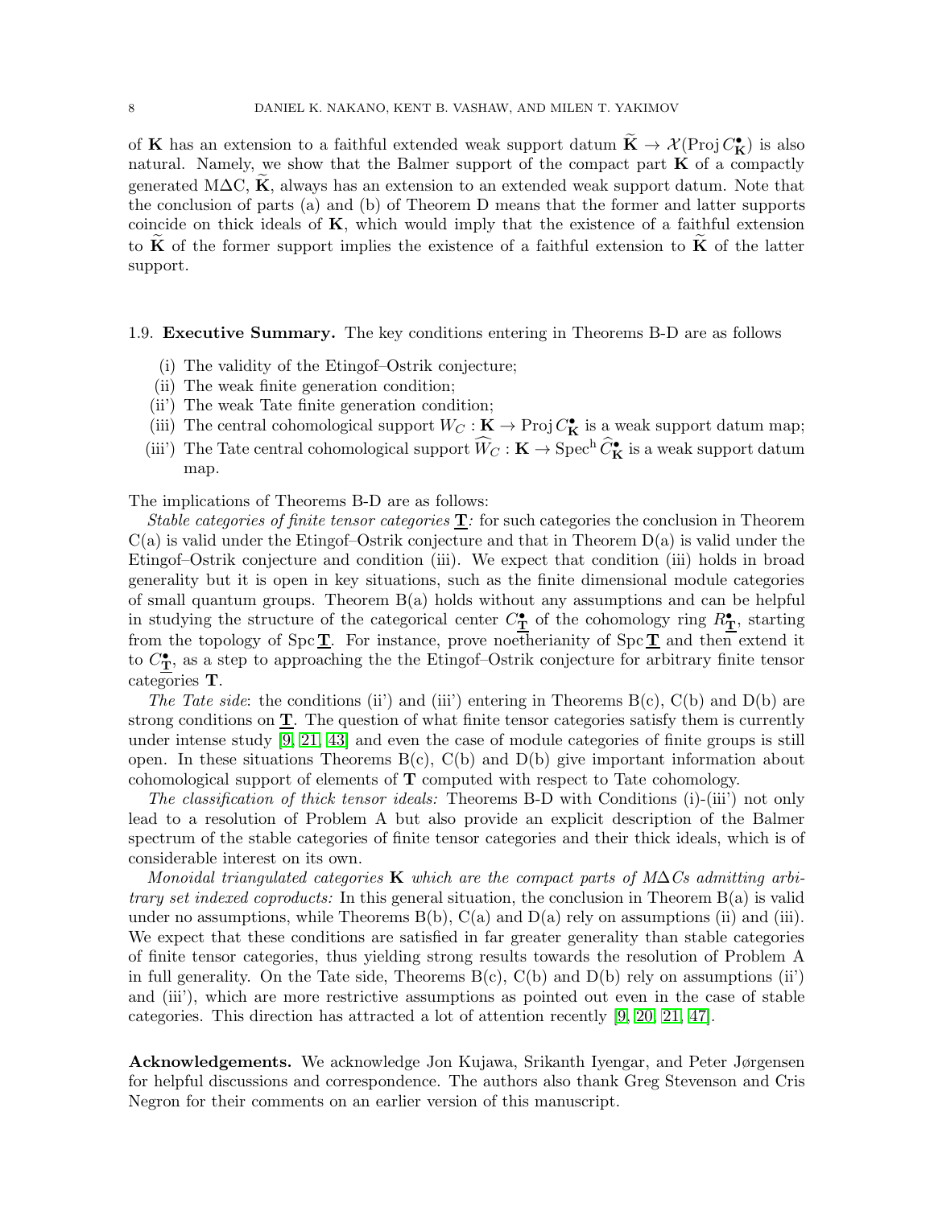of $\mathbf{K}$ has an extension to a faithful extended weak support datum $\widetilde{\mathbf{K}} \to \mathcal{X}(\operatorname{Proj} C^\bullet_{\mathbf{K}})$ is also natural. Namely, we show that the Balmer support of the compact part $\mathbf{K}$ of a compactly generated M$\Delta$C, $\widetilde{\mathbf{K}}$, always has an extension to an extended weak support datum. Note that the conclusion of parts (a) and (b) of Theorem D means that the former and latter supports coincide on thick ideals of $\mathbf{K}$, which would imply that the existence of a faithful extension to $\widetilde{\mathbf{K}}$ of the former support implies the existence of a faithful extension to $\widetilde{\mathbf{K}}$ of the latter support.

### 1.9. Executive Summary.

The key conditions entering in Theorems B-D are as follows

- (i) The validity of the Etingof–Ostrik conjecture;
- (ii) The weak finite generation condition;
- (ii') The weak Tate finite generation condition;
- (iii) The central cohomological support $W_C : \mathbf{K} \to \operatorname{Proj} C^\bullet_{\mathbf{K}}$ is a weak support datum map;
- (iii') The Tate central cohomological support $\widehat{W}_C : \mathbf{K} \to \operatorname{Spec}^{\mathrm{h}} \widehat{C}^\bullet_{\mathbf{K}}$ is a weak support datum map.

The implications of Theorems B-D are as follows:

*Stable categories of finite tensor categories* $\underline{\mathbf{T}}$*:* for such categories the conclusion in Theorem C(a) is valid under the Etingof–Ostrik conjecture and that in Theorem D(a) is valid under the Etingof–Ostrik conjecture and condition (iii). We expect that condition (iii) holds in broad generality but it is open in key situations, such as the finite dimensional module categories of small quantum groups. Theorem B(a) holds without any assumptions and can be helpful in studying the structure of the categorical center $C^\bullet_{\underline{\mathbf{T}}}$ of the cohomology ring $R^\bullet_{\underline{\mathbf{T}}}$, starting from the topology of $\operatorname{Spc} \underline{\mathbf{T}}$. For instance, prove noetherianity of $\operatorname{Spc} \underline{\mathbf{T}}$ and then extend it to $C^\bullet_{\underline{\mathbf{T}}}$, as a step to approaching the the Etingof–Ostrik conjecture for arbitrary finite tensor categories $\mathbf{T}$.

*The Tate side*: the conditions (ii') and (iii') entering in Theorems B(c), C(b) and D(b) are strong conditions on $\underline{\mathbf{T}}$. The question of what finite tensor categories satisfy them is currently under intense study [9, 21, 43] and even the case of module categories of finite groups is still open. In these situations Theorems B(c), C(b) and D(b) give important information about cohomological support of elements of $\mathbf{T}$ computed with respect to Tate cohomology.

*The classification of thick tensor ideals:* Theorems B-D with Conditions (i)-(iii') not only lead to a resolution of Problem A but also provide an explicit description of the Balmer spectrum of the stable categories of finite tensor categories and their thick ideals, which is of considerable interest on its own.

*Monoidal triangulated categories* $\mathbf{K}$ *which are the compact parts of M$\Delta$Cs admitting arbitrary set indexed coproducts:* In this general situation, the conclusion in Theorem B(a) is valid under no assumptions, while Theorems B(b), C(a) and D(a) rely on assumptions (ii) and (iii). We expect that these conditions are satisfied in far greater generality than stable categories of finite tensor categories, thus yielding strong results towards the resolution of Problem A in full generality. On the Tate side, Theorems B(c), C(b) and D(b) rely on assumptions (ii') and (iii'), which are more restrictive assumptions as pointed out even in the case of stable categories. This direction has attracted a lot of attention recently [9, 20, 21, 47].

**Acknowledgements.** We acknowledge Jon Kujawa, Srikanth Iyengar, and Peter Jørgensen for helpful discussions and correspondence. The authors also thank Greg Stevenson and Cris Negron for their comments on an earlier version of this manuscript.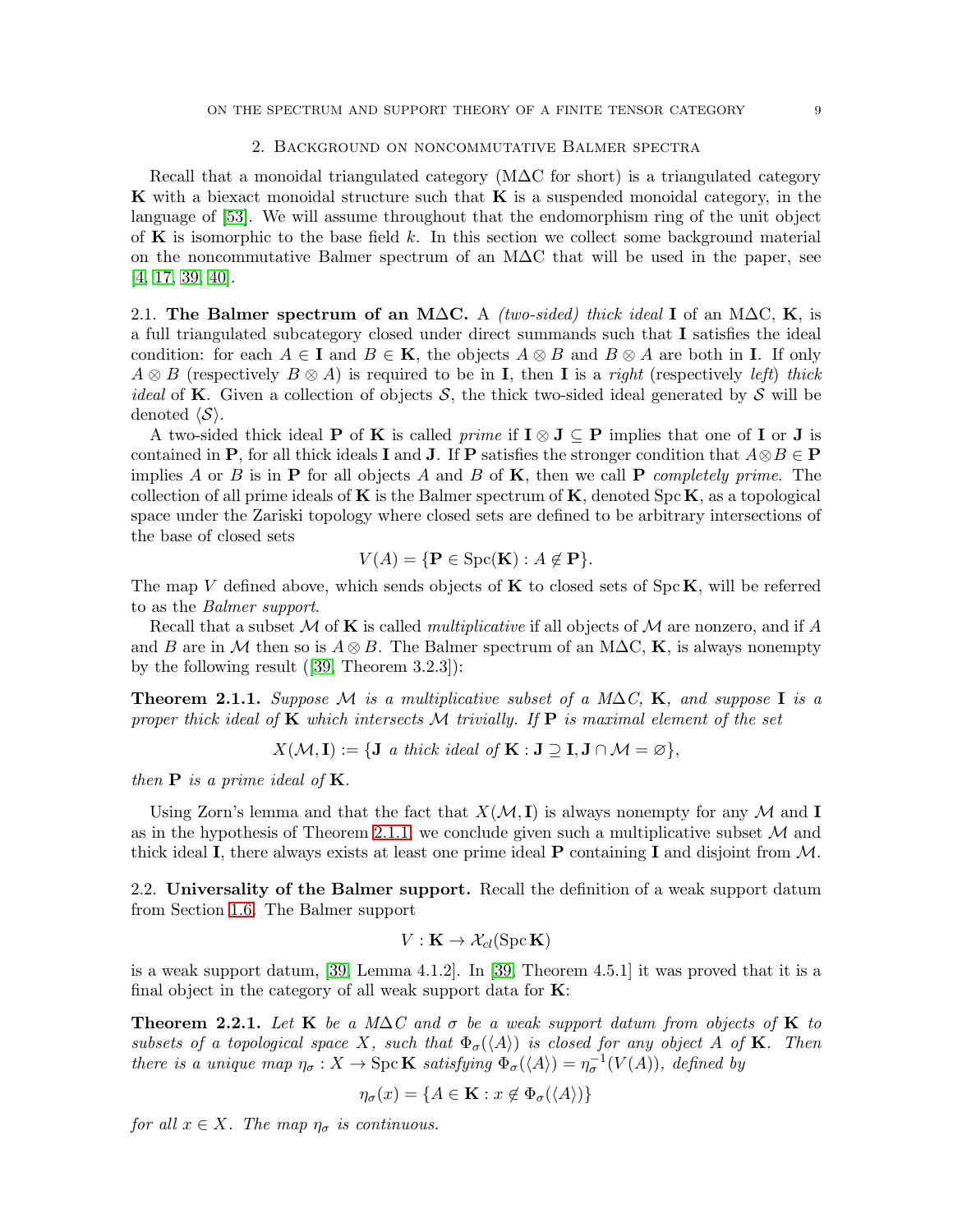## 2. Background on noncommutative Balmer spectra

Recall that a monoidal triangulated category (M$\Delta$C for short) is a triangulated category $\mathbf{K}$ with a biexact monoidal structure such that $\mathbf{K}$ is a suspended monoidal category, in the language of [53]. We will assume throughout that the endomorphism ring of the unit object of $\mathbf{K}$ is isomorphic to the base field $k$. In this section we collect some background material on the noncommutative Balmer spectrum of an M$\Delta$C that will be used in the paper, see [4, 17, 39, 40].

**2.1. The Balmer spectrum of an M$\Delta$C.** A *(two-sided) thick ideal* $\mathbf{I}$ of an M$\Delta$C, $\mathbf{K}$, is a full triangulated subcategory closed under direct summands such that $\mathbf{I}$ satisfies the ideal condition: for each $A \in \mathbf{I}$ and $B \in \mathbf{K}$, the objects $A \otimes B$ and $B \otimes A$ are both in $\mathbf{I}$. If only $A \otimes B$ (respectively $B \otimes A$) is required to be in $\mathbf{I}$, then $\mathbf{I}$ is a *right* (respectively *left*) *thick ideal* of $\mathbf{K}$. Given a collection of objects $\mathcal{S}$, the thick two-sided ideal generated by $\mathcal{S}$ will be denoted $\langle \mathcal{S} \rangle$.

A two-sided thick ideal $\mathbf{P}$ of $\mathbf{K}$ is called *prime* if $\mathbf{I} \otimes \mathbf{J} \subseteq \mathbf{P}$ implies that one of $\mathbf{I}$ or $\mathbf{J}$ is contained in $\mathbf{P}$, for all thick ideals $\mathbf{I}$ and $\mathbf{J}$. If $\mathbf{P}$ satisfies the stronger condition that $A \otimes B \in \mathbf{P}$ implies $A$ or $B$ is in $\mathbf{P}$ for all objects $A$ and $B$ of $\mathbf{K}$, then we call $\mathbf{P}$ *completely prime*. The collection of all prime ideals of $\mathbf{K}$ is the Balmer spectrum of $\mathbf{K}$, denoted $\operatorname{Spc} \mathbf{K}$, as a topological space under the Zariski topology where closed sets are defined to be arbitrary intersections of the base of closed sets

$$V(A) = \{\mathbf{P} \in \operatorname{Spc}(\mathbf{K}) : A \notin \mathbf{P}\}.$$

The map $V$ defined above, which sends objects of $\mathbf{K}$ to closed sets of $\operatorname{Spc} \mathbf{K}$, will be referred to as the *Balmer support*.

Recall that a subset $\mathcal{M}$ of $\mathbf{K}$ is called *multiplicative* if all objects of $\mathcal{M}$ are nonzero, and if $A$ and $B$ are in $\mathcal{M}$ then so is $A \otimes B$. The Balmer spectrum of an M$\Delta$C, $\mathbf{K}$, is always nonempty by the following result ([39, Theorem 3.2.3]):

**Theorem 2.1.1.** *Suppose $\mathcal{M}$ is a multiplicative subset of a M$\Delta$C, $\mathbf{K}$, and suppose $\mathbf{I}$ is a proper thick ideal of $\mathbf{K}$ which intersects $\mathcal{M}$ trivially. If $\mathbf{P}$ is maximal element of the set*

$$X(\mathcal{M}, \mathbf{I}) := \{\mathbf{J} \text{ a thick ideal of } \mathbf{K} : \mathbf{J} \supseteq \mathbf{I}, \mathbf{J} \cap \mathcal{M} = \varnothing\},$$

*then $\mathbf{P}$ is a prime ideal of $\mathbf{K}$.*

Using Zorn's lemma and that the fact that $X(\mathcal{M}, \mathbf{I})$ is always nonempty for any $\mathcal{M}$ and $\mathbf{I}$ as in the hypothesis of Theorem 2.1.1, we conclude given such a multiplicative subset $\mathcal{M}$ and thick ideal $\mathbf{I}$, there always exists at least one prime ideal $\mathbf{P}$ containing $\mathbf{I}$ and disjoint from $\mathcal{M}$.

**2.2. Universality of the Balmer support.** Recall the definition of a weak support datum from Section 1.6. The Balmer support

$$V : \mathbf{K} \to \mathcal{X}_{cl}(\operatorname{Spc} \mathbf{K})$$

is a weak support datum, [39, Lemma 4.1.2]. In [39, Theorem 4.5.1] it was proved that it is a final object in the category of all weak support data for $\mathbf{K}$:

**Theorem 2.2.1.** *Let $\mathbf{K}$ be a M$\Delta$C and $\sigma$ be a weak support datum from objects of $\mathbf{K}$ to subsets of a topological space $X$, such that $\Phi_\sigma(\langle A \rangle)$ is closed for any object $A$ of $\mathbf{K}$. Then there is a unique map $\eta_\sigma : X \to \operatorname{Spc} \mathbf{K}$ satisfying $\Phi_\sigma(\langle A \rangle) = \eta_\sigma^{-1}(V(A))$, defined by*

$$\eta_\sigma(x) = \{A \in \mathbf{K} : x \notin \Phi_\sigma(\langle A \rangle)\}$$

*for all $x \in X$. The map $\eta_\sigma$ is continuous.*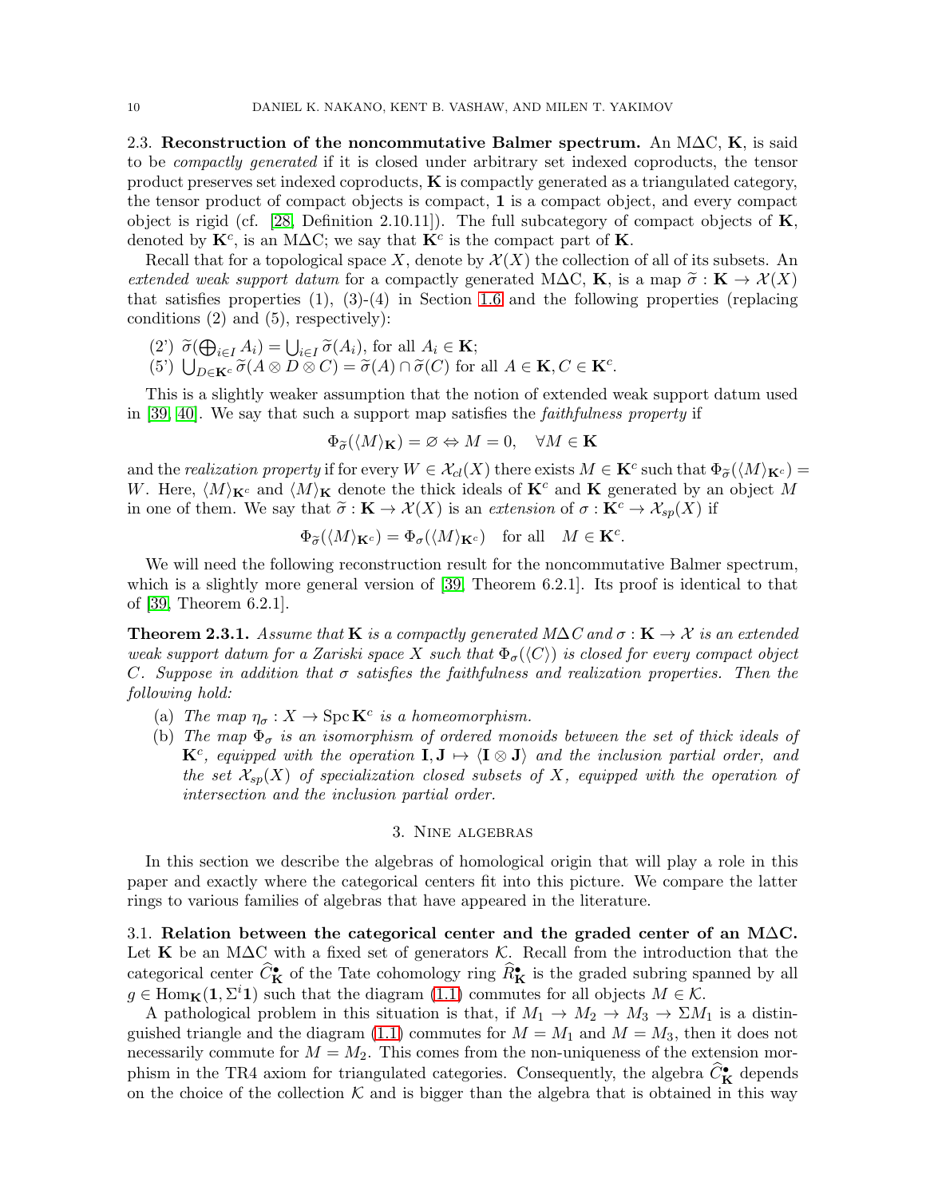**2.3. Reconstruction of the noncommutative Balmer spectrum.** An M$\Delta$C, $\mathbf{K}$, is said to be *compactly generated* if it is closed under arbitrary set indexed coproducts, the tensor product preserves set indexed coproducts, $\mathbf{K}$ is compactly generated as a triangulated category, the tensor product of compact objects is compact, $\mathbf{1}$ is a compact object, and every compact object is rigid (cf. [28, Definition 2.10.11]). The full subcategory of compact objects of $\mathbf{K}$, denoted by $\mathbf{K}^c$, is an M$\Delta$C; we say that $\mathbf{K}^c$ is the compact part of $\mathbf{K}$.

Recall that for a topological space $X$, denote by $\mathcal{X}(X)$ the collection of all of its subsets. An *extended weak support datum* for a compactly generated M$\Delta$C, $\mathbf{K}$, is a map $\widetilde{\sigma} : \mathbf{K} \to \mathcal{X}(X)$ that satisfies properties (1), (3)-(4) in Section 1.6 and the following properties (replacing conditions (2) and (5), respectively):

(2') $\widetilde{\sigma}(\bigoplus_{i\in I} A_i) = \bigcup_{i\in I} \widetilde{\sigma}(A_i)$, for all $A_i \in \mathbf{K}$;
(5') $\bigcup_{D\in\mathbf{K}^c} \widetilde{\sigma}(A \otimes D \otimes C) = \widetilde{\sigma}(A) \cap \widetilde{\sigma}(C)$ for all $A \in \mathbf{K}, C \in \mathbf{K}^c$.

This is a slightly weaker assumption that the notion of extended weak support datum used in [39, 40]. We say that such a support map satisfies the *faithfulness property* if

$$\Phi_{\widetilde{\sigma}}(\langle M\rangle_{\mathbf{K}}) = \varnothing \Leftrightarrow M = 0, \quad \forall M \in \mathbf{K}$$

and the *realization property* if for every $W \in \mathcal{X}_{cl}(X)$ there exists $M \in \mathbf{K}^c$ such that $\Phi_{\widetilde{\sigma}}(\langle M\rangle_{\mathbf{K}^c}) = W$. Here, $\langle M\rangle_{\mathbf{K}^c}$ and $\langle M\rangle_{\mathbf{K}}$ denote the thick ideals of $\mathbf{K}^c$ and $\mathbf{K}$ generated by an object $M$ in one of them. We say that $\widetilde{\sigma} : \mathbf{K} \to \mathcal{X}(X)$ is an *extension* of $\sigma : \mathbf{K}^c \to \mathcal{X}_{sp}(X)$ if

$$\Phi_{\widetilde{\sigma}}(\langle M\rangle_{\mathbf{K}^c}) = \Phi_{\sigma}(\langle M\rangle_{\mathbf{K}^c}) \quad \text{for all} \quad M \in \mathbf{K}^c.$$

We will need the following reconstruction result for the noncommutative Balmer spectrum, which is a slightly more general version of [39, Theorem 6.2.1]. Its proof is identical to that of [39, Theorem 6.2.1].

**Theorem 2.3.1.** *Assume that $\mathbf{K}$ is a compactly generated M$\Delta$C and $\sigma : \mathbf{K} \to \mathcal{X}$ is an extended weak support datum for a Zariski space $X$ such that $\Phi_\sigma(\langle C\rangle)$ is closed for every compact object $C$. Suppose in addition that $\sigma$ satisfies the faithfulness and realization properties. Then the following hold:*

(a) *The map $\eta_\sigma : X \to \operatorname{Spc} \mathbf{K}^c$ is a homeomorphism.*
(b) *The map $\Phi_\sigma$ is an isomorphism of ordered monoids between the set of thick ideals of $\mathbf{K}^c$, equipped with the operation $\mathbf{I}, \mathbf{J} \mapsto \langle \mathbf{I} \otimes \mathbf{J}\rangle$ and the inclusion partial order, and the set $\mathcal{X}_{sp}(X)$ of specialization closed subsets of $X$, equipped with the operation of intersection and the inclusion partial order.*

## 3. Nine algebras

In this section we describe the algebras of homological origin that will play a role in this paper and exactly where the categorical centers fit into this picture. We compare the latter rings to various families of algebras that have appeared in the literature.

**3.1. Relation between the categorical center and the graded center of an M$\Delta$C.** Let $\mathbf{K}$ be an M$\Delta$C with a fixed set of generators $\mathcal{K}$. Recall from the introduction that the categorical center $\widehat{C}^\bullet_{\mathbf{K}}$ of the Tate cohomology ring $\widehat{R}^\bullet_{\mathbf{K}}$ is the graded subring spanned by all $g \in \operatorname{Hom}_{\mathbf{K}}(\mathbf{1}, \Sigma^i \mathbf{1})$ such that the diagram (1.1) commutes for all objects $M \in \mathcal{K}$.

A pathological problem in this situation is that, if $M_1 \to M_2 \to M_3 \to \Sigma M_1$ is a distinguished triangle and the diagram (1.1) commutes for $M = M_1$ and $M = M_3$, then it does not necessarily commute for $M = M_2$. This comes from the non-uniqueness of the extension morphism in the TR4 axiom for triangulated categories. Consequently, the algebra $\widehat{C}^\bullet_{\mathbf{K}}$ depends on the choice of the collection $\mathcal{K}$ and is bigger than the algebra that is obtained in this way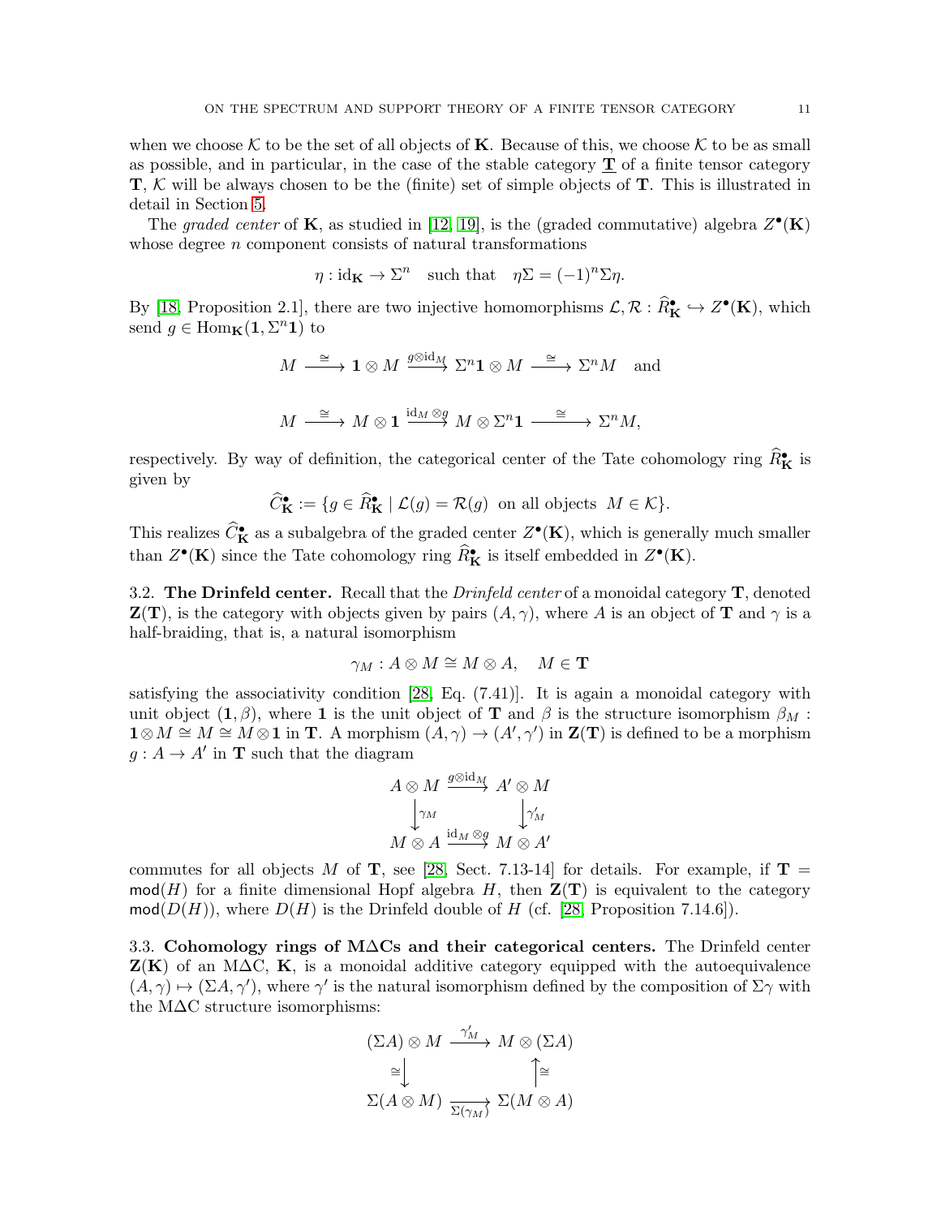when we choose $\mathcal{K}$ to be the set of all objects of $\mathbf{K}$. Because of this, we choose $\mathcal{K}$ to be as small as possible, and in particular, in the case of the stable category $\underline{\mathbf{T}}$ of a finite tensor category $\mathbf{T}$, $\mathcal{K}$ will be always chosen to be the (finite) set of simple objects of $\mathbf{T}$. This is illustrated in detail in Section 5.

The *graded center* of $\mathbf{K}$, as studied in [12, 19], is the (graded commutative) algebra $Z^\bullet(\mathbf{K})$ whose degree $n$ component consists of natural transformations

$$\eta : \mathrm{id}_{\mathbf{K}} \to \Sigma^n \quad \text{such that} \quad \eta\Sigma = (-1)^n \Sigma\eta.$$

By [18, Proposition 2.1], there are two injective homomorphisms $\mathcal{L}, \mathcal{R} : \widehat{R}^\bullet_{\mathbf{K}} \hookrightarrow Z^\bullet(\mathbf{K})$, which send $g \in \mathrm{Hom}_{\mathbf{K}}(\mathbf{1}, \Sigma^n \mathbf{1})$ to

$$M \xrightarrow{\cong} \mathbf{1} \otimes M \xrightarrow{g \otimes \mathrm{id}_M} \Sigma^n \mathbf{1} \otimes M \xrightarrow{\cong} \Sigma^n M \quad \text{and}$$

$$M \xrightarrow{\cong} M \otimes \mathbf{1} \xrightarrow{\mathrm{id}_M \otimes g} M \otimes \Sigma^n \mathbf{1} \xrightarrow{\cong} \Sigma^n M,$$

respectively. By way of definition, the categorical center of the Tate cohomology ring $\widehat{R}^\bullet_{\mathbf{K}}$ is given by

$$\widehat{C}^\bullet_{\mathbf{K}} := \{ g \in \widehat{R}^\bullet_{\mathbf{K}} \mid \mathcal{L}(g) = \mathcal{R}(g) \ \text{ on all objects } \ M \in \mathcal{K} \}.$$

This realizes $\widehat{C}^\bullet_{\mathbf{K}}$ as a subalgebra of the graded center $Z^\bullet(\mathbf{K})$, which is generally much smaller than $Z^\bullet(\mathbf{K})$ since the Tate cohomology ring $\widehat{R}^\bullet_{\mathbf{K}}$ is itself embedded in $Z^\bullet(\mathbf{K})$.

**3.2. The Drinfeld center.** Recall that the *Drinfeld center* of a monoidal category $\mathbf{T}$, denoted $\mathbf{Z}(\mathbf{T})$, is the category with objects given by pairs $(A, \gamma)$, where $A$ is an object of $\mathbf{T}$ and $\gamma$ is a half-braiding, that is, a natural isomorphism

$$\gamma_M : A \otimes M \cong M \otimes A, \quad M \in \mathbf{T}$$

satisfying the associativity condition [28, Eq. (7.41)]. It is again a monoidal category with unit object $(\mathbf{1}, \beta)$, where $\mathbf{1}$ is the unit object of $\mathbf{T}$ and $\beta$ is the structure isomorphism $\beta_M : \mathbf{1} \otimes M \cong M \cong M \otimes \mathbf{1}$ in $\mathbf{T}$. A morphism $(A, \gamma) \to (A', \gamma')$ in $\mathbf{Z}(\mathbf{T})$ is defined to be a morphism $g : A \to A'$ in $\mathbf{T}$ such that the diagram

$$\begin{array}{ccc} A \otimes M & \xrightarrow{g \otimes \mathrm{id}_M} & A' \otimes M \\ \big\downarrow{\scriptstyle \gamma_M} & & \big\downarrow{\scriptstyle \gamma'_M} \\ M \otimes A & \xrightarrow{\mathrm{id}_M \otimes g} & M \otimes A' \end{array}$$

commutes for all objects $M$ of $\mathbf{T}$, see [28, Sect. 7.13-14] for details. For example, if $\mathbf{T} = \mathsf{mod}(H)$ for a finite dimensional Hopf algebra $H$, then $\mathbf{Z}(\mathbf{T})$ is equivalent to the category $\mathsf{mod}(D(H))$, where $D(H)$ is the Drinfeld double of $H$ (cf. [28, Proposition 7.14.6]).

**3.3. Cohomology rings of MΔCs and their categorical centers.** The Drinfeld center $\mathbf{Z}(\mathbf{K})$ of an MΔC, $\mathbf{K}$, is a monoidal additive category equipped with the autoequivalence $(A, \gamma) \mapsto (\Sigma A, \gamma')$, where $\gamma'$ is the natural isomorphism defined by the composition of $\Sigma\gamma$ with the MΔC structure isomorphisms:

$$\begin{array}{ccc} (\Sigma A) \otimes M & \xrightarrow{\gamma'_M} & M \otimes (\Sigma A) \\ {\scriptstyle \cong}\big\downarrow & & \big\uparrow{\scriptstyle \cong} \\ \Sigma(A \otimes M) & \xrightarrow[\Sigma(\gamma_M)]{} & \Sigma(M \otimes A) \end{array}$$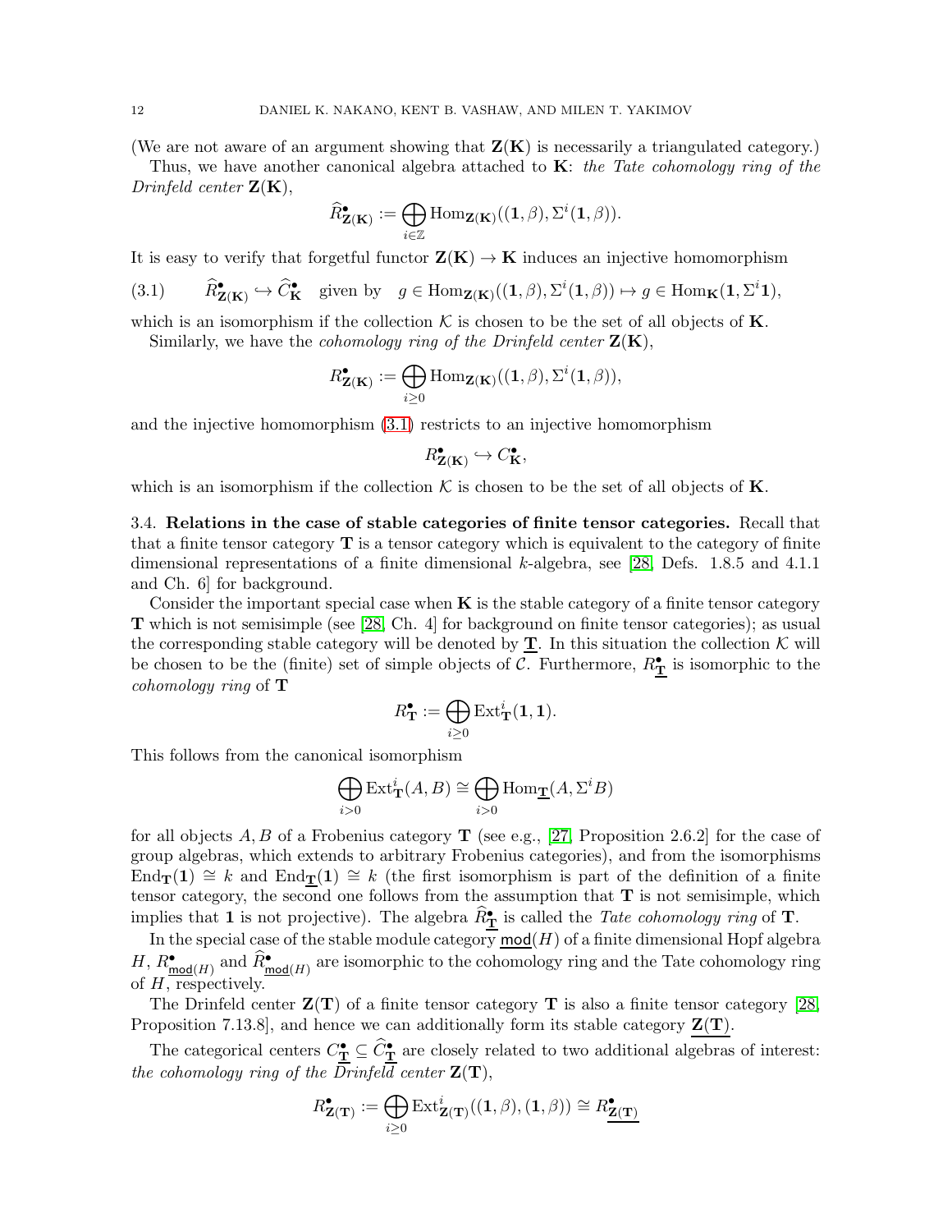(We are not aware of an argument showing that $\mathbf{Z}(\mathbf{K})$ is necessarily a triangulated category.)

Thus, we have another canonical algebra attached to $\mathbf{K}$: *the Tate cohomology ring of the Drinfeld center* $\mathbf{Z}(\mathbf{K})$,

$$\widehat{R}^{\bullet}_{\mathbf{Z}(\mathbf{K})} := \bigoplus_{i\in\mathbb{Z}} \mathrm{Hom}_{\mathbf{Z}(\mathbf{K})}((\mathbf{1},\beta), \Sigma^i(\mathbf{1},\beta)).$$

It is easy to verify that forgetful functor $\mathbf{Z}(\mathbf{K}) \to \mathbf{K}$ induces an injective homomorphism

$$\widehat{R}^{\bullet}_{\mathbf{Z}(\mathbf{K})} \hookrightarrow \widehat{C}^{\bullet}_{\mathbf{K}} \quad \text{given by} \quad g \in \mathrm{Hom}_{\mathbf{Z}(\mathbf{K})}((\mathbf{1},\beta), \Sigma^i(\mathbf{1},\beta)) \mapsto g \in \mathrm{Hom}_{\mathbf{K}}(\mathbf{1}, \Sigma^i\mathbf{1}), \tag{3.1}$$

which is an isomorphism if the collection $\mathcal{K}$ is chosen to be the set of all objects of $\mathbf{K}$.

Similarly, we have the *cohomology ring of the Drinfeld center* $\mathbf{Z}(\mathbf{K})$,

$$R^{\bullet}_{\mathbf{Z}(\mathbf{K})} := \bigoplus_{i\geq 0} \mathrm{Hom}_{\mathbf{Z}(\mathbf{K})}((\mathbf{1},\beta), \Sigma^i(\mathbf{1},\beta)),$$

and the injective homomorphism (3.1) restricts to an injective homomorphism

$$R^{\bullet}_{\mathbf{Z}(\mathbf{K})} \hookrightarrow C^{\bullet}_{\mathbf{K}},$$

which is an isomorphism if the collection $\mathcal{K}$ is chosen to be the set of all objects of $\mathbf{K}$.

**3.4. Relations in the case of stable categories of finite tensor categories.** Recall that that a finite tensor category $\mathbf{T}$ is a tensor category which is equivalent to the category of finite dimensional representations of a finite dimensional $k$-algebra, see [28, Defs. 1.8.5 and 4.1.1 and Ch. 6] for background.

Consider the important special case when $\mathbf{K}$ is the stable category of a finite tensor category $\mathbf{T}$ which is not semisimple (see [28, Ch. 4] for background on finite tensor categories); as usual the corresponding stable category will be denoted by $\underline{\mathbf{T}}$. In this situation the collection $\mathcal{K}$ will be chosen to be the (finite) set of simple objects of $\mathcal{C}$. Furthermore, $R^{\bullet}_{\underline{\mathbf{T}}}$ is isomorphic to the *cohomology ring* of $\mathbf{T}$

$$R^{\bullet}_{\mathbf{T}} := \bigoplus_{i\geq 0} \mathrm{Ext}^i_{\mathbf{T}}(\mathbf{1},\mathbf{1}).$$

This follows from the canonical isomorphism

$$\bigoplus_{i>0} \mathrm{Ext}^i_{\mathbf{T}}(A,B) \cong \bigoplus_{i>0} \mathrm{Hom}_{\underline{\mathbf{T}}}(A, \Sigma^i B)$$

for all objects $A, B$ of a Frobenius category $\mathbf{T}$ (see e.g., [27, Proposition 2.6.2] for the case of group algebras, which extends to arbitrary Frobenius categories), and from the isomorphisms $\mathrm{End}_{\mathbf{T}}(\mathbf{1}) \cong k$ and $\mathrm{End}_{\underline{\mathbf{T}}}(\mathbf{1}) \cong k$ (the first isomorphism is part of the definition of a finite tensor category, the second one follows from the assumption that $\mathbf{T}$ is not semisimple, which implies that $\mathbf{1}$ is not projective). The algebra $\widehat{R}^{\bullet}_{\underline{\mathbf{T}}}$ is called the *Tate cohomology ring* of $\mathbf{T}$.

In the special case of the stable module category $\underline{\mathsf{mod}}(H)$ of a finite dimensional Hopf algebra $H$, $R^{\bullet}_{\underline{\mathsf{mod}}(H)}$ and $\widehat{R}^{\bullet}_{\underline{\mathsf{mod}}(H)}$ are isomorphic to the cohomology ring and the Tate cohomology ring of $H$, respectively.

The Drinfeld center $\mathbf{Z}(\mathbf{T})$ of a finite tensor category $\mathbf{T}$ is also a finite tensor category [28, Proposition 7.13.8], and hence we can additionally form its stable category $\underline{\mathbf{Z}(\mathbf{T})}$.

The categorical centers $C^{\bullet}_{\underline{\mathbf{T}}} \subseteq \widehat{C}^{\bullet}_{\underline{\mathbf{T}}}$ are closely related to two additional algebras of interest: *the cohomology ring of the Drinfeld center* $\mathbf{Z}(\mathbf{T})$,

$$R^{\bullet}_{\mathbf{Z}(\mathbf{T})} := \bigoplus_{i\geq 0} \mathrm{Ext}^i_{\mathbf{Z}(\mathbf{T})}((\mathbf{1},\beta),(\mathbf{1},\beta)) \cong R^{\bullet}_{\underline{\mathbf{Z}(\mathbf{T})}}$$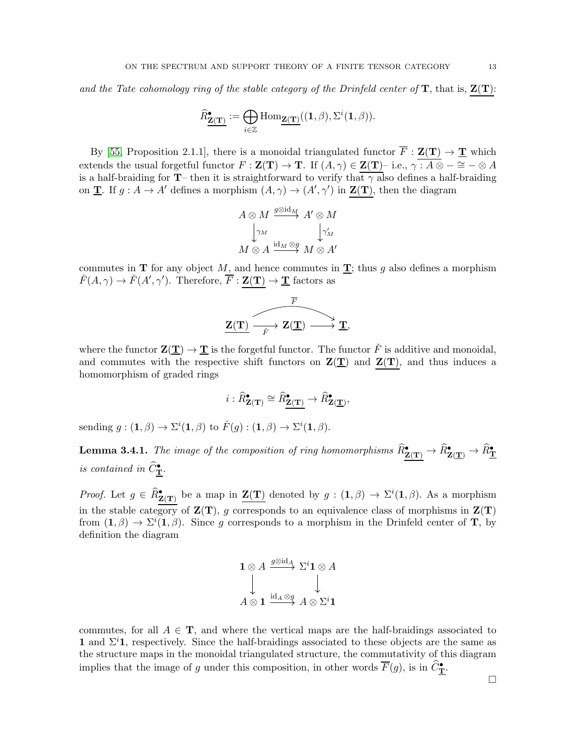*and the Tate cohomology ring of the stable category of the Drinfeld center of* $\mathbf{T}$*, that is,* $\underline{\mathbf{Z}(\mathbf{T})}$:

$$\widehat{R}^{\bullet}_{\underline{\mathbf{Z}(\mathbf{T})}} := \bigoplus_{i \in \mathbb{Z}} \operatorname{Hom}_{\underline{\mathbf{Z}(\mathbf{T})}}((\mathbf{1}, \beta), \Sigma^i(\mathbf{1}, \beta)).$$

By [55, Proposition 2.1.1], there is a monoidal triangulated functor $\overline{F} : \underline{\mathbf{Z}(\mathbf{T})} \to \underline{\mathbf{T}}$ which extends the usual forgetful functor $F : \mathbf{Z}(\mathbf{T}) \to \mathbf{T}$. If $(A, \gamma) \in \underline{\mathbf{Z}(\mathbf{T})}$– i.e., $\gamma : A \otimes - \cong - \otimes A$ is a half-braiding for $\mathbf{T}$– then it is straightforward to verify that $\gamma$ also defines a half-braiding on $\underline{\mathbf{T}}$. If $g : A \to A'$ defines a morphism $(A, \gamma) \to (A', \gamma')$ in $\underline{\mathbf{Z}(\mathbf{T})}$, then the diagram

$$\begin{array}{ccc} A \otimes M & \xrightarrow{g \otimes \mathrm{id}_M} & A' \otimes M \\ \big\downarrow{\scriptstyle \gamma_M} & & \big\downarrow{\scriptstyle \gamma'_M} \\ M \otimes A & \xrightarrow{\mathrm{id}_M \otimes g} & M \otimes A' \end{array}$$

commutes in $\mathbf{T}$ for any object $M$, and hence commutes in $\underline{\mathbf{T}}$; thus $g$ also defines a morphism $\check{F}(A, \gamma) \to \check{F}(A', \gamma')$. Therefore, $\overline{F} : \underline{\mathbf{Z}(\mathbf{T})} \to \underline{\mathbf{T}}$ factors as

$$\underline{\mathbf{Z}(\mathbf{T})} \xrightarrow{\check{F}} \mathbf{Z}(\underline{\mathbf{T}}) \longrightarrow \underline{\mathbf{T}}, \qquad \overline{F} = (\mathbf{Z}(\underline{\mathbf{T}}) \to \underline{\mathbf{T}}) \circ \check{F},$$

where the functor $\mathbf{Z}(\underline{\mathbf{T}}) \to \underline{\mathbf{T}}$ is the forgetful functor. The functor $\check{F}$ is additive and monoidal, and commutes with the respective shift functors on $\mathbf{Z}(\underline{\mathbf{T}})$ and $\underline{\mathbf{Z}(\mathbf{T})}$, and thus induces a homomorphism of graded rings

$$i : \widehat{R}^{\bullet}_{\mathbf{Z}(\mathbf{T})} \cong \widehat{R}^{\bullet}_{\underline{\mathbf{Z}(\mathbf{T})}} \to \widehat{R}^{\bullet}_{\mathbf{Z}(\underline{\mathbf{T}})},$$

sending $g : (\mathbf{1}, \beta) \to \Sigma^i(\mathbf{1}, \beta)$ to $\check{F}(g) : (\mathbf{1}, \beta) \to \Sigma^i(\mathbf{1}, \beta)$.

**Lemma 3.4.1.** *The image of the composition of ring homomorphisms* $\widehat{R}^{\bullet}_{\underline{\mathbf{Z}(\mathbf{T})}} \to \widehat{R}^{\bullet}_{\mathbf{Z}(\underline{\mathbf{T}})} \to \widehat{R}^{\bullet}_{\underline{\mathbf{T}}}$ *is contained in* $\widehat{C}^{\bullet}_{\underline{\mathbf{T}}}$.

*Proof.* Let $g \in \widehat{R}^{\bullet}_{\underline{\mathbf{Z}(\mathbf{T})}}$ be a map in $\underline{\mathbf{Z}(\mathbf{T})}$ denoted by $g : (\mathbf{1}, \beta) \to \Sigma^i(\mathbf{1}, \beta)$. As a morphism in the stable category of $\mathbf{Z}(\mathbf{T})$, $g$ corresponds to an equivalence class of morphisms in $\mathbf{Z}(\mathbf{T})$ from $(\mathbf{1}, \beta) \to \Sigma^i(\mathbf{1}, \beta)$. Since $g$ corresponds to a morphism in the Drinfeld center of $\mathbf{T}$, by definition the diagram

$$\begin{array}{ccc} \mathbf{1} \otimes A & \xrightarrow{g \otimes \mathrm{id}_A} & \Sigma^i \mathbf{1} \otimes A \\ \big\downarrow & & \big\downarrow \\ A \otimes \mathbf{1} & \xrightarrow{\mathrm{id}_A \otimes g} & A \otimes \Sigma^i \mathbf{1} \end{array}$$

commutes, for all $A \in \mathbf{T}$, and where the vertical maps are the half-braidings associated to $\mathbf{1}$ and $\Sigma^i \mathbf{1}$, respectively. Since the half-braidings associated to these objects are the same as the structure maps in the monoidal triangulated structure, the commutativity of this diagram implies that the image of $g$ under this composition, in other words $\overline{F}(g)$, is in $\widehat{C}^{\bullet}_{\underline{\mathbf{T}}}$.

□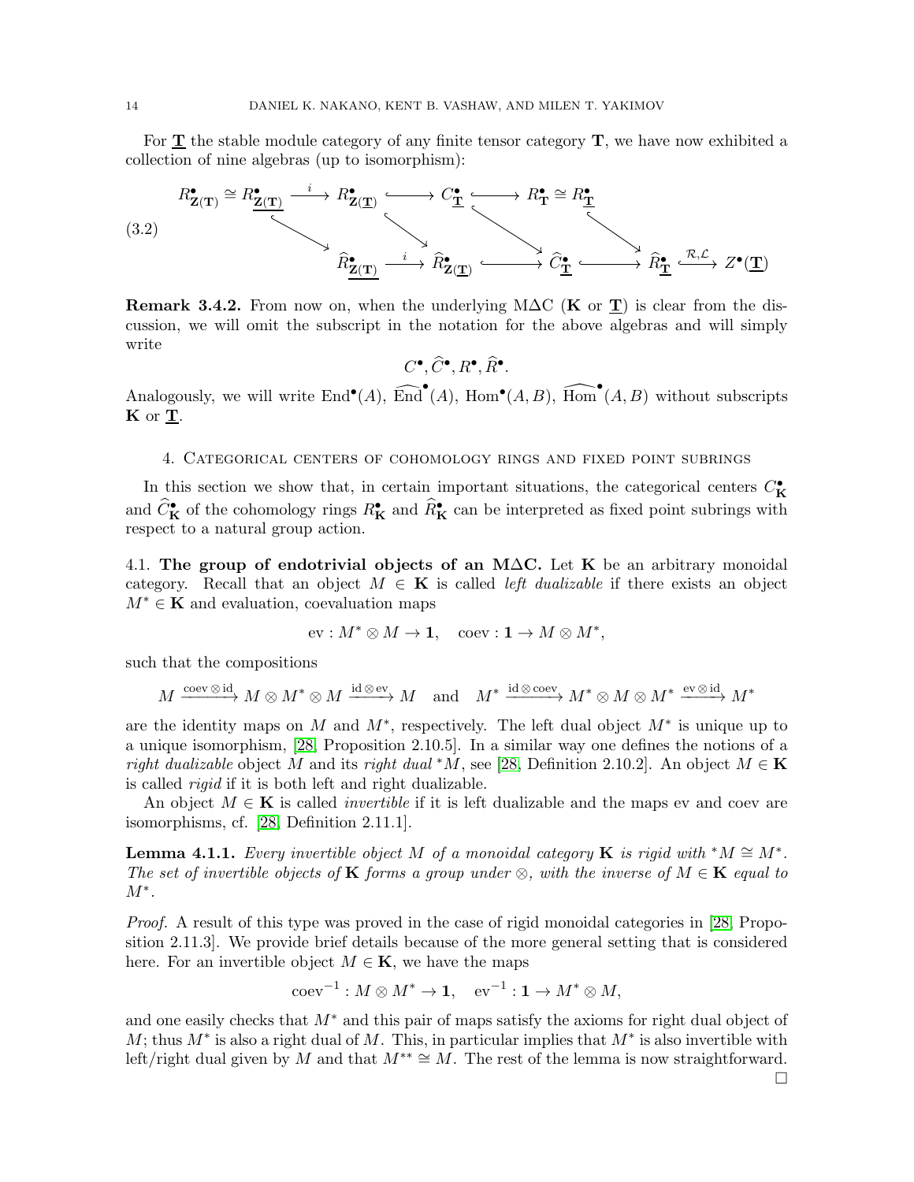For $\underline{\mathbf{T}}$ the stable module category of any finite tensor category $\mathbf{T}$, we have now exhibited a collection of nine algebras (up to isomorphism):

$$
\begin{array}{ccccccccc}
R^{\bullet}_{\mathbf{Z}(\mathbf{T})} \cong R^{\bullet}_{\underline{\mathbf{Z}(\mathbf{T})}} & \xrightarrow{\;i\;} & R^{\bullet}_{\mathbf{Z}(\underline{\mathbf{T}})} & \hookrightarrow & C^{\bullet}_{\underline{\mathbf{T}}} & \hookrightarrow & R^{\bullet}_{\mathbf{T}} \cong R^{\bullet}_{\underline{\mathbf{T}}} & & \\
& \searrow & & \searrow & & \searrow & & \searrow & \\
& & \widehat{R}^{\bullet}_{\underline{\mathbf{Z}(\mathbf{T})}} & \xrightarrow{\;i\;} & \widehat{R}^{\bullet}_{\mathbf{Z}(\underline{\mathbf{T}})} & \hookrightarrow & \widehat{C}^{\bullet}_{\underline{\mathbf{T}}} & \hookrightarrow & \widehat{R}^{\bullet}_{\underline{\mathbf{T}}} \xrightarrow{\mathcal{R},\mathcal{L}} Z^{\bullet}(\underline{\mathbf{T}})
\end{array}
\tag{3.2}
$$

**Remark 3.4.2.** From now on, when the underlying M$\Delta$C ($\mathbf{K}$ or $\underline{\mathbf{T}}$) is clear from the discussion, we will omit the subscript in the notation for the above algebras and will simply write

$$C^{\bullet}, \widehat{C}^{\bullet}, R^{\bullet}, \widehat{R}^{\bullet}.$$

Analogously, we will write $\mathrm{End}^{\bullet}(A)$, $\widehat{\mathrm{End}}^{\bullet}(A)$, $\mathrm{Hom}^{\bullet}(A,B)$, $\widehat{\mathrm{Hom}}^{\bullet}(A,B)$ without subscripts $\mathbf{K}$ or $\underline{\mathbf{T}}$.

## 4. Categorical centers of cohomology rings and fixed point subrings

In this section we show that, in certain important situations, the categorical centers $C^{\bullet}_{\mathbf{K}}$ and $\widehat{C}^{\bullet}_{\mathbf{K}}$ of the cohomology rings $R^{\bullet}_{\mathbf{K}}$ and $\widehat{R}^{\bullet}_{\mathbf{K}}$ can be interpreted as fixed point subrings with respect to a natural group action.

### 4.1. The group of endotrivial objects of an M$\Delta$C.

Let $\mathbf{K}$ be an arbitrary monoidal category. Recall that an object $M \in \mathbf{K}$ is called *left dualizable* if there exists an object $M^* \in \mathbf{K}$ and evaluation, coevaluation maps

$$\mathrm{ev} : M^* \otimes M \to \mathbf{1}, \quad \mathrm{coev} : \mathbf{1} \to M \otimes M^*,$$

such that the compositions

$$M \xrightarrow{\mathrm{coev}\otimes \mathrm{id}} M \otimes M^* \otimes M \xrightarrow{\mathrm{id}\otimes \mathrm{ev}} M \quad \text{and} \quad M^* \xrightarrow{\mathrm{id}\otimes \mathrm{coev}} M^* \otimes M \otimes M^* \xrightarrow{\mathrm{ev}\otimes \mathrm{id}} M^*$$

are the identity maps on $M$ and $M^*$, respectively. The left dual object $M^*$ is unique up to a unique isomorphism, [28, Proposition 2.10.5]. In a similar way one defines the notions of a *right dualizable* object $M$ and its *right dual* ${}^*M$, see [28, Definition 2.10.2]. An object $M \in \mathbf{K}$ is called *rigid* if it is both left and right dualizable.

An object $M \in \mathbf{K}$ is called *invertible* if it is left dualizable and the maps ev and coev are isomorphisms, cf. [28, Definition 2.11.1].

**Lemma 4.1.1.** *Every invertible object $M$ of a monoidal category $\mathbf{K}$ is rigid with ${}^*M \cong M^*$. The set of invertible objects of $\mathbf{K}$ forms a group under $\otimes$, with the inverse of $M \in \mathbf{K}$ equal to $M^*$.*

*Proof.* A result of this type was proved in the case of rigid monoidal categories in [28, Proposition 2.11.3]. We provide brief details because of the more general setting that is considered here. For an invertible object $M \in \mathbf{K}$, we have the maps

$$\mathrm{coev}^{-1} : M \otimes M^* \to \mathbf{1}, \quad \mathrm{ev}^{-1} : \mathbf{1} \to M^* \otimes M,$$

and one easily checks that $M^*$ and this pair of maps satisfy the axioms for right dual object of $M$; thus $M^*$ is also a right dual of $M$. This, in particular implies that $M^*$ is also invertible with left/right dual given by $M$ and that $M^{**} \cong M$. The rest of the lemma is now straightforward. □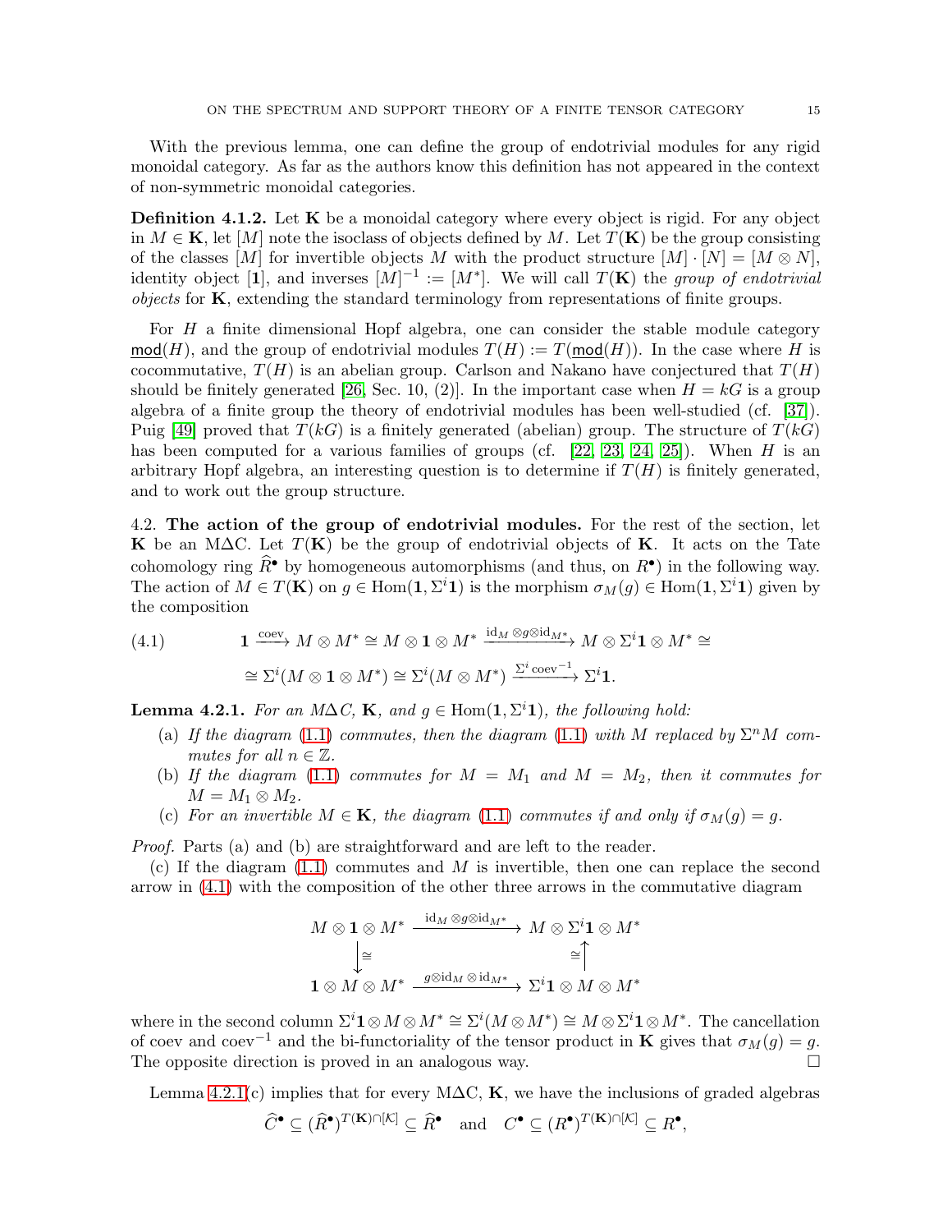With the previous lemma, one can define the group of endotrivial modules for any rigid monoidal category. As far as the authors know this definition has not appeared in the context of non-symmetric monoidal categories.

**Definition 4.1.2.** Let $\mathbf{K}$ be a monoidal category where every object is rigid. For any object in $M \in \mathbf{K}$, let $[M]$ note the isoclass of objects defined by $M$. Let $T(\mathbf{K})$ be the group consisting of the classes $[M]$ for invertible objects $M$ with the product structure $[M] \cdot [N] = [M \otimes N]$, identity object $[\mathbf{1}]$, and inverses $[M]^{-1} := [M^*]$. We will call $T(\mathbf{K})$ the *group of endotrivial objects* for $\mathbf{K}$, extending the standard terminology from representations of finite groups.

For $H$ a finite dimensional Hopf algebra, one can consider the stable module category $\underline{\mathsf{mod}}(H)$, and the group of endotrivial modules $T(H) := T(\underline{\mathsf{mod}}(H))$. In the case where $H$ is cocommutative, $T(H)$ is an abelian group. Carlson and Nakano have conjectured that $T(H)$ should be finitely generated [26, Sec. 10, (2)]. In the important case when $H = kG$ is a group algebra of a finite group the theory of endotrivial modules has been well-studied (cf. [37]). Puig [49] proved that $T(kG)$ is a finitely generated (abelian) group. The structure of $T(kG)$ has been computed for a various families of groups (cf. [22, 23, 24, 25]). When $H$ is an arbitrary Hopf algebra, an interesting question is to determine if $T(H)$ is finitely generated, and to work out the group structure.

4.2. **The action of the group of endotrivial modules.** For the rest of the section, let $\mathbf{K}$ be an M$\Delta$C. Let $T(\mathbf{K})$ be the group of endotrivial objects of $\mathbf{K}$. It acts on the Tate cohomology ring $\widehat{R}^\bullet$ by homogeneous automorphisms (and thus, on $R^\bullet$) in the following way. The action of $M \in T(\mathbf{K})$ on $g \in \operatorname{Hom}(\mathbf{1}, \Sigma^i \mathbf{1})$ is the morphism $\sigma_M(g) \in \operatorname{Hom}(\mathbf{1}, \Sigma^i \mathbf{1})$ given by the composition

$$
\begin{aligned}
(4.1) \qquad & \mathbf{1} \xrightarrow{\text{coev}} M \otimes M^* \cong M \otimes \mathbf{1} \otimes M^* \xrightarrow{\mathrm{id}_M \otimes g \otimes \mathrm{id}_{M^*}} M \otimes \Sigma^i \mathbf{1} \otimes M^* \cong \\
& \cong \Sigma^i (M \otimes \mathbf{1} \otimes M^*) \cong \Sigma^i (M \otimes M^*) \xrightarrow{\Sigma^i \text{coev}^{-1}} \Sigma^i \mathbf{1}.
\end{aligned}
$$

**Lemma 4.2.1.** *For an M$\Delta$C, $\mathbf{K}$, and $g \in \operatorname{Hom}(\mathbf{1}, \Sigma^i \mathbf{1})$, the following hold:*

(a) *If the diagram (1.1) commutes, then the diagram (1.1) with $M$ replaced by $\Sigma^n M$ commutes for all $n \in \mathbb{Z}$.*

(b) *If the diagram (1.1) commutes for $M = M_1$ and $M = M_2$, then it commutes for $M = M_1 \otimes M_2$.*

(c) *For an invertible $M \in \mathbf{K}$, the diagram (1.1) commutes if and only if $\sigma_M(g) = g$.*

*Proof.* Parts (a) and (b) are straightforward and are left to the reader.

(c) If the diagram (1.1) commutes and $M$ is invertible, then one can replace the second arrow in (4.1) with the composition of the other three arrows in the commutative diagram

$$
\begin{array}{ccc}
M \otimes \mathbf{1} \otimes M^* & \xrightarrow{\mathrm{id}_M \otimes g \otimes \mathrm{id}_{M^*}} & M \otimes \Sigma^i \mathbf{1} \otimes M^* \\
\downarrow \cong & & \cong \uparrow \\
\mathbf{1} \otimes M \otimes M^* & \xrightarrow{g \otimes \mathrm{id}_M \otimes \mathrm{id}_{M^*}} & \Sigma^i \mathbf{1} \otimes M \otimes M^*
\end{array}
$$

where in the second column $\Sigma^i \mathbf{1} \otimes M \otimes M^* \cong \Sigma^i (M \otimes M^*) \cong M \otimes \Sigma^i \mathbf{1} \otimes M^*$. The cancellation of coev and $\text{coev}^{-1}$ and the bi-functoriality of the tensor product in $\mathbf{K}$ gives that $\sigma_M(g) = g$. The opposite direction is proved in an analogous way. $\square$

Lemma 4.2.1(c) implies that for every M$\Delta$C, $\mathbf{K}$, we have the inclusions of graded algebras

$$
\widehat{C}^\bullet \subseteq (\widehat{R}^\bullet)^{T(\mathbf{K}) \cap [\mathcal{K}]} \subseteq \widehat{R}^\bullet \quad \text{and} \quad C^\bullet \subseteq (R^\bullet)^{T(\mathbf{K}) \cap [\mathcal{K}]} \subseteq R^\bullet,
$$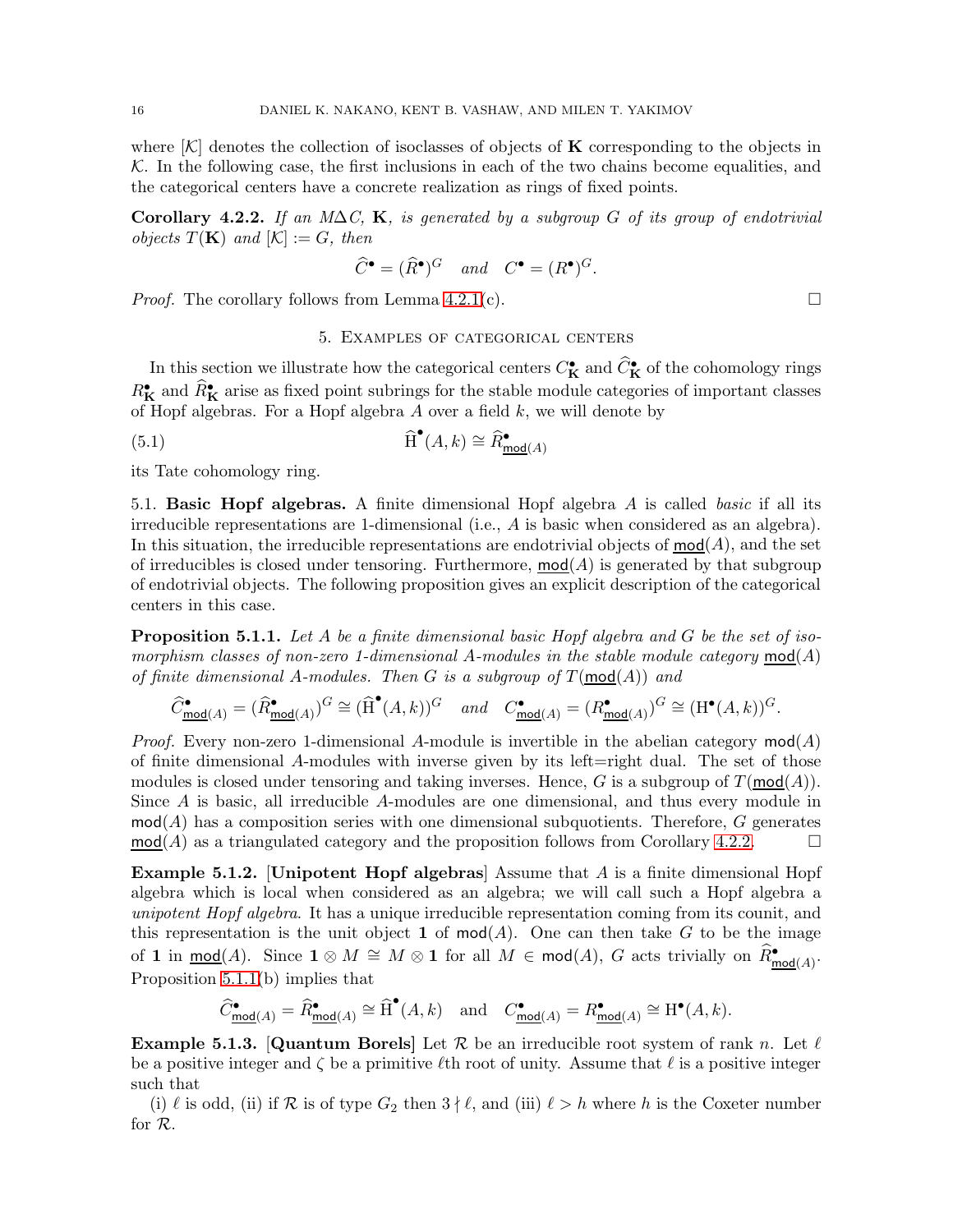where $[\mathcal{K}]$ denotes the collection of isoclasses of objects of $\mathbf{K}$ corresponding to the objects in $\mathcal{K}$. In the following case, the first inclusions in each of the two chains become equalities, and the categorical centers have a concrete realization as rings of fixed points.

**Corollary 4.2.2.** *If an M$\Delta$C, $\mathbf{K}$, is generated by a subgroup $G$ of its group of endotrivial objects $T(\mathbf{K})$ and $[\mathcal{K}] := G$, then*

$$\widehat{C}^\bullet = (\widehat{R}^\bullet)^G \quad \textit{and} \quad C^\bullet = (R^\bullet)^G.$$

*Proof.* The corollary follows from Lemma 4.2.1(c). □

## 5. Examples of categorical centers

In this section we illustrate how the categorical centers $C^\bullet_{\mathbf{K}}$ and $\widehat{C}^\bullet_{\mathbf{K}}$ of the cohomology rings $R^\bullet_{\mathbf{K}}$ and $\widehat{R}^\bullet_{\mathbf{K}}$ arise as fixed point subrings for the stable module categories of important classes of Hopf algebras. For a Hopf algebra $A$ over a field $k$, we will denote by

$$\widehat{\mathrm{H}}^\bullet(A,k) \cong \widehat{R}^\bullet_{\underline{\mathsf{mod}}(A)} \tag{5.1}$$

its Tate cohomology ring.

### 5.1. Basic Hopf algebras.

A finite dimensional Hopf algebra $A$ is called *basic* if all its irreducible representations are 1-dimensional (i.e., $A$ is basic when considered as an algebra). In this situation, the irreducible representations are endotrivial objects of $\underline{\mathsf{mod}}(A)$, and the set of irreducibles is closed under tensoring. Furthermore, $\underline{\mathsf{mod}}(A)$ is generated by that subgroup of endotrivial objects. The following proposition gives an explicit description of the categorical centers in this case.

**Proposition 5.1.1.** *Let $A$ be a finite dimensional basic Hopf algebra and $G$ be the set of isomorphism classes of non-zero 1-dimensional $A$-modules in the stable module category $\underline{\mathsf{mod}}(A)$ of finite dimensional $A$-modules. Then $G$ is a subgroup of $T(\underline{\mathsf{mod}}(A))$ and*

$$\widehat{C}^\bullet_{\underline{\mathsf{mod}}(A)} = (\widehat{R}^\bullet_{\underline{\mathsf{mod}}(A)})^G \cong (\widehat{\mathrm{H}}^\bullet(A,k))^G \quad \textit{and} \quad C^\bullet_{\underline{\mathsf{mod}}(A)} = (R^\bullet_{\underline{\mathsf{mod}}(A)})^G \cong (\mathrm{H}^\bullet(A,k))^G.$$

*Proof.* Every non-zero 1-dimensional $A$-module is invertible in the abelian category $\mathsf{mod}(A)$ of finite dimensional $A$-modules with inverse given by its left=right dual. The set of those modules is closed under tensoring and taking inverses. Hence, $G$ is a subgroup of $T(\underline{\mathsf{mod}}(A))$. Since $A$ is basic, all irreducible $A$-modules are one dimensional, and thus every module in $\mathsf{mod}(A)$ has a composition series with one dimensional subquotients. Therefore, $G$ generates $\underline{\mathsf{mod}}(A)$ as a triangulated category and the proposition follows from Corollary 4.2.2. □

**Example 5.1.2.** [**Unipotent Hopf algebras**] Assume that $A$ is a finite dimensional Hopf algebra which is local when considered as an algebra; we will call such a Hopf algebra a *unipotent Hopf algebra*. It has a unique irreducible representation coming from its counit, and this representation is the unit object $\mathbf{1}$ of $\mathsf{mod}(A)$. One can then take $G$ to be the image of $\mathbf{1}$ in $\underline{\mathsf{mod}}(A)$. Since $\mathbf{1} \otimes M \cong M \otimes \mathbf{1}$ for all $M \in \mathsf{mod}(A)$, $G$ acts trivially on $\widehat{R}^\bullet_{\underline{\mathsf{mod}}(A)}$. Proposition 5.1.1(b) implies that

$$\widehat{C}^\bullet_{\underline{\mathsf{mod}}(A)} = \widehat{R}^\bullet_{\underline{\mathsf{mod}}(A)} \cong \widehat{\mathrm{H}}^\bullet(A,k) \quad \text{and} \quad C^\bullet_{\underline{\mathsf{mod}}(A)} = R^\bullet_{\underline{\mathsf{mod}}(A)} \cong \mathrm{H}^\bullet(A,k).$$

**Example 5.1.3.** [**Quantum Borels**] Let $\mathcal{R}$ be an irreducible root system of rank $n$. Let $\ell$ be a positive integer and $\zeta$ be a primitive $\ell$th root of unity. Assume that $\ell$ is a positive integer such that

(i) $\ell$ is odd, (ii) if $\mathcal{R}$ is of type $G_2$ then $3 \nmid \ell$, and (iii) $\ell > h$ where $h$ is the Coxeter number for $\mathcal{R}$.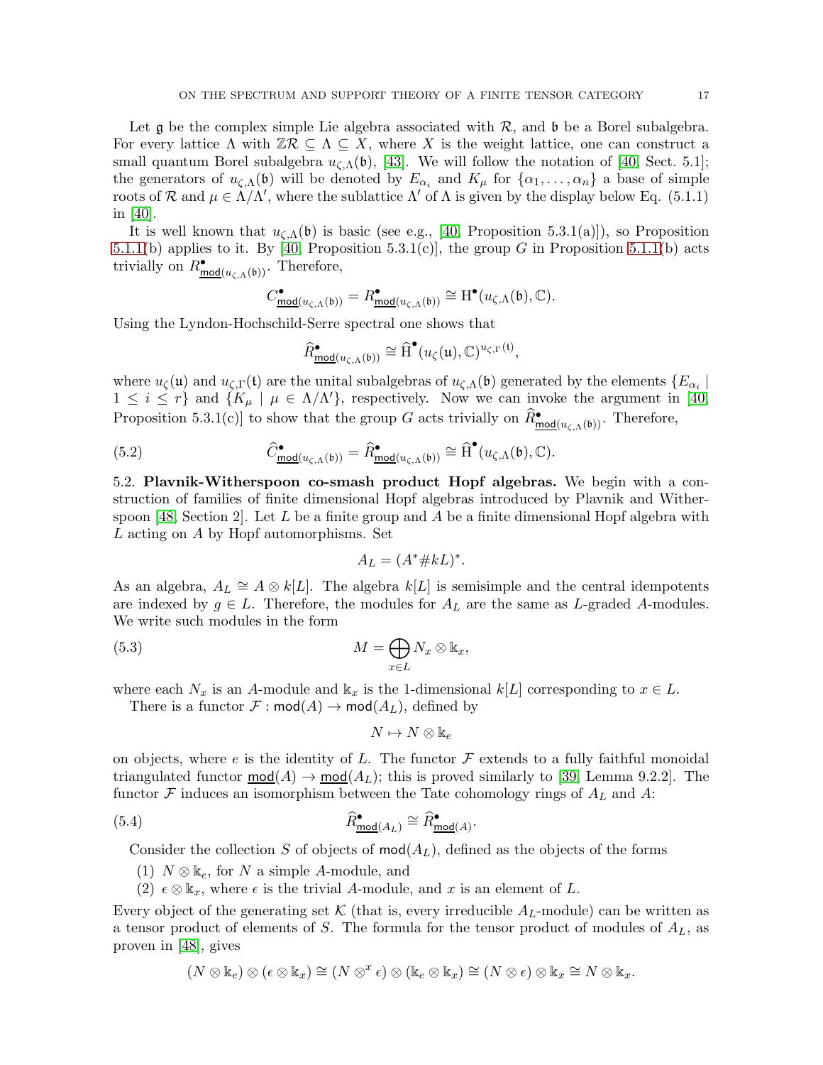Let $\mathfrak{g}$ be the complex simple Lie algebra associated with $\mathcal{R}$, and $\mathfrak{b}$ be a Borel subalgebra. For every lattice $\Lambda$ with $\mathbb{Z}\mathcal{R} \subseteq \Lambda \subseteq X$, where $X$ is the weight lattice, one can construct a small quantum Borel subalgebra $u_{\zeta,\Lambda}(\mathfrak{b})$, [43]. We will follow the notation of [40, Sect. 5.1]; the generators of $u_{\zeta,\Lambda}(\mathfrak{b})$ will be denoted by $E_{\alpha_i}$ and $K_\mu$ for $\{\alpha_1, \ldots, \alpha_n\}$ a base of simple roots of $\mathcal{R}$ and $\mu \in \Lambda/\Lambda'$, where the sublattice $\Lambda'$ of $\Lambda$ is given by the display below Eq. (5.1.1) in [40].

It is well known that $u_{\zeta,\Lambda}(\mathfrak{b})$ is basic (see e.g., [40, Proposition 5.3.1(a)]), so Proposition 5.1.1(b) applies to it. By [40, Proposition 5.3.1(c)], the group $G$ in Proposition 5.1.1(b) acts trivially on $R^\bullet_{\underline{\mathsf{mod}}(u_{\zeta,\Lambda}(\mathfrak{b}))}$. Therefore,

$$C^\bullet_{\underline{\mathsf{mod}}(u_{\zeta,\Lambda}(\mathfrak{b}))} = R^\bullet_{\underline{\mathsf{mod}}(u_{\zeta,\Lambda}(\mathfrak{b}))} \cong \mathrm{H}^\bullet(u_{\zeta,\Lambda}(\mathfrak{b}), \mathbb{C}).$$

Using the Lyndon-Hochschild-Serre spectral one shows that

$$\widehat{R}^\bullet_{\underline{\mathsf{mod}}(u_{\zeta,\Lambda}(\mathfrak{b}))} \cong \widehat{\mathrm{H}}^\bullet(u_\zeta(\mathfrak{u}), \mathbb{C})^{u_{\zeta,\Gamma}(\mathfrak{t})},$$

where $u_\zeta(\mathfrak{u})$ and $u_{\zeta,\Gamma}(\mathfrak{t})$ are the unital subalgebras of $u_{\zeta,\Lambda}(\mathfrak{b})$ generated by the elements $\{E_{\alpha_i} \mid 1 \leq i \leq r\}$ and $\{K_\mu \mid \mu \in \Lambda/\Lambda'\}$, respectively. Now we can invoke the argument in [40, Proposition 5.3.1(c)] to show that the group $G$ acts trivially on $\widehat{R}^\bullet_{\underline{\mathsf{mod}}(u_{\zeta,\Lambda}(\mathfrak{b}))}$. Therefore,

$$\widehat{C}^\bullet_{\underline{\mathsf{mod}}(u_{\zeta,\Lambda}(\mathfrak{b}))} = \widehat{R}^\bullet_{\underline{\mathsf{mod}}(u_{\zeta,\Lambda}(\mathfrak{b}))} \cong \widehat{\mathrm{H}}^\bullet(u_{\zeta,\Lambda}(\mathfrak{b}), \mathbb{C}). \tag{5.2}$$

## 5.2. Plavnik-Witherspoon co-smash product Hopf algebras.

We begin with a construction of families of finite dimensional Hopf algebras introduced by Plavnik and Witherspoon [48, Section 2]. Let $L$ be a finite group and $A$ be a finite dimensional Hopf algebra with $L$ acting on $A$ by Hopf automorphisms. Set

$$A_L = (A^* \# kL)^*.$$

As an algebra, $A_L \cong A \otimes k[L]$. The algebra $k[L]$ is semisimple and the central idempotents are indexed by $g \in L$. Therefore, the modules for $A_L$ are the same as $L$-graded $A$-modules. We write such modules in the form

$$M = \bigoplus_{x \in L} N_x \otimes \Bbbk_x, \tag{5.3}$$

where each $N_x$ is an $A$-module and $\Bbbk_x$ is the 1-dimensional $k[L]$ corresponding to $x \in L$.

There is a functor $\mathcal{F} : \mathsf{mod}(A) \to \mathsf{mod}(A_L)$, defined by

$$N \mapsto N \otimes \Bbbk_e$$

on objects, where $e$ is the identity of $L$. The functor $\mathcal{F}$ extends to a fully faithful monoidal triangulated functor $\underline{\mathsf{mod}}(A) \to \underline{\mathsf{mod}}(A_L)$; this is proved similarly to [39, Lemma 9.2.2]. The functor $\mathcal{F}$ induces an isomorphism between the Tate cohomology rings of $A_L$ and $A$:

$$\widehat{R}^\bullet_{\underline{\mathsf{mod}}(A_L)} \cong \widehat{R}^\bullet_{\underline{\mathsf{mod}}(A)}. \tag{5.4}$$

Consider the collection $S$ of objects of $\mathsf{mod}(A_L)$, defined as the objects of the forms

1. $N \otimes \Bbbk_e$, for $N$ a simple $A$-module, and
2. $\epsilon \otimes \Bbbk_x$, where $\epsilon$ is the trivial $A$-module, and $x$ is an element of $L$.

Every object of the generating set $\mathcal{K}$ (that is, every irreducible $A_L$-module) can be written as a tensor product of elements of $S$. The formula for the tensor product of modules of $A_L$, as proven in [48], gives

$$(N \otimes \Bbbk_e) \otimes (\epsilon \otimes \Bbbk_x) \cong (N \otimes^x \epsilon) \otimes (\Bbbk_e \otimes \Bbbk_x) \cong (N \otimes \epsilon) \otimes \Bbbk_x \cong N \otimes \Bbbk_x.$$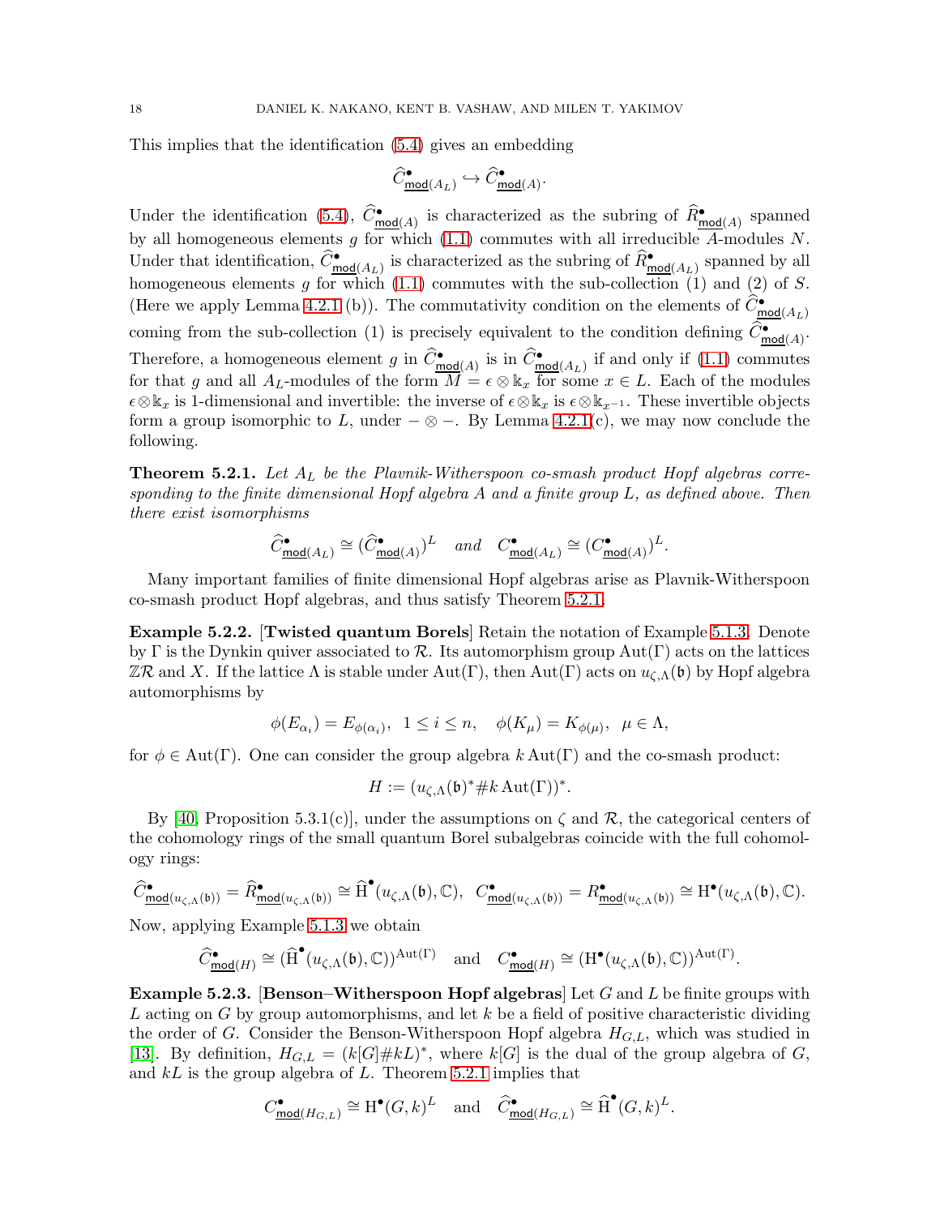This implies that the identification (5.4) gives an embedding

$$\widehat{C}^{\bullet}_{\underline{\mathsf{mod}}(A_L)} \hookrightarrow \widehat{C}^{\bullet}_{\underline{\mathsf{mod}}(A)}.$$

Under the identification (5.4), $\widehat{C}^{\bullet}_{\underline{\mathsf{mod}}(A)}$ is characterized as the subring of $\widehat{R}^{\bullet}_{\underline{\mathsf{mod}}(A)}$ spanned by all homogeneous elements $g$ for which (1.1) commutes with all irreducible $A$-modules $N$. Under that identification, $\widehat{C}^{\bullet}_{\underline{\mathsf{mod}}(A_L)}$ is characterized as the subring of $\widehat{R}^{\bullet}_{\underline{\mathsf{mod}}(A_L)}$ spanned by all homogeneous elements $g$ for which (1.1) commutes with the sub-collection (1) and (2) of $S$. (Here we apply Lemma 4.2.1 (b)). The commutativity condition on the elements of $\widehat{C}^{\bullet}_{\underline{\mathsf{mod}}(A_L)}$ coming from the sub-collection (1) is precisely equivalent to the condition defining $\widehat{C}^{\bullet}_{\underline{\mathsf{mod}}(A)}$. Therefore, a homogeneous element $g$ in $\widehat{C}^{\bullet}_{\underline{\mathsf{mod}}(A)}$ is in $\widehat{C}^{\bullet}_{\underline{\mathsf{mod}}(A_L)}$ if and only if (1.1) commutes for that $g$ and all $A_L$-modules of the form $M = \epsilon \otimes \Bbbk_x$ for some $x \in L$. Each of the modules $\epsilon \otimes \Bbbk_x$ is 1-dimensional and invertible: the inverse of $\epsilon \otimes \Bbbk_x$ is $\epsilon \otimes \Bbbk_{x^{-1}}$. These invertible objects form a group isomorphic to $L$, under $- \otimes -$. By Lemma 4.2.1(c), we may now conclude the following.

**Theorem 5.2.1.** *Let $A_L$ be the Plavnik-Witherspoon co-smash product Hopf algebras corresponding to the finite dimensional Hopf algebra $A$ and a finite group $L$, as defined above. Then there exist isomorphisms*

$$\widehat{C}^{\bullet}_{\underline{\mathsf{mod}}(A_L)} \cong (\widehat{C}^{\bullet}_{\underline{\mathsf{mod}}(A)})^L \quad \textit{and} \quad C^{\bullet}_{\underline{\mathsf{mod}}(A_L)} \cong (C^{\bullet}_{\underline{\mathsf{mod}}(A)})^L.$$

Many important families of finite dimensional Hopf algebras arise as Plavnik-Witherspoon co-smash product Hopf algebras, and thus satisfy Theorem 5.2.1.

**Example 5.2.2.** [**Twisted quantum Borels**] Retain the notation of Example 5.1.3. Denote by $\Gamma$ is the Dynkin quiver associated to $\mathcal{R}$. Its automorphism group $\mathrm{Aut}(\Gamma)$ acts on the lattices $\mathbb{Z}\mathcal{R}$ and $X$. If the lattice $\Lambda$ is stable under $\mathrm{Aut}(\Gamma)$, then $\mathrm{Aut}(\Gamma)$ acts on $u_{\zeta,\Lambda}(\mathfrak{b})$ by Hopf algebra automorphisms by

$$\phi(E_{\alpha_i}) = E_{\phi(\alpha_i)}, \ \ 1 \le i \le n, \quad \phi(K_\mu) = K_{\phi(\mu)}, \ \ \mu \in \Lambda,$$

for $\phi \in \mathrm{Aut}(\Gamma)$. One can consider the group algebra $k\,\mathrm{Aut}(\Gamma)$ and the co-smash product:

$$H := (u_{\zeta,\Lambda}(\mathfrak{b})^* \# k\,\mathrm{Aut}(\Gamma))^*.$$

By [40, Proposition 5.3.1(c)], under the assumptions on $\zeta$ and $\mathcal{R}$, the categorical centers of the cohomology rings of the small quantum Borel subalgebras coincide with the full cohomology rings:

$$\widehat{C}^{\bullet}_{\underline{\mathsf{mod}}(u_{\zeta,\Lambda}(\mathfrak{b}))} = \widehat{R}^{\bullet}_{\underline{\mathsf{mod}}(u_{\zeta,\Lambda}(\mathfrak{b}))} \cong \widehat{\mathrm{H}}^{\bullet}(u_{\zeta,\Lambda}(\mathfrak{b}), \mathbb{C}), \ \ C^{\bullet}_{\underline{\mathsf{mod}}(u_{\zeta,\Lambda}(\mathfrak{b}))} = R^{\bullet}_{\underline{\mathsf{mod}}(u_{\zeta,\Lambda}(\mathfrak{b}))} \cong \mathrm{H}^{\bullet}(u_{\zeta,\Lambda}(\mathfrak{b}), \mathbb{C}).$$

Now, applying Example 5.1.3 we obtain

$$\widehat{C}^{\bullet}_{\underline{\mathsf{mod}}(H)} \cong (\widehat{\mathrm{H}}^{\bullet}(u_{\zeta,\Lambda}(\mathfrak{b}), \mathbb{C}))^{\mathrm{Aut}(\Gamma)} \quad \text{and} \quad C^{\bullet}_{\underline{\mathsf{mod}}(H)} \cong (\mathrm{H}^{\bullet}(u_{\zeta,\Lambda}(\mathfrak{b}), \mathbb{C}))^{\mathrm{Aut}(\Gamma)}.$$

**Example 5.2.3.** [**Benson–Witherspoon Hopf algebras**] Let $G$ and $L$ be finite groups with $L$ acting on $G$ by group automorphisms, and let $k$ be a field of positive characteristic dividing the order of $G$. Consider the Benson-Witherspoon Hopf algebra $H_{G,L}$, which was studied in [13]. By definition, $H_{G,L} = (k[G] \# kL)^*$, where $k[G]$ is the dual of the group algebra of $G$, and $kL$ is the group algebra of $L$. Theorem 5.2.1 implies that

$$C^{\bullet}_{\underline{\mathsf{mod}}(H_{G,L})} \cong \mathrm{H}^{\bullet}(G,k)^L \quad \text{and} \quad \widehat{C}^{\bullet}_{\underline{\mathsf{mod}}(H_{G,L})} \cong \widehat{\mathrm{H}}^{\bullet}(G,k)^L.$$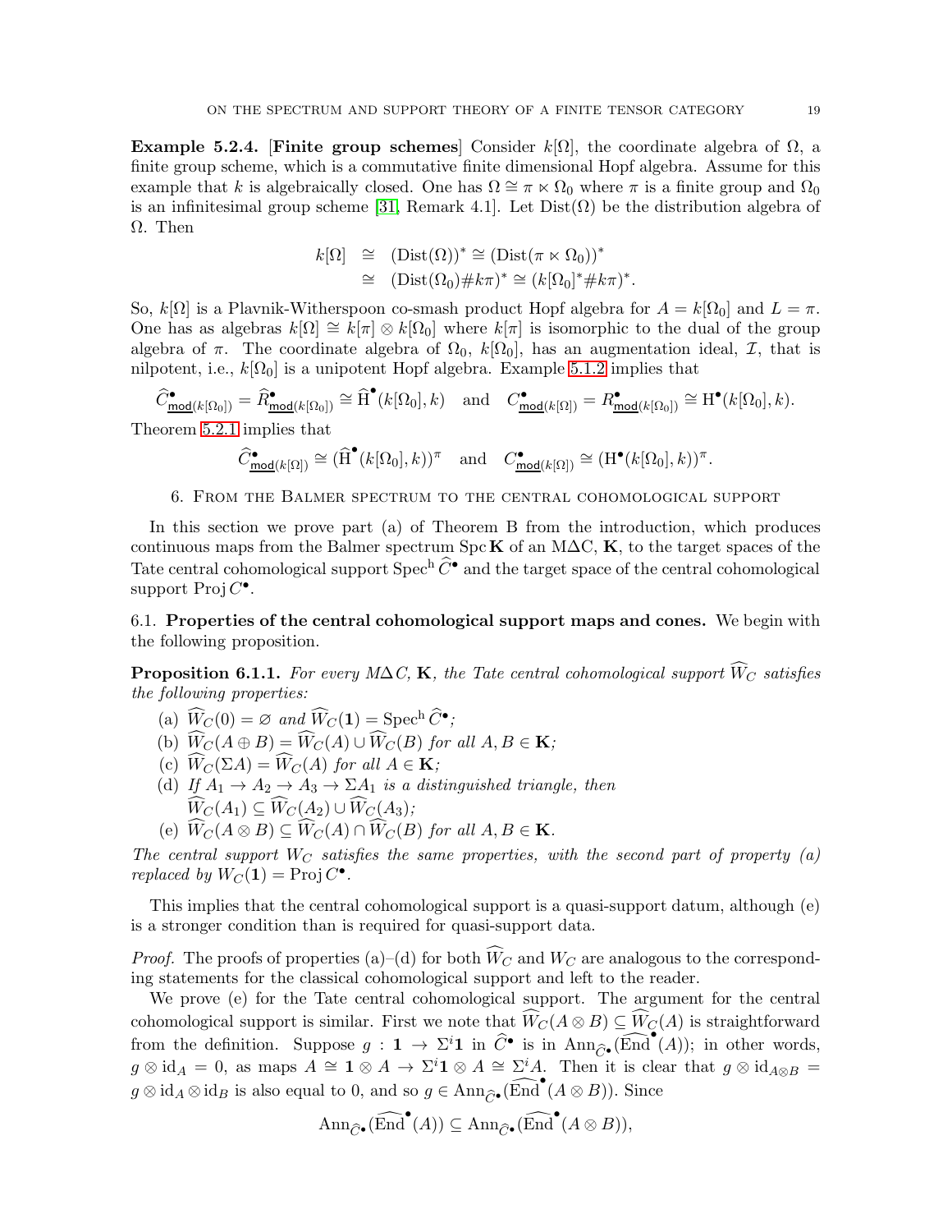**Example 5.2.4.** [**Finite group schemes**] Consider $k[\Omega]$, the coordinate algebra of $\Omega$, a finite group scheme, which is a commutative finite dimensional Hopf algebra. Assume for this example that $k$ is algebraically closed. One has $\Omega \cong \pi \ltimes \Omega_0$ where $\pi$ is a finite group and $\Omega_0$ is an infinitesimal group scheme [31, Remark 4.1]. Let $\mathrm{Dist}(\Omega)$ be the distribution algebra of $\Omega$. Then

$$\begin{aligned} k[\Omega] &\cong (\mathrm{Dist}(\Omega))^* \cong (\mathrm{Dist}(\pi \ltimes \Omega_0))^* \\ &\cong (\mathrm{Dist}(\Omega_0)\# k\pi)^* \cong (k[\Omega_0]^* \# k\pi)^*. \end{aligned}$$

So, $k[\Omega]$ is a Plavnik-Witherspoon co-smash product Hopf algebra for $A = k[\Omega_0]$ and $L = \pi$. One has as algebras $k[\Omega] \cong k[\pi] \otimes k[\Omega_0]$ where $k[\pi]$ is isomorphic to the dual of the group algebra of $\pi$. The coordinate algebra of $\Omega_0$, $k[\Omega_0]$, has an augmentation ideal, $\mathcal{I}$, that is nilpotent, i.e., $k[\Omega_0]$ is a unipotent Hopf algebra. Example 5.1.2 implies that

$$\widehat{C}^\bullet_{\underline{\mathsf{mod}}(k[\Omega_0])} = \widehat{R}^\bullet_{\underline{\mathsf{mod}}(k[\Omega_0])} \cong \widehat{\mathrm{H}}^\bullet(k[\Omega_0], k) \quad \text{and} \quad C^\bullet_{\underline{\mathsf{mod}}(k[\Omega])} = R^\bullet_{\underline{\mathsf{mod}}(k[\Omega_0])} \cong \mathrm{H}^\bullet(k[\Omega_0], k).$$

Theorem 5.2.1 implies that

$$\widehat{C}^\bullet_{\underline{\mathsf{mod}}(k[\Omega])} \cong (\widehat{\mathrm{H}}^\bullet(k[\Omega_0], k))^\pi \quad \text{and} \quad C^\bullet_{\underline{\mathsf{mod}}(k[\Omega])} \cong (\mathrm{H}^\bullet(k[\Omega_0], k))^\pi.$$

## 6. From the Balmer spectrum to the central cohomological support

In this section we prove part (a) of Theorem B from the introduction, which produces continuous maps from the Balmer spectrum $\operatorname{Spc} \mathbf{K}$ of an M$\Delta$C, $\mathbf{K}$, to the target spaces of the Tate central cohomological support $\operatorname{Spec}^{\mathrm{h}} \widehat{C}^\bullet$ and the target space of the central cohomological support $\operatorname{Proj} C^\bullet$.

### 6.1. Properties of the central cohomological support maps and cones.

We begin with the following proposition.

**Proposition 6.1.1.** *For every M$\Delta$C, $\mathbf{K}$, the Tate central cohomological support $\widehat{W}_C$ satisfies the following properties:*

- (a) $\widehat{W}_C(0) = \varnothing$ *and* $\widehat{W}_C(\mathbf{1}) = \operatorname{Spec}^{\mathrm{h}} \widehat{C}^\bullet$*;*
- (b) $\widehat{W}_C(A \oplus B) = \widehat{W}_C(A) \cup \widehat{W}_C(B)$ *for all* $A, B \in \mathbf{K}$*;*
- (c) $\widehat{W}_C(\Sigma A) = \widehat{W}_C(A)$ *for all* $A \in \mathbf{K}$*;*
- (d) *If* $A_1 \to A_2 \to A_3 \to \Sigma A_1$ *is a distinguished triangle, then* $\widehat{W}_C(A_1) \subseteq \widehat{W}_C(A_2) \cup \widehat{W}_C(A_3)$*;*
- (e) $\widehat{W}_C(A \otimes B) \subseteq \widehat{W}_C(A) \cap \widehat{W}_C(B)$ *for all* $A, B \in \mathbf{K}$.

*The central support* $W_C$ *satisfies the same properties, with the second part of property (a) replaced by* $W_C(\mathbf{1}) = \operatorname{Proj} C^\bullet$.

This implies that the central cohomological support is a quasi-support datum, although (e) is a stronger condition than is required for quasi-support data.

*Proof.* The proofs of properties (a)–(d) for both $\widehat{W}_C$ and $W_C$ are analogous to the corresponding statements for the classical cohomological support and left to the reader.

We prove (e) for the Tate central cohomological support. The argument for the central cohomological support is similar. First we note that $\widehat{W}_C(A \otimes B) \subseteq \widehat{W}_C(A)$ is straightforward from the definition. Suppose $g : \mathbf{1} \to \Sigma^i \mathbf{1}$ in $\widehat{C}^\bullet$ is in $\operatorname{Ann}_{\widehat{C}^\bullet}(\widehat{\operatorname{End}}^\bullet(A))$; in other words, $g \otimes \mathrm{id}_A = 0$, as maps $A \cong \mathbf{1} \otimes A \to \Sigma^i \mathbf{1} \otimes A \cong \Sigma^i A$. Then it is clear that $g \otimes \mathrm{id}_{A \otimes B} = g \otimes \mathrm{id}_A \otimes \mathrm{id}_B$ is also equal to 0, and so $g \in \operatorname{Ann}_{\widehat{C}^\bullet}(\widehat{\operatorname{End}}^\bullet(A \otimes B))$. Since

$$\operatorname{Ann}_{\widehat{C}^\bullet}(\widehat{\operatorname{End}}^\bullet(A)) \subseteq \operatorname{Ann}_{\widehat{C}^\bullet}(\widehat{\operatorname{End}}^\bullet(A \otimes B)),$$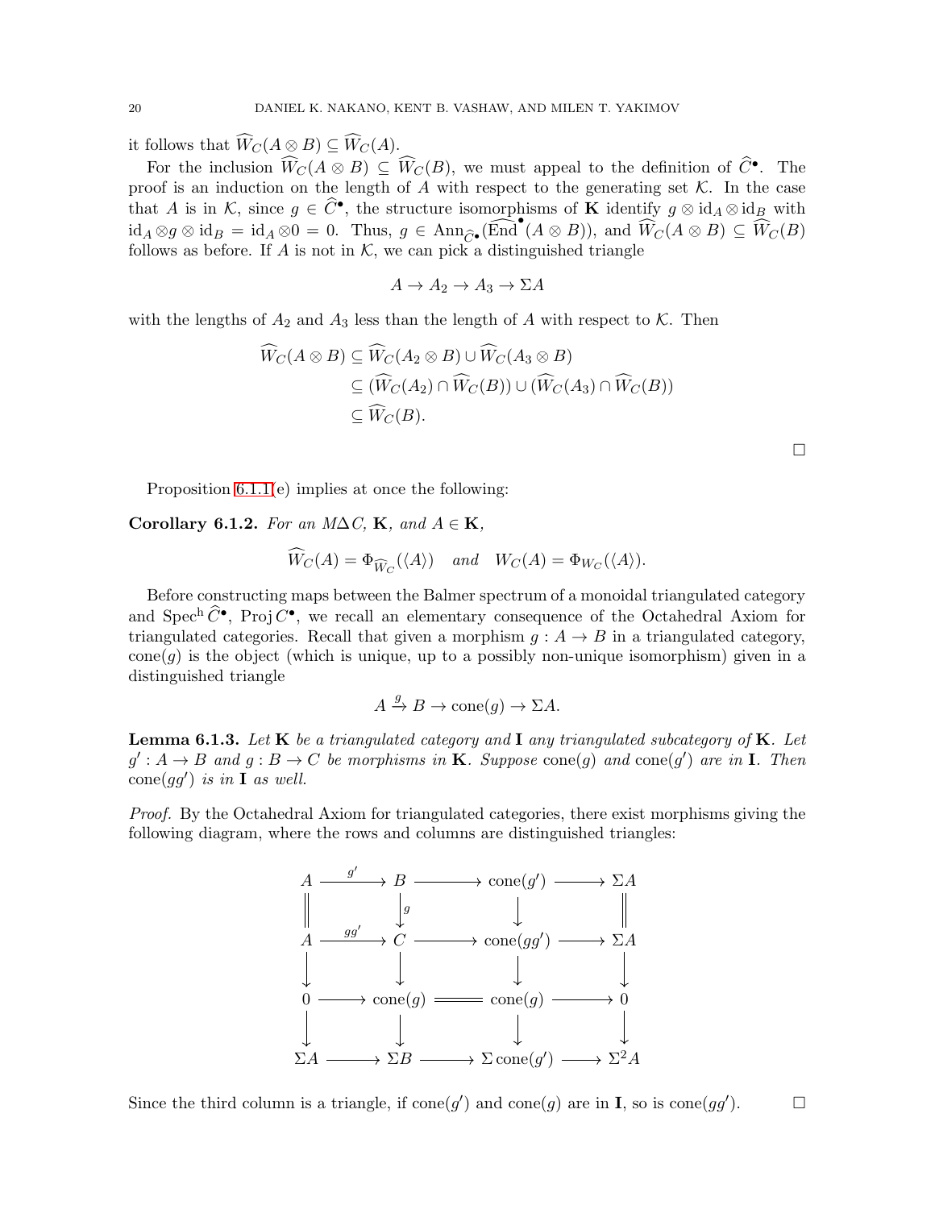it follows that $\widehat{W}_C(A \otimes B) \subseteq \widehat{W}_C(A)$.

For the inclusion $\widehat{W}_C(A \otimes B) \subseteq \widehat{W}_C(B)$, we must appeal to the definition of $\widehat{C}^\bullet$. The proof is an induction on the length of $A$ with respect to the generating set $\mathcal{K}$. In the case that $A$ is in $\mathcal{K}$, since $g \in \widehat{C}^\bullet$, the structure isomorphisms of $\mathbf{K}$ identify $g \otimes \mathrm{id}_A \otimes \mathrm{id}_B$ with $\mathrm{id}_A \otimes g \otimes \mathrm{id}_B = \mathrm{id}_A \otimes 0 = 0$. Thus, $g \in \mathrm{Ann}_{\widehat{C}^\bullet}(\widehat{\mathrm{End}}^\bullet(A \otimes B))$, and $\widehat{W}_C(A \otimes B) \subseteq \widehat{W}_C(B)$ follows as before. If $A$ is not in $\mathcal{K}$, we can pick a distinguished triangle

$$A \to A_2 \to A_3 \to \Sigma A$$

with the lengths of $A_2$ and $A_3$ less than the length of $A$ with respect to $\mathcal{K}$. Then

$$\begin{aligned}
\widehat{W}_C(A \otimes B) &\subseteq \widehat{W}_C(A_2 \otimes B) \cup \widehat{W}_C(A_3 \otimes B) \\
&\subseteq (\widehat{W}_C(A_2) \cap \widehat{W}_C(B)) \cup (\widehat{W}_C(A_3) \cap \widehat{W}_C(B)) \\
&\subseteq \widehat{W}_C(B).
\end{aligned}$$

□

Proposition 6.1.1(e) implies at once the following:

**Corollary 6.1.2.** *For an $M\Delta C$, $\mathbf{K}$, and $A \in \mathbf{K}$,*

$$\widehat{W}_C(A) = \Phi_{\widehat{W}_C}(\langle A \rangle) \quad \text{and} \quad W_C(A) = \Phi_{W_C}(\langle A \rangle).$$

Before constructing maps between the Balmer spectrum of a monoidal triangulated category and $\mathrm{Spec}^{\mathrm{h}}\, \widehat{C}^\bullet$, $\mathrm{Proj}\, C^\bullet$, we recall an elementary consequence of the Octahedral Axiom for triangulated categories. Recall that given a morphism $g : A \to B$ in a triangulated category, $\mathrm{cone}(g)$ is the object (which is unique, up to a possibly non-unique isomorphism) given in a distinguished triangle

$$A \xrightarrow{g} B \to \mathrm{cone}(g) \to \Sigma A.$$

**Lemma 6.1.3.** *Let $\mathbf{K}$ be a triangulated category and $\mathbf{I}$ any triangulated subcategory of $\mathbf{K}$. Let $g' : A \to B$ and $g : B \to C$ be morphisms in $\mathbf{K}$. Suppose $\mathrm{cone}(g)$ and $\mathrm{cone}(g')$ are in $\mathbf{I}$. Then $\mathrm{cone}(gg')$ is in $\mathbf{I}$ as well.*

*Proof.* By the Octahedral Axiom for triangulated categories, there exist morphisms giving the following diagram, where the rows and columns are distinguished triangles:

$$\begin{array}{ccccccc}
A & \xrightarrow{g'} & B & \longrightarrow & \mathrm{cone}(g') & \longrightarrow & \Sigma A \\
\| & & \downarrow{\scriptstyle g} & & \downarrow & & \| \\
A & \xrightarrow{gg'} & C & \longrightarrow & \mathrm{cone}(gg') & \longrightarrow & \Sigma A \\
\downarrow & & \downarrow & & \downarrow & & \downarrow \\
0 & \longrightarrow & \mathrm{cone}(g) & = & \mathrm{cone}(g) & \longrightarrow & 0 \\
\downarrow & & \downarrow & & \downarrow & & \downarrow \\
\Sigma A & \longrightarrow & \Sigma B & \longrightarrow & \Sigma\,\mathrm{cone}(g') & \longrightarrow & \Sigma^2 A
\end{array}$$

Since the third column is a triangle, if $\mathrm{cone}(g')$ and $\mathrm{cone}(g)$ are in $\mathbf{I}$, so is $\mathrm{cone}(gg')$. □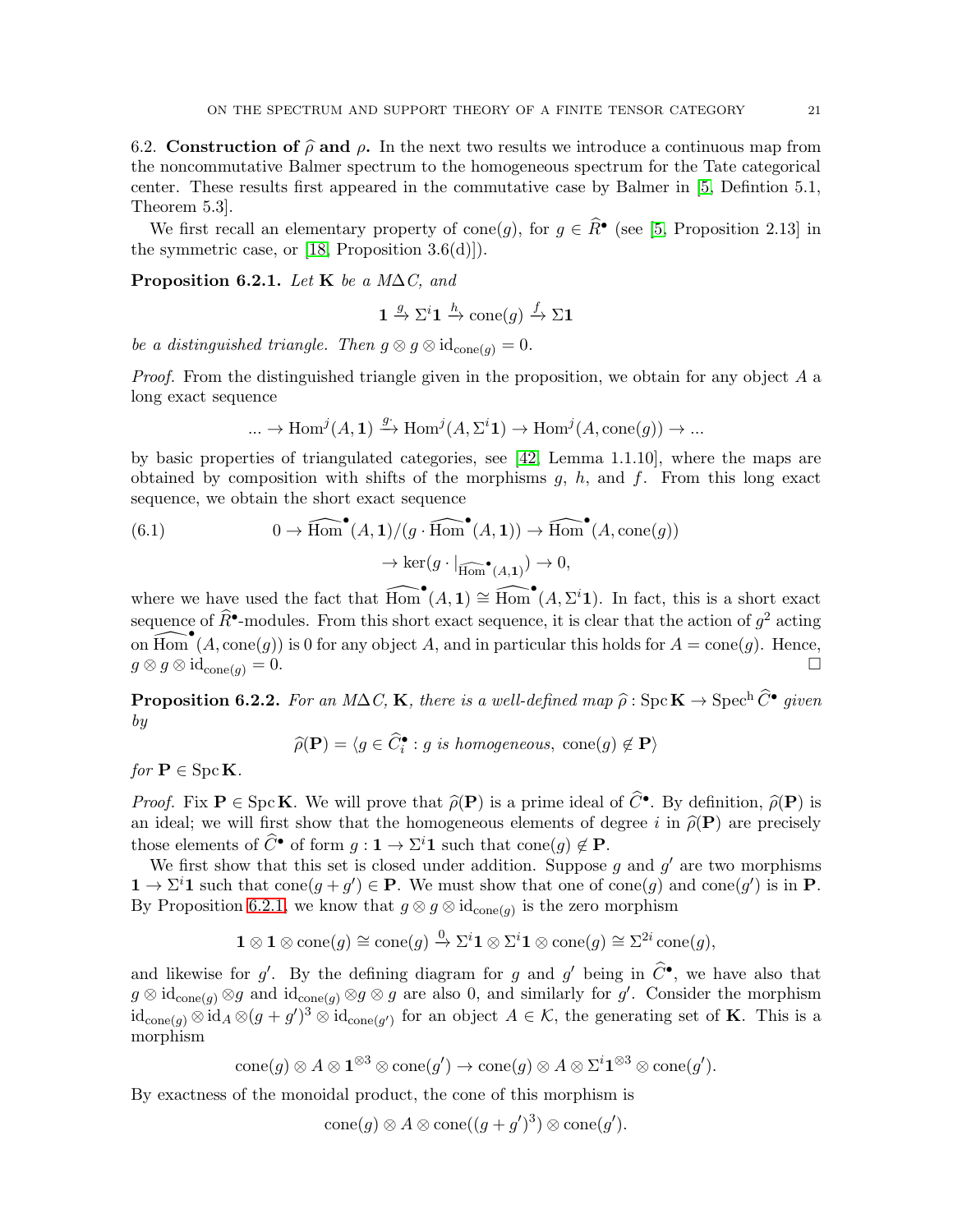### 6.2. Construction of $\widehat{\rho}$ and $\rho$.

In the next two results we introduce a continuous map from the noncommutative Balmer spectrum to the homogeneous spectrum for the Tate categorical center. These results first appeared in the commutative case by Balmer in [5, Defintion 5.1, Theorem 5.3].

We first recall an elementary property of cone$(g)$, for $g \in \widehat{R}^\bullet$ (see [5, Proposition 2.13] in the symmetric case, or [18, Proposition 3.6(d)]).

**Proposition 6.2.1.** *Let* $\mathbf{K}$ *be a M$\Delta$C, and*

$$\mathbf{1} \xrightarrow{g} \Sigma^i \mathbf{1} \xrightarrow{h} \operatorname{cone}(g) \xrightarrow{f} \Sigma \mathbf{1}$$

*be a distinguished triangle. Then* $g \otimes g \otimes \mathrm{id}_{\operatorname{cone}(g)} = 0$*.*

*Proof.* From the distinguished triangle given in the proposition, we obtain for any object $A$ a long exact sequence

$$... \to \operatorname{Hom}^j(A, \mathbf{1}) \xrightarrow{g\cdot} \operatorname{Hom}^j(A, \Sigma^i \mathbf{1}) \to \operatorname{Hom}^j(A, \operatorname{cone}(g)) \to ...$$

by basic properties of triangulated categories, see [42, Lemma 1.1.10], where the maps are obtained by composition with shifts of the morphisms $g$, $h$, and $f$. From this long exact sequence, we obtain the short exact sequence

$$(6.1) \qquad 0 \to \widehat{\operatorname{Hom}}^\bullet(A, \mathbf{1})/(g \cdot \widehat{\operatorname{Hom}}^\bullet(A, \mathbf{1})) \to \widehat{\operatorname{Hom}}^\bullet(A, \operatorname{cone}(g))$$
$$\to \ker(g \cdot |_{\widehat{\operatorname{Hom}}^\bullet(A,\mathbf{1})}) \to 0,$$

where we have used the fact that $\widehat{\operatorname{Hom}}^\bullet(A, \mathbf{1}) \cong \widehat{\operatorname{Hom}}^\bullet(A, \Sigma^i \mathbf{1})$. In fact, this is a short exact sequence of $\widehat{R}^\bullet$-modules. From this short exact sequence, it is clear that the action of $g^2$ acting on $\widehat{\operatorname{Hom}}^\bullet(A, \operatorname{cone}(g))$ is 0 for any object $A$, and in particular this holds for $A = \operatorname{cone}(g)$. Hence, $g \otimes g \otimes \mathrm{id}_{\operatorname{cone}(g)} = 0$. $\square$

**Proposition 6.2.2.** *For an M$\Delta$C,* $\mathbf{K}$*, there is a well-defined map* $\widehat{\rho} : \operatorname{Spc} \mathbf{K} \to \operatorname{Spec}^{\mathrm{h}} \widehat{C}^\bullet$ *given by*

$$\widehat{\rho}(\mathbf{P}) = \langle g \in \widehat{C}^\bullet_i : g \text{ is homogeneous}, \operatorname{cone}(g) \notin \mathbf{P} \rangle$$

*for* $\mathbf{P} \in \operatorname{Spc} \mathbf{K}$*.*

*Proof.* Fix $\mathbf{P} \in \operatorname{Spc} \mathbf{K}$. We will prove that $\widehat{\rho}(\mathbf{P})$ is a prime ideal of $\widehat{C}^\bullet$. By definition, $\widehat{\rho}(\mathbf{P})$ is an ideal; we will first show that the homogeneous elements of degree $i$ in $\widehat{\rho}(\mathbf{P})$ are precisely those elements of $\widehat{C}^\bullet$ of form $g : \mathbf{1} \to \Sigma^i \mathbf{1}$ such that $\operatorname{cone}(g) \notin \mathbf{P}$.

We first show that this set is closed under addition. Suppose $g$ and $g'$ are two morphisms $\mathbf{1} \to \Sigma^i \mathbf{1}$ such that $\operatorname{cone}(g + g') \in \mathbf{P}$. We must show that one of $\operatorname{cone}(g)$ and $\operatorname{cone}(g')$ is in $\mathbf{P}$. By Proposition 6.2.1, we know that $g \otimes g \otimes \mathrm{id}_{\operatorname{cone}(g)}$ is the zero morphism

$$\mathbf{1} \otimes \mathbf{1} \otimes \operatorname{cone}(g) \cong \operatorname{cone}(g) \xrightarrow{0} \Sigma^i \mathbf{1} \otimes \Sigma^i \mathbf{1} \otimes \operatorname{cone}(g) \cong \Sigma^{2i} \operatorname{cone}(g),$$

and likewise for $g'$. By the defining diagram for $g$ and $g'$ being in $\widehat{C}^\bullet$, we have also that $g \otimes \mathrm{id}_{\operatorname{cone}(g)} \otimes g$ and $\mathrm{id}_{\operatorname{cone}(g)} \otimes g \otimes g$ are also 0, and similarly for $g'$. Consider the morphism $\mathrm{id}_{\operatorname{cone}(g)} \otimes \mathrm{id}_A \otimes (g + g')^3 \otimes \mathrm{id}_{\operatorname{cone}(g')}$ for an object $A \in \mathcal{K}$, the generating set of $\mathbf{K}$. This is a morphism

$$\operatorname{cone}(g) \otimes A \otimes \mathbf{1}^{\otimes 3} \otimes \operatorname{cone}(g') \to \operatorname{cone}(g) \otimes A \otimes \Sigma^i \mathbf{1}^{\otimes 3} \otimes \operatorname{cone}(g').$$

By exactness of the monoidal product, the cone of this morphism is

$$\operatorname{cone}(g) \otimes A \otimes \operatorname{cone}((g + g')^3) \otimes \operatorname{cone}(g').$$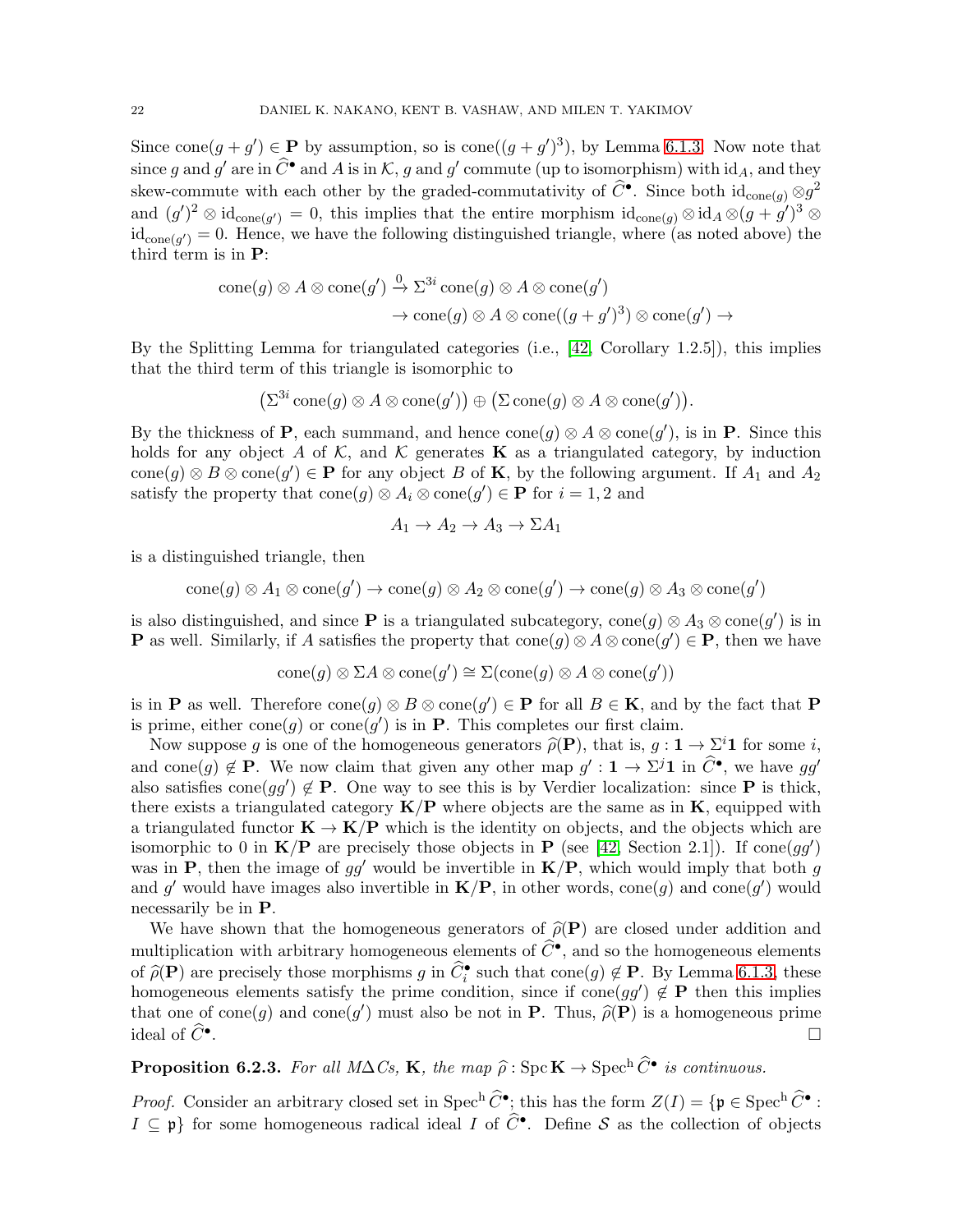Since $\operatorname{cone}(g+g') \in \mathbf{P}$ by assumption, so is $\operatorname{cone}((g+g')^3)$, by Lemma 6.1.3. Now note that since $g$ and $g'$ are in $\widehat{C}^\bullet$ and $A$ is in $\mathcal{K}$, $g$ and $g'$ commute (up to isomorphism) with $\mathrm{id}_A$, and they skew-commute with each other by the graded-commutativity of $\widehat{C}^\bullet$. Since both $\mathrm{id}_{\operatorname{cone}(g)} \otimes g^2$ and $(g')^2 \otimes \mathrm{id}_{\operatorname{cone}(g')} = 0$, this implies that the entire morphism $\mathrm{id}_{\operatorname{cone}(g)} \otimes \mathrm{id}_A \otimes (g+g')^3 \otimes \mathrm{id}_{\operatorname{cone}(g')} = 0$. Hence, we have the following distinguished triangle, where (as noted above) the third term is in $\mathbf{P}$:

$$\begin{aligned}\operatorname{cone}(g) \otimes A \otimes \operatorname{cone}(g') &\xrightarrow{0} \Sigma^{3i} \operatorname{cone}(g) \otimes A \otimes \operatorname{cone}(g') \\ &\to \operatorname{cone}(g) \otimes A \otimes \operatorname{cone}((g+g')^3) \otimes \operatorname{cone}(g') \to\end{aligned}$$

By the Splitting Lemma for triangulated categories (i.e., [42, Corollary 1.2.5]), this implies that the third term of this triangle is isomorphic to

$$\big(\Sigma^{3i} \operatorname{cone}(g) \otimes A \otimes \operatorname{cone}(g')\big) \oplus \big(\Sigma \operatorname{cone}(g) \otimes A \otimes \operatorname{cone}(g')\big).$$

By the thickness of $\mathbf{P}$, each summand, and hence $\operatorname{cone}(g) \otimes A \otimes \operatorname{cone}(g')$, is in $\mathbf{P}$. Since this holds for any object $A$ of $\mathcal{K}$, and $\mathcal{K}$ generates $\mathbf{K}$ as a triangulated category, by induction $\operatorname{cone}(g) \otimes B \otimes \operatorname{cone}(g') \in \mathbf{P}$ for any object $B$ of $\mathbf{K}$, by the following argument. If $A_1$ and $A_2$ satisfy the property that $\operatorname{cone}(g) \otimes A_i \otimes \operatorname{cone}(g') \in \mathbf{P}$ for $i = 1, 2$ and

$$A_1 \to A_2 \to A_3 \to \Sigma A_1$$

is a distinguished triangle, then

$$\operatorname{cone}(g) \otimes A_1 \otimes \operatorname{cone}(g') \to \operatorname{cone}(g) \otimes A_2 \otimes \operatorname{cone}(g') \to \operatorname{cone}(g) \otimes A_3 \otimes \operatorname{cone}(g')$$

is also distinguished, and since $\mathbf{P}$ is a triangulated subcategory, $\operatorname{cone}(g) \otimes A_3 \otimes \operatorname{cone}(g')$ is in $\mathbf{P}$ as well. Similarly, if $A$ satisfies the property that $\operatorname{cone}(g) \otimes A \otimes \operatorname{cone}(g') \in \mathbf{P}$, then we have

$$\operatorname{cone}(g) \otimes \Sigma A \otimes \operatorname{cone}(g') \cong \Sigma(\operatorname{cone}(g) \otimes A \otimes \operatorname{cone}(g'))$$

is in $\mathbf{P}$ as well. Therefore $\operatorname{cone}(g) \otimes B \otimes \operatorname{cone}(g') \in \mathbf{P}$ for all $B \in \mathbf{K}$, and by the fact that $\mathbf{P}$ is prime, either $\operatorname{cone}(g)$ or $\operatorname{cone}(g')$ is in $\mathbf{P}$. This completes our first claim.

Now suppose $g$ is one of the homogeneous generators $\widehat{\rho}(\mathbf{P})$, that is, $g : \mathbf{1} \to \Sigma^i \mathbf{1}$ for some $i$, and $\operatorname{cone}(g) \notin \mathbf{P}$. We now claim that given any other map $g' : \mathbf{1} \to \Sigma^j \mathbf{1}$ in $\widehat{C}^\bullet$, we have $gg'$ also satisfies $\operatorname{cone}(gg') \notin \mathbf{P}$. One way to see this is by Verdier localization: since $\mathbf{P}$ is thick, there exists a triangulated category $\mathbf{K}/\mathbf{P}$ where objects are the same as in $\mathbf{K}$, equipped with a triangulated functor $\mathbf{K} \to \mathbf{K}/\mathbf{P}$ which is the identity on objects, and the objects which are isomorphic to 0 in $\mathbf{K}/\mathbf{P}$ are precisely those objects in $\mathbf{P}$ (see [42, Section 2.1]). If $\operatorname{cone}(gg')$ was in $\mathbf{P}$, then the image of $gg'$ would be invertible in $\mathbf{K}/\mathbf{P}$, which would imply that both $g$ and $g'$ would have images also invertible in $\mathbf{K}/\mathbf{P}$, in other words, $\operatorname{cone}(g)$ and $\operatorname{cone}(g')$ would necessarily be in $\mathbf{P}$.

We have shown that the homogeneous generators of $\widehat{\rho}(\mathbf{P})$ are closed under addition and multiplication with arbitrary homogeneous elements of $\widehat{C}^\bullet$, and so the homogeneous elements of $\widehat{\rho}(\mathbf{P})$ are precisely those morphisms $g$ in $\widehat{C}^\bullet_i$ such that $\operatorname{cone}(g) \notin \mathbf{P}$. By Lemma 6.1.3, these homogeneous elements satisfy the prime condition, since if $\operatorname{cone}(gg') \notin \mathbf{P}$ then this implies that one of $\operatorname{cone}(g)$ and $\operatorname{cone}(g')$ must also be not in $\mathbf{P}$. Thus, $\widehat{\rho}(\mathbf{P})$ is a homogeneous prime ideal of $\widehat{C}^\bullet$. $\square$

**Proposition 6.2.3.** *For all M$\Delta$Cs, $\mathbf{K}$, the map $\widehat{\rho} : \operatorname{Spc} \mathbf{K} \to \operatorname{Spec}^{\mathrm{h}} \widehat{C}^\bullet$ is continuous.*

*Proof.* Consider an arbitrary closed set in $\operatorname{Spec}^{\mathrm{h}} \widehat{C}^\bullet$; this has the form $Z(I) = \{\mathfrak{p} \in \operatorname{Spec}^{\mathrm{h}} \widehat{C}^\bullet : I \subseteq \mathfrak{p}\}$ for some homogeneous radical ideal $I$ of $\widehat{C}^\bullet$. Define $\mathcal{S}$ as the collection of objects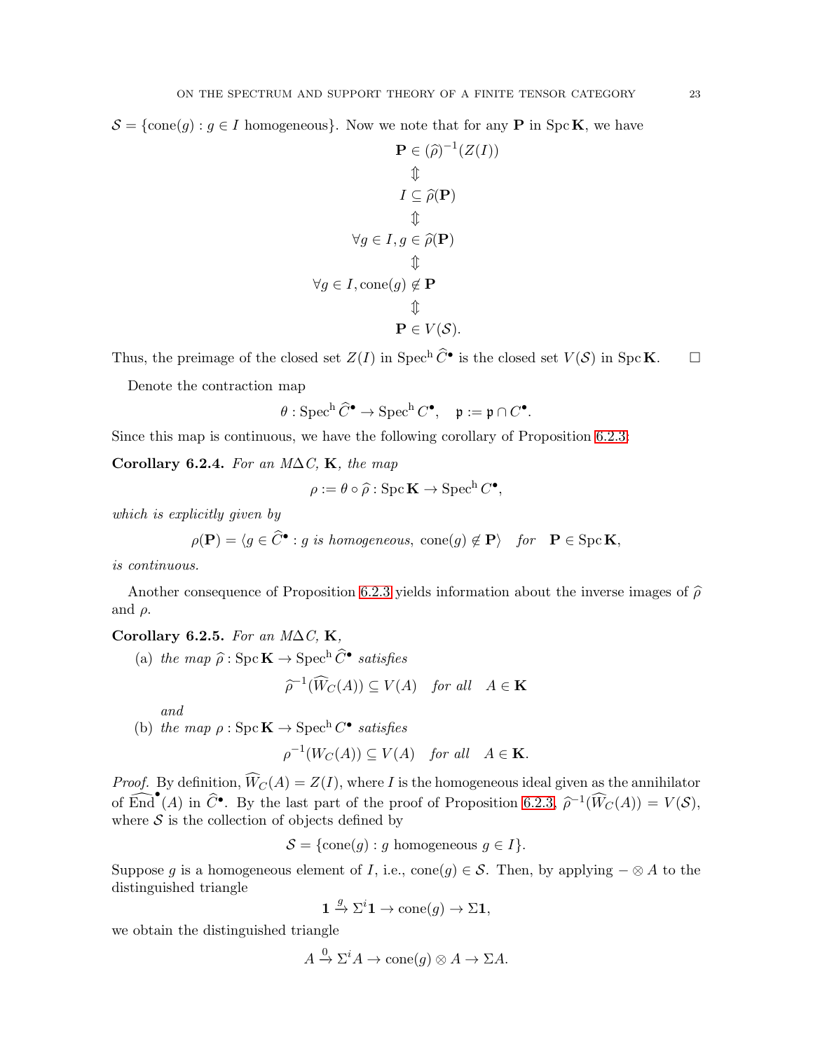$\mathcal{S} = \{\mathrm{cone}(g) : g \in I \text{ homogeneous}\}$. Now we note that for any $\mathbf{P}$ in $\operatorname{Spc}\mathbf{K}$, we have

$$
\begin{gathered}
\mathbf{P} \in (\widehat{\rho})^{-1}(Z(I)) \\
\Updownarrow \\
I \subseteq \widehat{\rho}(\mathbf{P}) \\
\Updownarrow \\
\forall g \in I, g \in \widehat{\rho}(\mathbf{P}) \\
\Updownarrow \\
\forall g \in I, \mathrm{cone}(g) \notin \mathbf{P} \\
\Updownarrow \\
\mathbf{P} \in V(\mathcal{S}).
\end{gathered}
$$

Thus, the preimage of the closed set $Z(I)$ in $\operatorname{Spec}^{\mathrm{h}} \widehat{C}^{\bullet}$ is the closed set $V(\mathcal{S})$ in $\operatorname{Spc}\mathbf{K}$. $\square$

Denote the contraction map

$$\theta : \operatorname{Spec}^{\mathrm{h}} \widehat{C}^{\bullet} \to \operatorname{Spec}^{\mathrm{h}} C^{\bullet}, \quad \mathfrak{p} := \mathfrak{p} \cap C^{\bullet}.$$

Since this map is continuous, we have the following corollary of Proposition 6.2.3:

**Corollary 6.2.4.** *For an $M\Delta C$, $\mathbf{K}$, the map*

$$\rho := \theta \circ \widehat{\rho} : \operatorname{Spc}\mathbf{K} \to \operatorname{Spec}^{\mathrm{h}} C^{\bullet},$$

*which is explicitly given by*

$$\rho(\mathbf{P}) = \langle g \in \widehat{C}^{\bullet} : g \text{ is homogeneous, } \mathrm{cone}(g) \notin \mathbf{P} \rangle \quad \text{for} \quad \mathbf{P} \in \operatorname{Spc}\mathbf{K},$$

*is continuous.*

Another consequence of Proposition 6.2.3 yields information about the inverse images of $\widehat{\rho}$ and $\rho$.

**Corollary 6.2.5.** *For an $M\Delta C$, $\mathbf{K}$,*

(a) *the map $\widehat{\rho} : \operatorname{Spc}\mathbf{K} \to \operatorname{Spec}^{\mathrm{h}} \widehat{C}^{\bullet}$ satisfies*

$$\widehat{\rho}^{-1}(\widehat{W}_C(A)) \subseteq V(A) \quad \text{for all} \quad A \in \mathbf{K}$$

*and*

(b) *the map $\rho : \operatorname{Spc}\mathbf{K} \to \operatorname{Spec}^{\mathrm{h}} C^{\bullet}$ satisfies*

$$\rho^{-1}(W_C(A)) \subseteq V(A) \quad \text{for all} \quad A \in \mathbf{K}.$$

*Proof.* By definition, $\widehat{W}_C(A) = Z(I)$, where $I$ is the homogeneous ideal given as the annihilator of $\widehat{\mathrm{End}}^{\bullet}(A)$ in $\widehat{C}^{\bullet}$. By the last part of the proof of Proposition 6.2.3, $\widehat{\rho}^{-1}(\widehat{W}_C(A)) = V(\mathcal{S})$, where $\mathcal{S}$ is the collection of objects defined by

$$\mathcal{S} = \{\mathrm{cone}(g) : g \text{ homogeneous } g \in I\}.$$

Suppose $g$ is a homogeneous element of $I$, i.e., $\mathrm{cone}(g) \in \mathcal{S}$. Then, by applying $- \otimes A$ to the distinguished triangle

$$\mathbf{1} \xrightarrow{g} \Sigma^i \mathbf{1} \to \mathrm{cone}(g) \to \Sigma \mathbf{1},$$

we obtain the distinguished triangle

$$A \xrightarrow{0} \Sigma^i A \to \mathrm{cone}(g) \otimes A \to \Sigma A.$$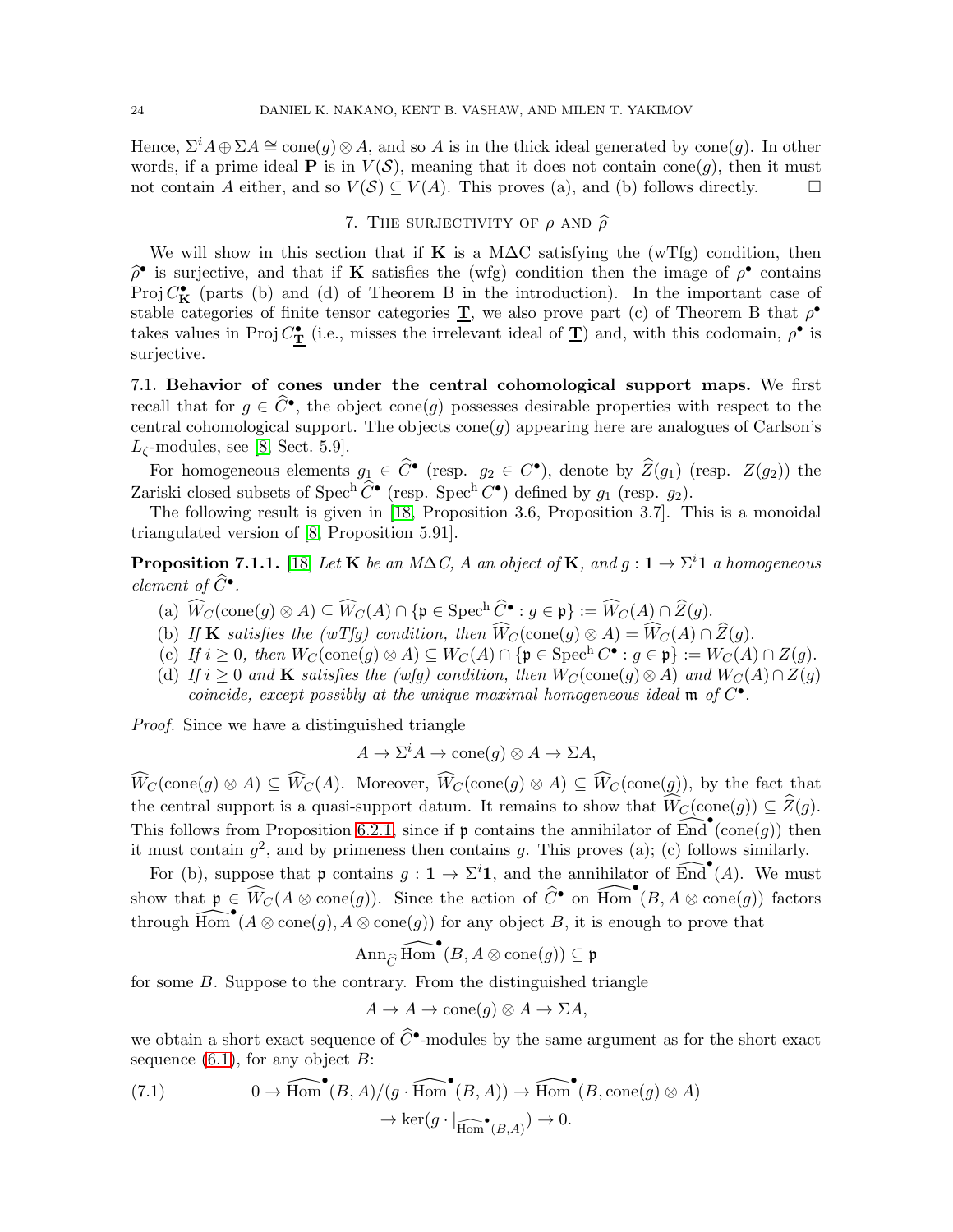Hence, $\Sigma^i A \oplus \Sigma A \cong \mathrm{cone}(g) \otimes A$, and so $A$ is in the thick ideal generated by $\mathrm{cone}(g)$. In other words, if a prime ideal $\mathbf{P}$ is in $V(\mathcal{S})$, meaning that it does not contain $\mathrm{cone}(g)$, then it must not contain $A$ either, and so $V(\mathcal{S}) \subseteq V(A)$. This proves (a), and (b) follows directly. $\square$

## 7. The surjectivity of $\rho$ and $\widehat{\rho}$

We will show in this section that if $\mathbf{K}$ is a MΔC satisfying the (wTfg) condition, then $\widehat{\rho}^\bullet$ is surjective, and that if $\mathbf{K}$ satisfies the (wfg) condition then the image of $\rho^\bullet$ contains $\mathrm{Proj}\, C^\bullet_{\mathbf{K}}$ (parts (b) and (d) of Theorem B in the introduction). In the important case of stable categories of finite tensor categories $\underline{\mathbf{T}}$, we also prove part (c) of Theorem B that $\rho^\bullet$ takes values in $\mathrm{Proj}\, C^\bullet_{\underline{\mathbf{T}}}$ (i.e., misses the irrelevant ideal of $\underline{\mathbf{T}}$) and, with this codomain, $\rho^\bullet$ is surjective.

**7.1. Behavior of cones under the central cohomological support maps.** We first recall that for $g \in \widehat{C}^\bullet$, the object $\mathrm{cone}(g)$ possesses desirable properties with respect to the central cohomological support. The objects $\mathrm{cone}(g)$ appearing here are analogues of Carlson's $L_\zeta$-modules, see [8, Sect. 5.9].

For homogeneous elements $g_1 \in \widehat{C}^\bullet$ (resp. $g_2 \in C^\bullet$), denote by $\widehat{Z}(g_1)$ (resp. $Z(g_2)$) the Zariski closed subsets of $\mathrm{Spec}^{\mathrm{h}}\, \widehat{C}^\bullet$ (resp. $\mathrm{Spec}^{\mathrm{h}}\, C^\bullet$) defined by $g_1$ (resp. $g_2$).

The following result is given in [18, Proposition 3.6, Proposition 3.7]. This is a monoidal triangulated version of [8, Proposition 5.91].

**Proposition 7.1.1.** [18] *Let $\mathbf{K}$ be an MΔC, $A$ an object of $\mathbf{K}$, and $g : \mathbf{1} \to \Sigma^i \mathbf{1}$ a homogeneous element of $\widehat{C}^\bullet$.*

- (a) $\widehat{W}_C(\mathrm{cone}(g) \otimes A) \subseteq \widehat{W}_C(A) \cap \{\mathfrak{p} \in \mathrm{Spec}^{\mathrm{h}}\, \widehat{C}^\bullet : g \in \mathfrak{p}\} := \widehat{W}_C(A) \cap \widehat{Z}(g)$.
- (b) *If $\mathbf{K}$ satisfies the (wTfg) condition, then* $\widehat{W}_C(\mathrm{cone}(g) \otimes A) = \widehat{W}_C(A) \cap \widehat{Z}(g)$.
- (c) *If $i \geq 0$, then* $W_C(\mathrm{cone}(g) \otimes A) \subseteq W_C(A) \cap \{\mathfrak{p} \in \mathrm{Spec}^{\mathrm{h}}\, C^\bullet : g \in \mathfrak{p}\} := W_C(A) \cap Z(g)$.
- (d) *If $i \geq 0$ and $\mathbf{K}$ satisfies the (wfg) condition, then $W_C(\mathrm{cone}(g) \otimes A)$ and $W_C(A) \cap Z(g)$ coincide, except possibly at the unique maximal homogeneous ideal $\mathfrak{m}$ of $C^\bullet$.*

*Proof.* Since we have a distinguished triangle

$$A \to \Sigma^i A \to \mathrm{cone}(g) \otimes A \to \Sigma A,$$

$\widehat{W}_C(\mathrm{cone}(g) \otimes A) \subseteq \widehat{W}_C(A)$. Moreover, $\widehat{W}_C(\mathrm{cone}(g) \otimes A) \subseteq \widehat{W}_C(\mathrm{cone}(g))$, by the fact that the central support is a quasi-support datum. It remains to show that $\widehat{W}_C(\mathrm{cone}(g)) \subseteq \widehat{Z}(g)$. This follows from Proposition 6.2.1, since if $\mathfrak{p}$ contains the annihilator of $\widehat{\mathrm{End}}^\bullet(\mathrm{cone}(g))$ then it must contain $g^2$, and by primeness then contains $g$. This proves (a); (c) follows similarly.

For (b), suppose that $\mathfrak{p}$ contains $g : \mathbf{1} \to \Sigma^i \mathbf{1}$, and the annihilator of $\widehat{\mathrm{End}}^\bullet(A)$. We must show that $\mathfrak{p} \in \widehat{W}_C(A \otimes \mathrm{cone}(g))$. Since the action of $\widehat{C}^\bullet$ on $\widehat{\mathrm{Hom}}^\bullet(B, A \otimes \mathrm{cone}(g))$ factors through $\widehat{\mathrm{Hom}}^\bullet(A \otimes \mathrm{cone}(g), A \otimes \mathrm{cone}(g))$ for any object $B$, it is enough to prove that

$$\mathrm{Ann}_{\widehat{C}}\, \widehat{\mathrm{Hom}}^\bullet(B, A \otimes \mathrm{cone}(g)) \subseteq \mathfrak{p}$$

for some $B$. Suppose to the contrary. From the distinguished triangle

$$A \to A \to \mathrm{cone}(g) \otimes A \to \Sigma A,$$

we obtain a short exact sequence of $\widehat{C}^\bullet$-modules by the same argument as for the short exact sequence (6.1), for any object $B$:

$$0 \to \widehat{\mathrm{Hom}}^\bullet(B, A)/(g \cdot \widehat{\mathrm{Hom}}^\bullet(B, A)) \to \widehat{\mathrm{Hom}}^\bullet(B, \mathrm{cone}(g) \otimes A) \to \ker(g \cdot |_{\widehat{\mathrm{Hom}}^\bullet(B,A)}) \to 0. \tag{7.1}$$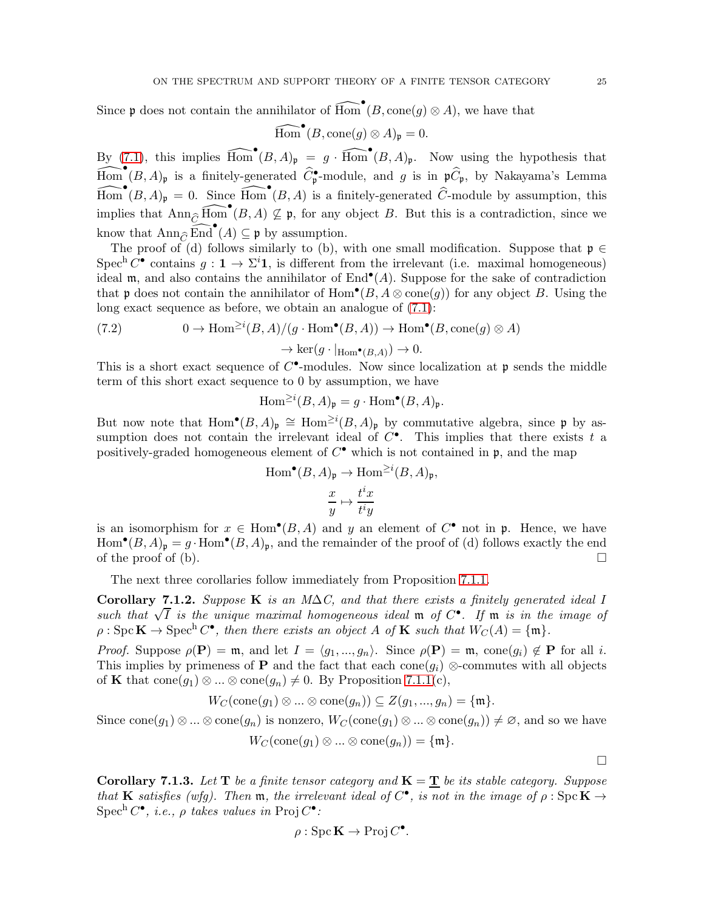Since $\mathfrak{p}$ does not contain the annihilator of $\widehat{\operatorname{Hom}}^\bullet(B, \operatorname{cone}(g) \otimes A)$, we have that

$$\widehat{\operatorname{Hom}}^\bullet(B, \operatorname{cone}(g) \otimes A)_\mathfrak{p} = 0.$$

By (7.1), this implies $\widehat{\operatorname{Hom}}^\bullet(B, A)_\mathfrak{p} = g \cdot \widehat{\operatorname{Hom}}^\bullet(B, A)_\mathfrak{p}$. Now using the hypothesis that $\widehat{\operatorname{Hom}}^\bullet(B, A)_\mathfrak{p}$ is a finitely-generated $\widehat{C}^\bullet_\mathfrak{p}$-module, and $g$ is in $\mathfrak{p}\widehat{C}_\mathfrak{p}$, by Nakayama's Lemma $\widehat{\operatorname{Hom}}^\bullet(B, A)_\mathfrak{p} = 0$. Since $\widehat{\operatorname{Hom}}^\bullet(B, A)$ is a finitely-generated $\widehat{C}$-module by assumption, this implies that $\operatorname{Ann}_{\widehat{C}} \widehat{\operatorname{Hom}}^\bullet(B, A) \not\subseteq \mathfrak{p}$, for any object $B$. But this is a contradiction, since we know that $\operatorname{Ann}_{\widehat{C}} \widehat{\operatorname{End}}^\bullet(A) \subseteq \mathfrak{p}$ by assumption.

The proof of (d) follows similarly to (b), with one small modification. Suppose that $\mathfrak{p} \in \operatorname{Spec}^{\mathrm{h}} C^\bullet$ contains $g : \mathbf{1} \to \Sigma^i \mathbf{1}$, is different from the irrelevant (i.e. maximal homogeneous) ideal $\mathfrak{m}$, and also contains the annihilator of $\operatorname{End}^\bullet(A)$. Suppose for the sake of contradiction that $\mathfrak{p}$ does not contain the annihilator of $\operatorname{Hom}^\bullet(B, A \otimes \operatorname{cone}(g))$ for any object $B$. Using the long exact sequence as before, we obtain an analogue of (7.1):

$$(7.2) \qquad 0 \to \operatorname{Hom}^{\geq i}(B, A)/(g \cdot \operatorname{Hom}^\bullet(B, A)) \to \operatorname{Hom}^\bullet(B, \operatorname{cone}(g) \otimes A)$$
$$\to \ker(g \cdot |_{\operatorname{Hom}^\bullet(B,A)}) \to 0.$$

This is a short exact sequence of $C^\bullet$-modules. Now since localization at $\mathfrak{p}$ sends the middle term of this short exact sequence to 0 by assumption, we have

$$\operatorname{Hom}^{\geq i}(B, A)_\mathfrak{p} = g \cdot \operatorname{Hom}^\bullet(B, A)_\mathfrak{p}.$$

But now note that $\operatorname{Hom}^\bullet(B, A)_\mathfrak{p} \cong \operatorname{Hom}^{\geq i}(B, A)_\mathfrak{p}$ by commutative algebra, since $\mathfrak{p}$ by assumption does not contain the irrelevant ideal of $C^\bullet$. This implies that there exists $t$ a positively-graded homogeneous element of $C^\bullet$ which is not contained in $\mathfrak{p}$, and the map

$$\operatorname{Hom}^\bullet(B, A)_\mathfrak{p} \to \operatorname{Hom}^{\geq i}(B, A)_\mathfrak{p},$$
$$\frac{x}{y} \mapsto \frac{t^i x}{t^i y}$$

is an isomorphism for $x \in \operatorname{Hom}^\bullet(B, A)$ and $y$ an element of $C^\bullet$ not in $\mathfrak{p}$. Hence, we have $\operatorname{Hom}^\bullet(B, A)_\mathfrak{p} = g \cdot \operatorname{Hom}^\bullet(B, A)_\mathfrak{p}$, and the remainder of the proof of (d) follows exactly the end of the proof of (b). $\square$

The next three corollaries follow immediately from Proposition 7.1.1.

**Corollary 7.1.2.** *Suppose* $\mathbf{K}$ *is an M$\Delta$C, and that there exists a finitely generated ideal $I$ such that $\sqrt{I}$ is the unique maximal homogeneous ideal $\mathfrak{m}$ of $C^\bullet$. If $\mathfrak{m}$ is in the image of $\rho : \operatorname{Spc} \mathbf{K} \to \operatorname{Spec}^{\mathrm{h}} C^\bullet$, then there exists an object $A$ of $\mathbf{K}$ such that $W_C(A) = \{\mathfrak{m}\}$.*

*Proof.* Suppose $\rho(\mathbf{P}) = \mathfrak{m}$, and let $I = \langle g_1, ..., g_n \rangle$. Since $\rho(\mathbf{P}) = \mathfrak{m}$, $\operatorname{cone}(g_i) \notin \mathbf{P}$ for all $i$. This implies by primeness of $\mathbf{P}$ and the fact that each $\operatorname{cone}(g_i)$ $\otimes$-commutes with all objects of $\mathbf{K}$ that $\operatorname{cone}(g_1) \otimes ... \otimes \operatorname{cone}(g_n) \neq 0$. By Proposition 7.1.1(c),

$$W_C(\operatorname{cone}(g_1) \otimes ... \otimes \operatorname{cone}(g_n)) \subseteq Z(g_1, ..., g_n) = \{\mathfrak{m}\}.$$

Since $\operatorname{cone}(g_1) \otimes ... \otimes \operatorname{cone}(g_n)$ is nonzero, $W_C(\operatorname{cone}(g_1) \otimes ... \otimes \operatorname{cone}(g_n)) \neq \varnothing$, and so we have

$$W_C(\operatorname{cone}(g_1) \otimes ... \otimes \operatorname{cone}(g_n)) = \{\mathfrak{m}\}.$$

$\square$

**Corollary 7.1.3.** *Let* $\mathbf{T}$ *be a finite tensor category and* $\mathbf{K} = \underline{\mathbf{T}}$ *be its stable category. Suppose that* $\mathbf{K}$ *satisfies (wfg). Then $\mathfrak{m}$, the irrelevant ideal of $C^\bullet$, is not in the image of $\rho : \operatorname{Spc} \mathbf{K} \to \operatorname{Spec}^{\mathrm{h}} C^\bullet$, i.e., $\rho$ takes values in $\operatorname{Proj} C^\bullet$:*

$$\rho : \operatorname{Spc} \mathbf{K} \to \operatorname{Proj} C^\bullet.$$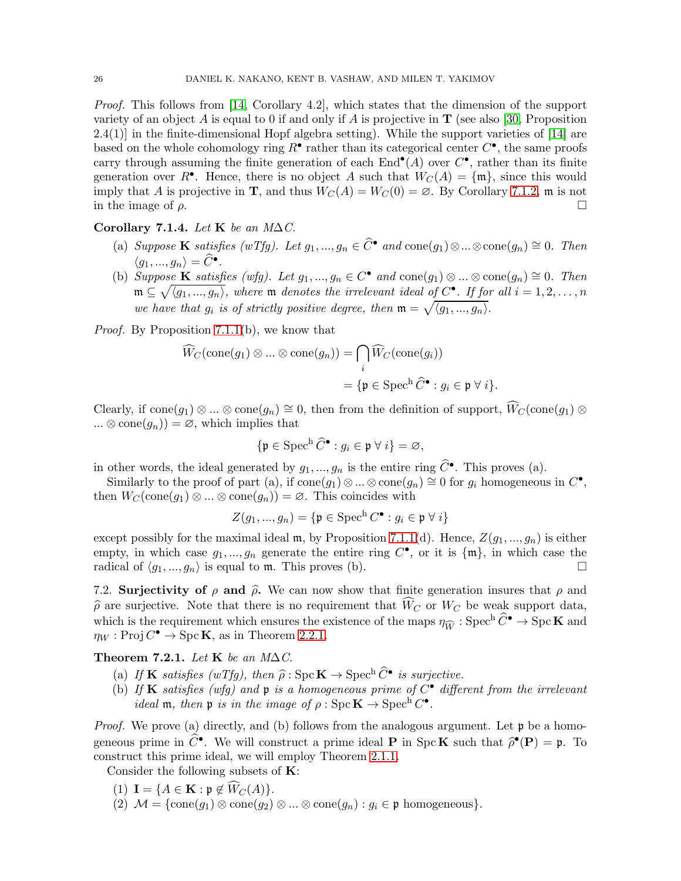*Proof.* This follows from [14, Corollary 4.2], which states that the dimension of the support variety of an object $A$ is equal to 0 if and only if $A$ is projective in $\mathbf{T}$ (see also [30, Proposition 2.4(1)] in the finite-dimensional Hopf algebra setting). While the support varieties of [14] are based on the whole cohomology ring $R^\bullet$ rather than its categorical center $C^\bullet$, the same proofs carry through assuming the finite generation of each $\mathrm{End}^\bullet(A)$ over $C^\bullet$, rather than its finite generation over $R^\bullet$. Hence, there is no object $A$ such that $W_C(A) = \{\mathfrak{m}\}$, since this would imply that $A$ is projective in $\mathbf{T}$, and thus $W_C(A) = W_C(0) = \varnothing$. By Corollary 7.1.2, $\mathfrak{m}$ is not in the image of $\rho$. $\square$

**Corollary 7.1.4.** *Let $\mathbf{K}$ be an $M\Delta C$.*

(a) *Suppose $\mathbf{K}$ satisfies (wTfg). Let $g_1, ..., g_n \in \widehat{C}^\bullet$ and $\mathrm{cone}(g_1) \otimes ... \otimes \mathrm{cone}(g_n) \cong 0$. Then $\langle g_1, ..., g_n \rangle = \widehat{C}^\bullet$.*

(b) *Suppose $\mathbf{K}$ satisfies (wfg). Let $g_1, ..., g_n \in C^\bullet$ and $\mathrm{cone}(g_1) \otimes ... \otimes \mathrm{cone}(g_n) \cong 0$. Then $\mathfrak{m} \subseteq \sqrt{\langle g_1, ..., g_n \rangle}$, where $\mathfrak{m}$ denotes the irrelevant ideal of $C^\bullet$. If for all $i = 1, 2, \dots, n$ we have that $g_i$ is of strictly positive degree, then $\mathfrak{m} = \sqrt{\langle g_1, ..., g_n \rangle}$.*

*Proof.* By Proposition 7.1.1(b), we know that

$$\widehat{W}_C(\mathrm{cone}(g_1) \otimes ... \otimes \mathrm{cone}(g_n)) = \bigcap_i \widehat{W}_C(\mathrm{cone}(g_i))$$
$$= \{\mathfrak{p} \in \mathrm{Spec}^{\mathrm{h}}\, \widehat{C}^\bullet : g_i \in \mathfrak{p}\ \forall\, i\}.$$

Clearly, if $\mathrm{cone}(g_1) \otimes ... \otimes \mathrm{cone}(g_n) \cong 0$, then from the definition of support, $\widehat{W}_C(\mathrm{cone}(g_1) \otimes ... \otimes \mathrm{cone}(g_n)) = \varnothing$, which implies that

$$\{\mathfrak{p} \in \mathrm{Spec}^{\mathrm{h}}\, \widehat{C}^\bullet : g_i \in \mathfrak{p}\ \forall\, i\} = \varnothing,$$

in other words, the ideal generated by $g_1, ..., g_n$ is the entire ring $\widehat{C}^\bullet$. This proves (a).

Similarly to the proof of part (a), if $\mathrm{cone}(g_1) \otimes ... \otimes \mathrm{cone}(g_n) \cong 0$ for $g_i$ homogeneous in $C^\bullet$, then $W_C(\mathrm{cone}(g_1) \otimes ... \otimes \mathrm{cone}(g_n)) = \varnothing$. This coincides with

$$Z(g_1, ..., g_n) = \{\mathfrak{p} \in \mathrm{Spec}^{\mathrm{h}}\, C^\bullet : g_i \in \mathfrak{p}\ \forall\, i\}$$

except possibly for the maximal ideal $\mathfrak{m}$, by Proposition 7.1.1(d). Hence, $Z(g_1, ..., g_n)$ is either empty, in which case $g_1, ..., g_n$ generate the entire ring $C^\bullet$, or it is $\{\mathfrak{m}\}$, in which case the radical of $\langle g_1, ..., g_n \rangle$ is equal to $\mathfrak{m}$. This proves (b). $\square$

7.2. **Surjectivity of $\rho$ and $\widehat{\rho}$.** We can now show that finite generation insures that $\rho$ and $\widehat{\rho}$ are surjective. Note that there is no requirement that $\widehat{W}_C$ or $W_C$ be weak support data, which is the requirement which ensures the existence of the maps $\eta_{\widehat{W}} : \mathrm{Spec}^{\mathrm{h}}\, \widehat{C}^\bullet \to \mathrm{Spc}\, \mathbf{K}$ and $\eta_W : \mathrm{Proj}\, C^\bullet \to \mathrm{Spc}\, \mathbf{K}$, as in Theorem 2.2.1.

**Theorem 7.2.1.** *Let $\mathbf{K}$ be an $M\Delta C$.*

(a) *If $\mathbf{K}$ satisfies (wTfg), then $\widehat{\rho} : \mathrm{Spc}\, \mathbf{K} \to \mathrm{Spec}^{\mathrm{h}}\, \widehat{C}^\bullet$ is surjective.*

(b) *If $\mathbf{K}$ satisfies (wfg) and $\mathfrak{p}$ is a homogeneous prime of $C^\bullet$ different from the irrelevant ideal $\mathfrak{m}$, then $\mathfrak{p}$ is in the image of $\rho : \mathrm{Spc}\, \mathbf{K} \to \mathrm{Spec}^{\mathrm{h}}\, C^\bullet$.*

*Proof.* We prove (a) directly, and (b) follows from the analogous argument. Let $\mathfrak{p}$ be a homogeneous prime in $\widehat{C}^\bullet$. We will construct a prime ideal $\mathbf{P}$ in $\mathrm{Spc}\, \mathbf{K}$ such that $\widehat{\rho}^\bullet(\mathbf{P}) = \mathfrak{p}$. To construct this prime ideal, we will employ Theorem 2.1.1.

Consider the following subsets of $\mathbf{K}$:

(1) $\mathbf{I} = \{A \in \mathbf{K} : \mathfrak{p} \notin \widehat{W}_C(A)\}$.
(2) $\mathcal{M} = \{\mathrm{cone}(g_1) \otimes \mathrm{cone}(g_2) \otimes ... \otimes \mathrm{cone}(g_n) : g_i \in \mathfrak{p} \text{ homogeneous}\}$.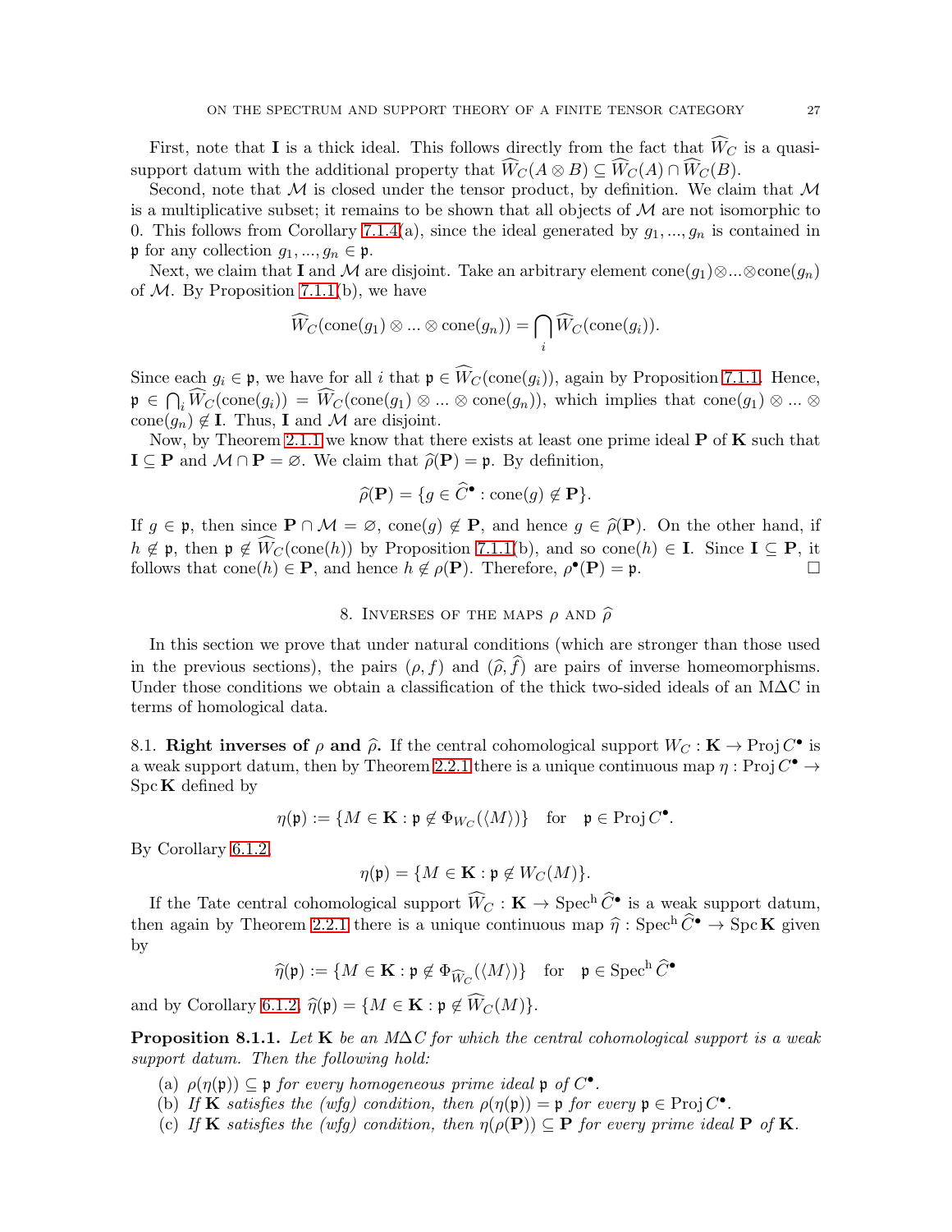First, note that $\mathbf{I}$ is a thick ideal. This follows directly from the fact that $\widehat{W}_C$ is a quasi-support datum with the additional property that $\widehat{W}_C(A \otimes B) \subseteq \widehat{W}_C(A) \cap \widehat{W}_C(B)$.

Second, note that $\mathcal{M}$ is closed under the tensor product, by definition. We claim that $\mathcal{M}$ is a multiplicative subset; it remains to be shown that all objects of $\mathcal{M}$ are not isomorphic to 0. This follows from Corollary 7.1.4(a), since the ideal generated by $g_1, ..., g_n$ is contained in $\mathfrak{p}$ for any collection $g_1, ..., g_n \in \mathfrak{p}$.

Next, we claim that $\mathbf{I}$ and $\mathcal{M}$ are disjoint. Take an arbitrary element $\operatorname{cone}(g_1) \otimes ... \otimes \operatorname{cone}(g_n)$ of $\mathcal{M}$. By Proposition 7.1.1(b), we have

$$\widehat{W}_C(\operatorname{cone}(g_1) \otimes ... \otimes \operatorname{cone}(g_n)) = \bigcap_i \widehat{W}_C(\operatorname{cone}(g_i)).$$

Since each $g_i \in \mathfrak{p}$, we have for all $i$ that $\mathfrak{p} \in \widehat{W}_C(\operatorname{cone}(g_i))$, again by Proposition 7.1.1. Hence, $\mathfrak{p} \in \bigcap_i \widehat{W}_C(\operatorname{cone}(g_i)) = \widehat{W}_C(\operatorname{cone}(g_1) \otimes ... \otimes \operatorname{cone}(g_n))$, which implies that $\operatorname{cone}(g_1) \otimes ... \otimes \operatorname{cone}(g_n) \notin \mathbf{I}$. Thus, $\mathbf{I}$ and $\mathcal{M}$ are disjoint.

Now, by Theorem 2.1.1 we know that there exists at least one prime ideal $\mathbf{P}$ of $\mathbf{K}$ such that $\mathbf{I} \subseteq \mathbf{P}$ and $\mathcal{M} \cap \mathbf{P} = \varnothing$. We claim that $\widehat{\rho}(\mathbf{P}) = \mathfrak{p}$. By definition,

$$\widehat{\rho}(\mathbf{P}) = \{g \in \widehat{C}^{\bullet} : \operatorname{cone}(g) \notin \mathbf{P}\}.$$

If $g \in \mathfrak{p}$, then since $\mathbf{P} \cap \mathcal{M} = \varnothing$, $\operatorname{cone}(g) \notin \mathbf{P}$, and hence $g \in \widehat{\rho}(\mathbf{P})$. On the other hand, if $h \notin \mathfrak{p}$, then $\mathfrak{p} \notin \widehat{W}_C(\operatorname{cone}(h))$ by Proposition 7.1.1(b), and so $\operatorname{cone}(h) \in \mathbf{I}$. Since $\mathbf{I} \subseteq \mathbf{P}$, it follows that $\operatorname{cone}(h) \in \mathbf{P}$, and hence $h \notin \rho(\mathbf{P})$. Therefore, $\rho^{\bullet}(\mathbf{P}) = \mathfrak{p}$. $\square$

## 8. Inverses of the maps $\rho$ and $\widehat{\rho}$

In this section we prove that under natural conditions (which are stronger than those used in the previous sections), the pairs $(\rho, f)$ and $(\widehat{\rho}, \widehat{f})$ are pairs of inverse homeomorphisms. Under those conditions we obtain a classification of the thick two-sided ideals of an M$\Delta$C in terms of homological data.

8.1. **Right inverses of $\rho$ and $\widehat{\rho}$.** If the central cohomological support $W_C : \mathbf{K} \to \operatorname{Proj} C^{\bullet}$ is a weak support datum, then by Theorem 2.2.1 there is a unique continuous map $\eta : \operatorname{Proj} C^{\bullet} \to \operatorname{Spc} \mathbf{K}$ defined by

$$\eta(\mathfrak{p}) := \{M \in \mathbf{K} : \mathfrak{p} \notin \Phi_{W_C}(\langle M \rangle)\} \quad \text{for} \quad \mathfrak{p} \in \operatorname{Proj} C^{\bullet}.$$

By Corollary 6.1.2,

$$\eta(\mathfrak{p}) = \{M \in \mathbf{K} : \mathfrak{p} \notin W_C(M)\}.$$

If the Tate central cohomological support $\widehat{W}_C : \mathbf{K} \to \operatorname{Spec}^{\mathrm{h}} \widehat{C}^{\bullet}$ is a weak support datum, then again by Theorem 2.2.1 there is a unique continuous map $\widehat{\eta} : \operatorname{Spec}^{\mathrm{h}} \widehat{C}^{\bullet} \to \operatorname{Spc} \mathbf{K}$ given by

$$\widehat{\eta}(\mathfrak{p}) := \{M \in \mathbf{K} : \mathfrak{p} \notin \Phi_{\widehat{W}_C}(\langle M \rangle)\} \quad \text{for} \quad \mathfrak{p} \in \operatorname{Spec}^{\mathrm{h}} \widehat{C}^{\bullet}$$

and by Corollary 6.1.2, $\widehat{\eta}(\mathfrak{p}) = \{M \in \mathbf{K} : \mathfrak{p} \notin \widehat{W}_C(M)\}$.

**Proposition 8.1.1.** *Let $\mathbf{K}$ be an M$\Delta$C for which the central cohomological support is a weak support datum. Then the following hold:*

- (a) *$\rho(\eta(\mathfrak{p})) \subseteq \mathfrak{p}$ for every homogeneous prime ideal $\mathfrak{p}$ of $C^{\bullet}$.*
- (b) *If $\mathbf{K}$ satisfies the (wfg) condition, then $\rho(\eta(\mathfrak{p})) = \mathfrak{p}$ for every $\mathfrak{p} \in \operatorname{Proj} C^{\bullet}$.*
- (c) *If $\mathbf{K}$ satisfies the (wfg) condition, then $\eta(\rho(\mathbf{P})) \subseteq \mathbf{P}$ for every prime ideal $\mathbf{P}$ of $\mathbf{K}$.*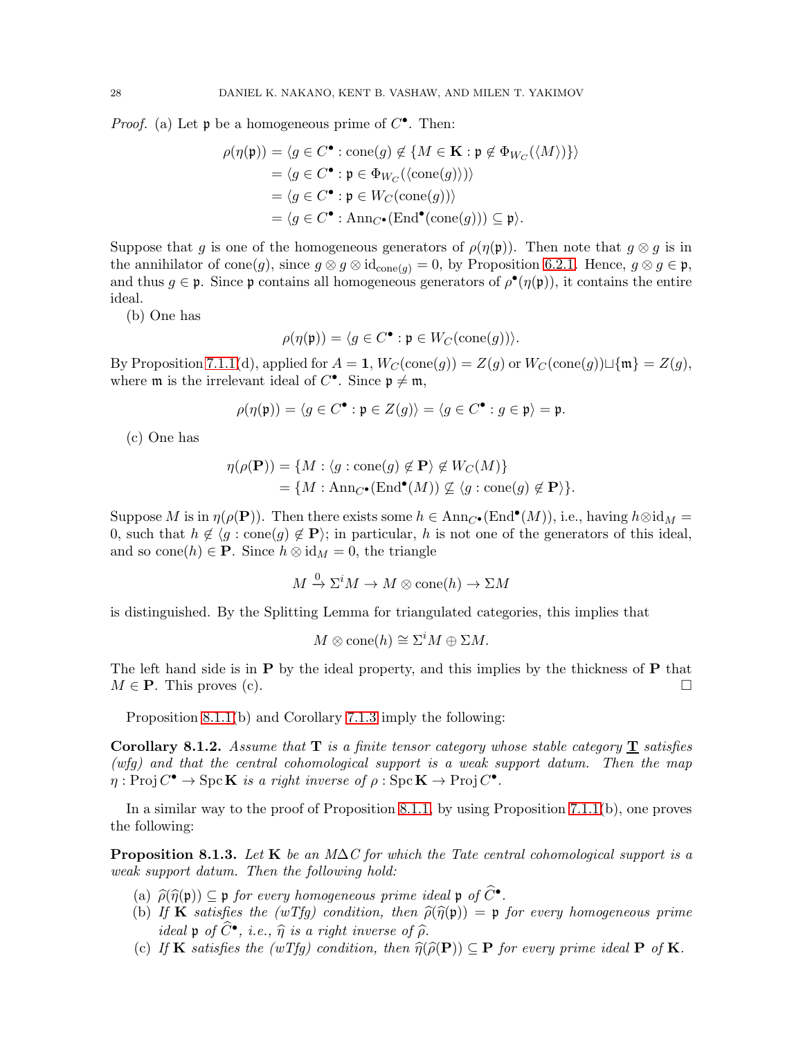*Proof.* (a) Let $\mathfrak{p}$ be a homogeneous prime of $C^\bullet$. Then:

$$\begin{aligned}
\rho(\eta(\mathfrak{p})) &= \langle g \in C^\bullet : \mathrm{cone}(g) \notin \{M \in \mathbf{K} : \mathfrak{p} \notin \Phi_{W_C}(\langle M \rangle)\}\rangle \\
&= \langle g \in C^\bullet : \mathfrak{p} \in \Phi_{W_C}(\langle \mathrm{cone}(g)\rangle)\rangle \\
&= \langle g \in C^\bullet : \mathfrak{p} \in W_C(\mathrm{cone}(g))\rangle \\
&= \langle g \in C^\bullet : \mathrm{Ann}_{C^\bullet}(\mathrm{End}^\bullet(\mathrm{cone}(g))) \subseteq \mathfrak{p}\rangle.
\end{aligned}$$

Suppose that $g$ is one of the homogeneous generators of $\rho(\eta(\mathfrak{p}))$. Then note that $g \otimes g$ is in the annihilator of $\mathrm{cone}(g)$, since $g \otimes g \otimes \mathrm{id}_{\mathrm{cone}(g)} = 0$, by Proposition 6.2.1. Hence, $g \otimes g \in \mathfrak{p}$, and thus $g \in \mathfrak{p}$. Since $\mathfrak{p}$ contains all homogeneous generators of $\rho^\bullet(\eta(\mathfrak{p}))$, it contains the entire ideal.

(b) One has

$$\rho(\eta(\mathfrak{p})) = \langle g \in C^\bullet : \mathfrak{p} \in W_C(\mathrm{cone}(g))\rangle.$$

By Proposition 7.1.1(d), applied for $A = \mathbf{1}$, $W_C(\mathrm{cone}(g)) = Z(g)$ or $W_C(\mathrm{cone}(g)) \sqcup \{\mathfrak{m}\} = Z(g)$, where $\mathfrak{m}$ is the irrelevant ideal of $C^\bullet$. Since $\mathfrak{p} \neq \mathfrak{m}$,

$$\rho(\eta(\mathfrak{p})) = \langle g \in C^\bullet : \mathfrak{p} \in Z(g)\rangle = \langle g \in C^\bullet : g \in \mathfrak{p}\rangle = \mathfrak{p}.$$

(c) One has

$$\begin{aligned}
\eta(\rho(\mathbf{P})) &= \{M : \langle g : \mathrm{cone}(g) \notin \mathbf{P}\rangle \notin W_C(M)\} \\
&= \{M : \mathrm{Ann}_{C^\bullet}(\mathrm{End}^\bullet(M)) \not\subseteq \langle g : \mathrm{cone}(g) \notin \mathbf{P}\rangle\}.
\end{aligned}$$

Suppose $M$ is in $\eta(\rho(\mathbf{P}))$. Then there exists some $h \in \mathrm{Ann}_{C^\bullet}(\mathrm{End}^\bullet(M))$, i.e., having $h \otimes \mathrm{id}_M = 0$, such that $h \notin \langle g : \mathrm{cone}(g) \notin \mathbf{P}\rangle$; in particular, $h$ is not one of the generators of this ideal, and so $\mathrm{cone}(h) \in \mathbf{P}$. Since $h \otimes \mathrm{id}_M = 0$, the triangle

$$M \xrightarrow{0} \Sigma^i M \to M \otimes \mathrm{cone}(h) \to \Sigma M$$

is distinguished. By the Splitting Lemma for triangulated categories, this implies that

$$M \otimes \mathrm{cone}(h) \cong \Sigma^i M \oplus \Sigma M.$$

The left hand side is in $\mathbf{P}$ by the ideal property, and this implies by the thickness of $\mathbf{P}$ that $M \in \mathbf{P}$. This proves (c). ☐

Proposition 8.1.1(b) and Corollary 7.1.3 imply the following:

**Corollary 8.1.2.** *Assume that $\mathbf{T}$ is a finite tensor category whose stable category $\underline{\mathbf{T}}$ satisfies (wfg) and that the central cohomological support is a weak support datum. Then the map $\eta : \mathrm{Proj}\, C^\bullet \to \mathrm{Spc}\, \mathbf{K}$ is a right inverse of $\rho : \mathrm{Spc}\, \mathbf{K} \to \mathrm{Proj}\, C^\bullet$.*

In a similar way to the proof of Proposition 8.1.1, by using Proposition 7.1.1(b), one proves the following:

**Proposition 8.1.3.** *Let $\mathbf{K}$ be an $M\Delta C$ for which the Tate central cohomological support is a weak support datum. Then the following hold:*

- (a) *$\widehat{\rho}(\widehat{\eta}(\mathfrak{p})) \subseteq \mathfrak{p}$ for every homogeneous prime ideal $\mathfrak{p}$ of $\widehat{C}^\bullet$.*
- (b) *If $\mathbf{K}$ satisfies the (wTfg) condition, then $\widehat{\rho}(\widehat{\eta}(\mathfrak{p})) = \mathfrak{p}$ for every homogeneous prime ideal $\mathfrak{p}$ of $\widehat{C}^\bullet$, i.e., $\widehat{\eta}$ is a right inverse of $\widehat{\rho}$.*
- (c) *If $\mathbf{K}$ satisfies the (wTfg) condition, then $\widehat{\eta}(\widehat{\rho}(\mathbf{P})) \subseteq \mathbf{P}$ for every prime ideal $\mathbf{P}$ of $\mathbf{K}$.*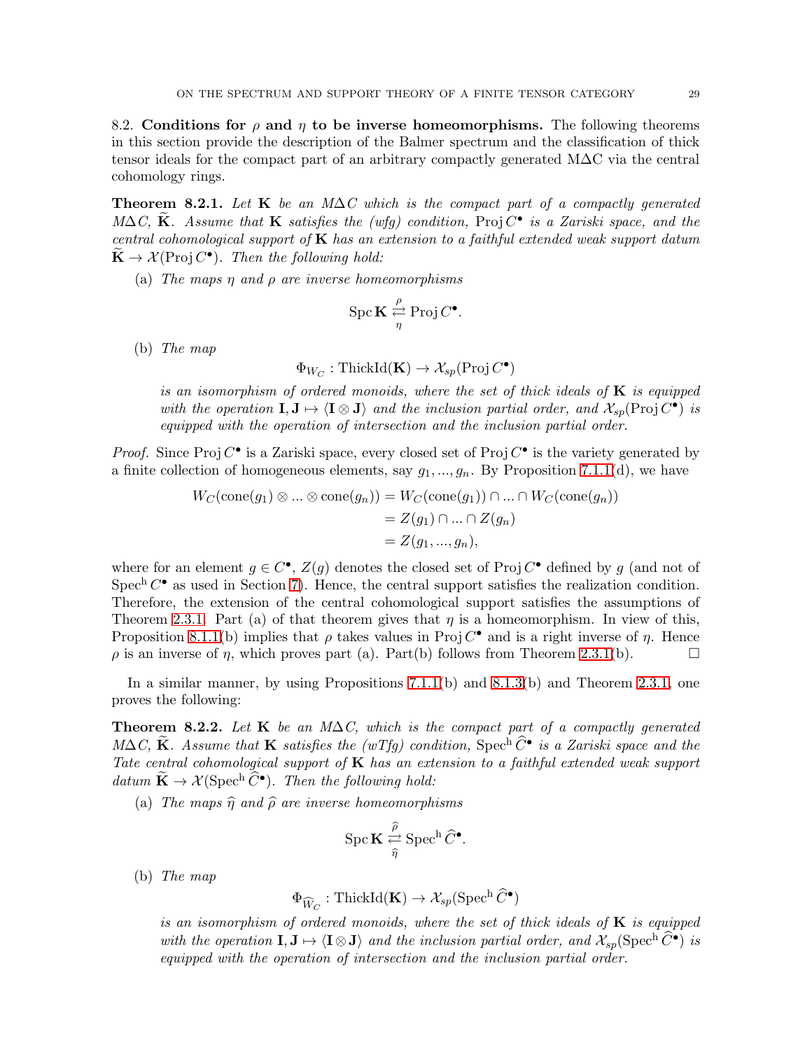**8.2. Conditions for $\rho$ and $\eta$ to be inverse homeomorphisms.** The following theorems in this section provide the description of the Balmer spectrum and the classification of thick tensor ideals for the compact part of an arbitrary compactly generated M$\Delta$C via the central cohomology rings.

**Theorem 8.2.1.** *Let $\mathbf{K}$ be an M$\Delta$C which is the compact part of a compactly generated M$\Delta$C, $\widetilde{\mathbf{K}}$. Assume that $\mathbf{K}$ satisfies the (wfg) condition, $\operatorname{Proj} C^\bullet$ is a Zariski space, and the central cohomological support of $\mathbf{K}$ has an extension to a faithful extended weak support datum $\widetilde{\mathbf{K}} \to \mathcal{X}(\operatorname{Proj} C^\bullet)$. Then the following hold:*

(a) *The maps $\eta$ and $\rho$ are inverse homeomorphisms*

$$\operatorname{Spc} \mathbf{K} \underset{\eta}{\overset{\rho}{\rightleftarrows}} \operatorname{Proj} C^\bullet.$$

(b) *The map*

$$\Phi_{W_C} : \operatorname{ThickId}(\mathbf{K}) \to \mathcal{X}_{sp}(\operatorname{Proj} C^\bullet)$$

*is an isomorphism of ordered monoids, where the set of thick ideals of $\mathbf{K}$ is equipped with the operation $\mathbf{I}, \mathbf{J} \mapsto \langle \mathbf{I} \otimes \mathbf{J} \rangle$ and the inclusion partial order, and $\mathcal{X}_{sp}(\operatorname{Proj} C^\bullet)$ is equipped with the operation of intersection and the inclusion partial order.*

*Proof.* Since $\operatorname{Proj} C^\bullet$ is a Zariski space, every closed set of $\operatorname{Proj} C^\bullet$ is the variety generated by a finite collection of homogeneous elements, say $g_1, ..., g_n$. By Proposition 7.1.1(d), we have

$$\begin{aligned} W_C(\operatorname{cone}(g_1) \otimes ... \otimes \operatorname{cone}(g_n)) &= W_C(\operatorname{cone}(g_1)) \cap ... \cap W_C(\operatorname{cone}(g_n)) \\ &= Z(g_1) \cap ... \cap Z(g_n) \\ &= Z(g_1, ..., g_n), \end{aligned}$$

where for an element $g \in C^\bullet$, $Z(g)$ denotes the closed set of $\operatorname{Proj} C^\bullet$ defined by $g$ (and not of $\operatorname{Spec}^{\mathrm{h}} C^\bullet$ as used in Section 7). Hence, the central support satisfies the realization condition. Therefore, the extension of the central cohomological support satisfies the assumptions of Theorem 2.3.1. Part (a) of that theorem gives that $\eta$ is a homeomorphism. In view of this, Proposition 8.1.1(b) implies that $\rho$ takes values in $\operatorname{Proj} C^\bullet$ and is a right inverse of $\eta$. Hence $\rho$ is an inverse of $\eta$, which proves part (a). Part(b) follows from Theorem 2.3.1(b). $\square$

In a similar manner, by using Propositions 7.1.1(b) and 8.1.3(b) and Theorem 2.3.1, one proves the following:

**Theorem 8.2.2.** *Let $\mathbf{K}$ be an M$\Delta$C, which is the compact part of a compactly generated M$\Delta$C, $\widetilde{\mathbf{K}}$. Assume that $\mathbf{K}$ satisfies the (wTfg) condition, $\operatorname{Spec}^{\mathrm{h}} \widehat{C}^\bullet$ is a Zariski space and the Tate central cohomological support of $\mathbf{K}$ has an extension to a faithful extended weak support datum $\widetilde{\mathbf{K}} \to \mathcal{X}(\operatorname{Spec}^{\mathrm{h}} \widehat{C}^\bullet)$. Then the following hold:*

(a) *The maps $\widehat{\eta}$ and $\widehat{\rho}$ are inverse homeomorphisms*

$$\operatorname{Spc} \mathbf{K} \underset{\widehat{\eta}}{\overset{\widehat{\rho}}{\rightleftarrows}} \operatorname{Spec}^{\mathrm{h}} \widehat{C}^\bullet.$$

(b) *The map*

$$\Phi_{\widehat{W_C}} : \operatorname{ThickId}(\mathbf{K}) \to \mathcal{X}_{sp}(\operatorname{Spec}^{\mathrm{h}} \widehat{C}^\bullet)$$

*is an isomorphism of ordered monoids, where the set of thick ideals of $\mathbf{K}$ is equipped with the operation $\mathbf{I}, \mathbf{J} \mapsto \langle \mathbf{I} \otimes \mathbf{J} \rangle$ and the inclusion partial order, and $\mathcal{X}_{sp}(\operatorname{Spec}^{\mathrm{h}} \widehat{C}^\bullet)$ is equipped with the operation of intersection and the inclusion partial order.*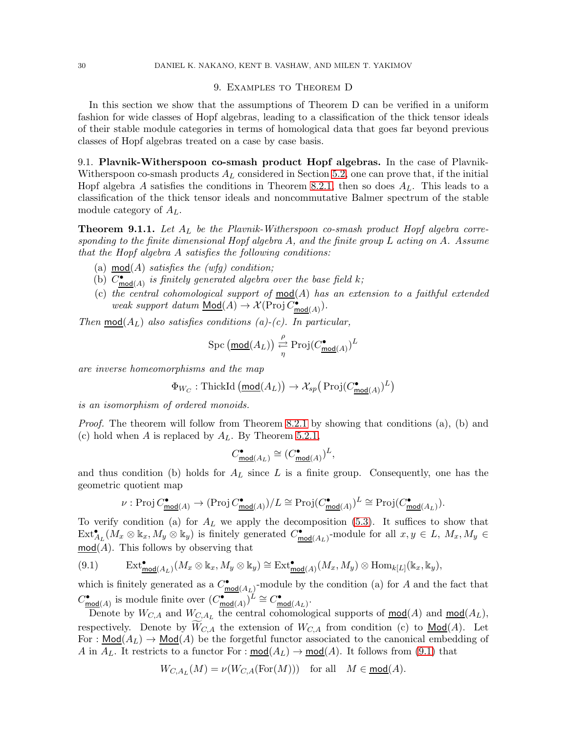## 9. Examples to Theorem D

In this section we show that the assumptions of Theorem D can be verified in a uniform fashion for wide classes of Hopf algebras, leading to a classification of the thick tensor ideals of their stable module categories in terms of homological data that goes far beyond previous classes of Hopf algebras treated on a case by case basis.

**9.1. Plavnik-Witherspoon co-smash product Hopf algebras.** In the case of Plavnik-Witherspoon co-smash products $A_L$ considered in Section 5.2, one can prove that, if the initial Hopf algebra $A$ satisfies the conditions in Theorem 8.2.1, then so does $A_L$. This leads to a classification of the thick tensor ideals and noncommutative Balmer spectrum of the stable module category of $A_L$.

**Theorem 9.1.1.** *Let $A_L$ be the Plavnik-Witherspoon co-smash product Hopf algebra corresponding to the finite dimensional Hopf algebra $A$, and the finite group $L$ acting on $A$. Assume that the Hopf algebra $A$ satisfies the following conditions:*

- (a) *$\underline{\mathsf{mod}}(A)$ satisfies the (wfg) condition;*
- (b) *$C^\bullet_{\underline{\mathsf{mod}}(A)}$ is finitely generated algebra over the base field $k$;*
- (c) *the central cohomological support of $\underline{\mathsf{mod}}(A)$ has an extension to a faithful extended weak support datum $\underline{\mathsf{Mod}}(A) \to \mathcal{X}(\operatorname{Proj} C^\bullet_{\underline{\mathsf{mod}}(A)})$.*

*Then $\underline{\mathsf{mod}}(A_L)$ also satisfies conditions (a)-(c). In particular,*

$$\operatorname{Spc}\left(\underline{\mathsf{mod}}(A_L)\right) \underset{\eta}{\overset{\rho}{\rightleftarrows}} \operatorname{Proj}(C^\bullet_{\underline{\mathsf{mod}}(A)})^L$$

*are inverse homeomorphisms and the map*

$$\Phi_{W_C} : \operatorname{ThickId}\left(\underline{\mathsf{mod}}(A_L)\right) \to \mathcal{X}_{sp}\big(\operatorname{Proj}(C^\bullet_{\underline{\mathsf{mod}}(A)})^L\big)$$

*is an isomorphism of ordered monoids.*

*Proof.* The theorem will follow from Theorem 8.2.1 by showing that conditions (a), (b) and (c) hold when $A$ is replaced by $A_L$. By Theorem 5.2.1,

$$C^\bullet_{\underline{\mathsf{mod}}(A_L)} \cong (C^\bullet_{\underline{\mathsf{mod}}(A)})^L,$$

and thus condition (b) holds for $A_L$ since $L$ is a finite group. Consequently, one has the geometric quotient map

$$\nu : \operatorname{Proj} C^\bullet_{\underline{\mathsf{mod}}(A)} \to (\operatorname{Proj} C^\bullet_{\underline{\mathsf{mod}}(A)})/L \cong \operatorname{Proj}(C^\bullet_{\underline{\mathsf{mod}}(A)})^L \cong \operatorname{Proj}(C^\bullet_{\underline{\mathsf{mod}}(A_L)}).$$

To verify condition (a) for $A_L$ we apply the decomposition (5.3). It suffices to show that $\operatorname{Ext}^\bullet_{A_L}(M_x \otimes \Bbbk_x, M_y \otimes \Bbbk_y)$ is finitely generated $C^\bullet_{\underline{\mathsf{mod}}(A_L)}$-module for all $x, y \in L$, $M_x, M_y \in \underline{\mathsf{mod}}(A)$. This follows by observing that

$$\operatorname{Ext}^\bullet_{\underline{\mathsf{mod}}(A_L)}(M_x \otimes \Bbbk_x, M_y \otimes \Bbbk_y) \cong \operatorname{Ext}^\bullet_{\underline{\mathsf{mod}}(A)}(M_x, M_y) \otimes \operatorname{Hom}_{k[L]}(\Bbbk_x, \Bbbk_y), \tag{9.1}$$

which is finitely generated as a $C^\bullet_{\underline{\mathsf{mod}}(A_L)}$-module by the condition (a) for $A$ and the fact that $C^\bullet_{\underline{\mathsf{mod}}(A)}$ is module finite over $(C^\bullet_{\underline{\mathsf{mod}}(A)})^L \cong C^\bullet_{\underline{\mathsf{mod}}(A_L)}$.

Denote by $W_{C,A}$ and $W_{C,A_L}$ the central cohomological supports of $\underline{\mathsf{mod}}(A)$ and $\underline{\mathsf{mod}}(A_L)$, respectively. Denote by $\widetilde{W}_{C,A}$ the extension of $W_{C,A}$ from condition (c) to $\underline{\mathsf{Mod}}(A)$. Let $\operatorname{For} : \underline{\mathsf{Mod}}(A_L) \to \underline{\mathsf{Mod}}(A)$ be the forgetful functor associated to the canonical embedding of $A$ in $A_L$. It restricts to a functor $\operatorname{For} : \underline{\mathsf{mod}}(A_L) \to \underline{\mathsf{mod}}(A)$. It follows from (9.1) that

$$W_{C,A_L}(M) = \nu(W_{C,A}(\operatorname{For}(M))) \quad \text{for all} \quad M \in \underline{\mathsf{mod}}(A).$$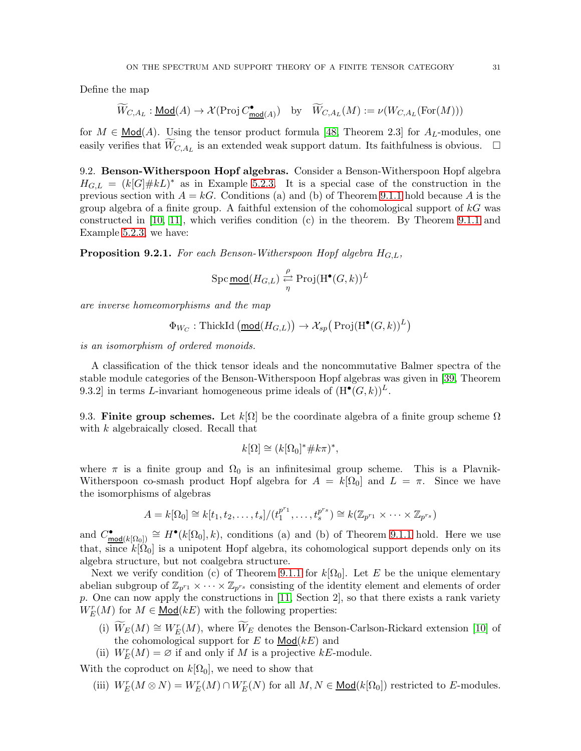Define the map

$$\widetilde{W}_{C,A_L} : \underline{\mathsf{Mod}}(A) \to \mathcal{X}(\operatorname{Proj} C^{\bullet}_{\underline{\mathsf{mod}}(A)}) \quad \text{by} \quad \widetilde{W}_{C,A_L}(M) := \nu(W_{C,A_L}(\operatorname{For}(M)))$$

for $M \in \underline{\mathsf{Mod}}(A)$. Using the tensor product formula [48, Theorem 2.3] for $A_L$-modules, one easily verifies that $\widetilde{W}_{C,A_L}$ is an extended weak support datum. Its faithfulness is obvious. $\square$

**9.2. Benson-Witherspoon Hopf algebras.** Consider a Benson-Witherspoon Hopf algebra $H_{G,L} = (k[G]\# kL)^*$ as in Example 5.2.3. It is a special case of the construction in the previous section with $A = kG$. Conditions (a) and (b) of Theorem 9.1.1 hold because $A$ is the group algebra of a finite group. A faithful extension of the cohomological support of $kG$ was constructed in [10, 11], which verifies condition (c) in the theorem. By Theorem 9.1.1 and Example 5.2.3, we have:

**Proposition 9.2.1.** *For each Benson-Witherspoon Hopf algebra $H_{G,L}$,*

$$\operatorname{Spc} \underline{\mathsf{mod}}(H_{G,L}) \underset{\eta}{\overset{\rho}{\rightleftarrows}} \operatorname{Proj}(\mathrm{H}^{\bullet}(G,k))^L$$

*are inverse homeomorphisms and the map*

$$\Phi_{W_C} : \operatorname{ThickId}\big(\underline{\mathsf{mod}}(H_{G,L})\big) \to \mathcal{X}_{sp}\big(\operatorname{Proj}(\mathrm{H}^{\bullet}(G,k))^L\big)$$

*is an isomorphism of ordered monoids.*

A classification of the thick tensor ideals and the noncommutative Balmer spectra of the stable module categories of the Benson-Witherspoon Hopf algebras was given in [39, Theorem 9.3.2] in terms $L$-invariant homogeneous prime ideals of $(\mathrm{H}^{\bullet}(G,k))^L$.

**9.3. Finite group schemes.** Let $k[\Omega]$ be the coordinate algebra of a finite group scheme $\Omega$ with $k$ algebraically closed. Recall that

$$k[\Omega] \cong (k[\Omega_0]^* \# k\pi)^*,$$

where $\pi$ is a finite group and $\Omega_0$ is an infinitesimal group scheme. This is a Plavnik-Witherspoon co-smash product Hopf algebra for $A = k[\Omega_0]$ and $L = \pi$. Since we have the isomorphisms of algebras

$$A = k[\Omega_0] \cong k[t_1, t_2, \ldots, t_s]/(t_1^{p^{r_1}}, \ldots, t_s^{p^{r_s}}) \cong k(\mathbb{Z}_{p^{r_1}} \times \cdots \times \mathbb{Z}_{p^{r_s}})$$

and $C^{\bullet}_{\underline{\mathsf{mod}}(k[\Omega_0])} \cong H^{\bullet}(k[\Omega_0], k)$, conditions (a) and (b) of Theorem 9.1.1 hold. Here we use that, since $k[\Omega_0]$ is a unipotent Hopf algebra, its cohomological support depends only on its algebra structure, but not coalgebra structure.

Next we verify condition (c) of Theorem 9.1.1 for $k[\Omega_0]$. Let $E$ be the unique elementary abelian subgroup of $\mathbb{Z}_{p^{r_1}} \times \cdots \times \mathbb{Z}_{p^{r_s}}$ consisting of the identity element and elements of order $p$. One can now apply the constructions in [11, Section 2], so that there exists a rank variety $W_E^r(M)$ for $M \in \underline{\mathsf{Mod}}(kE)$ with the following properties:

(i) $\widetilde{W}_E(M) \cong W_E^r(M)$, where $\widetilde{W}_E$ denotes the Benson-Carlson-Rickard extension [10] of the cohomological support for $E$ to $\underline{\mathsf{Mod}}(kE)$ and

(ii) $W_E^r(M) = \varnothing$ if and only if $M$ is a projective $kE$-module.

With the coproduct on $k[\Omega_0]$, we need to show that

(iii) $W_E^r(M \otimes N) = W_E^r(M) \cap W_E^r(N)$ for all $M, N \in \underline{\mathsf{Mod}}(k[\Omega_0])$ restricted to $E$-modules.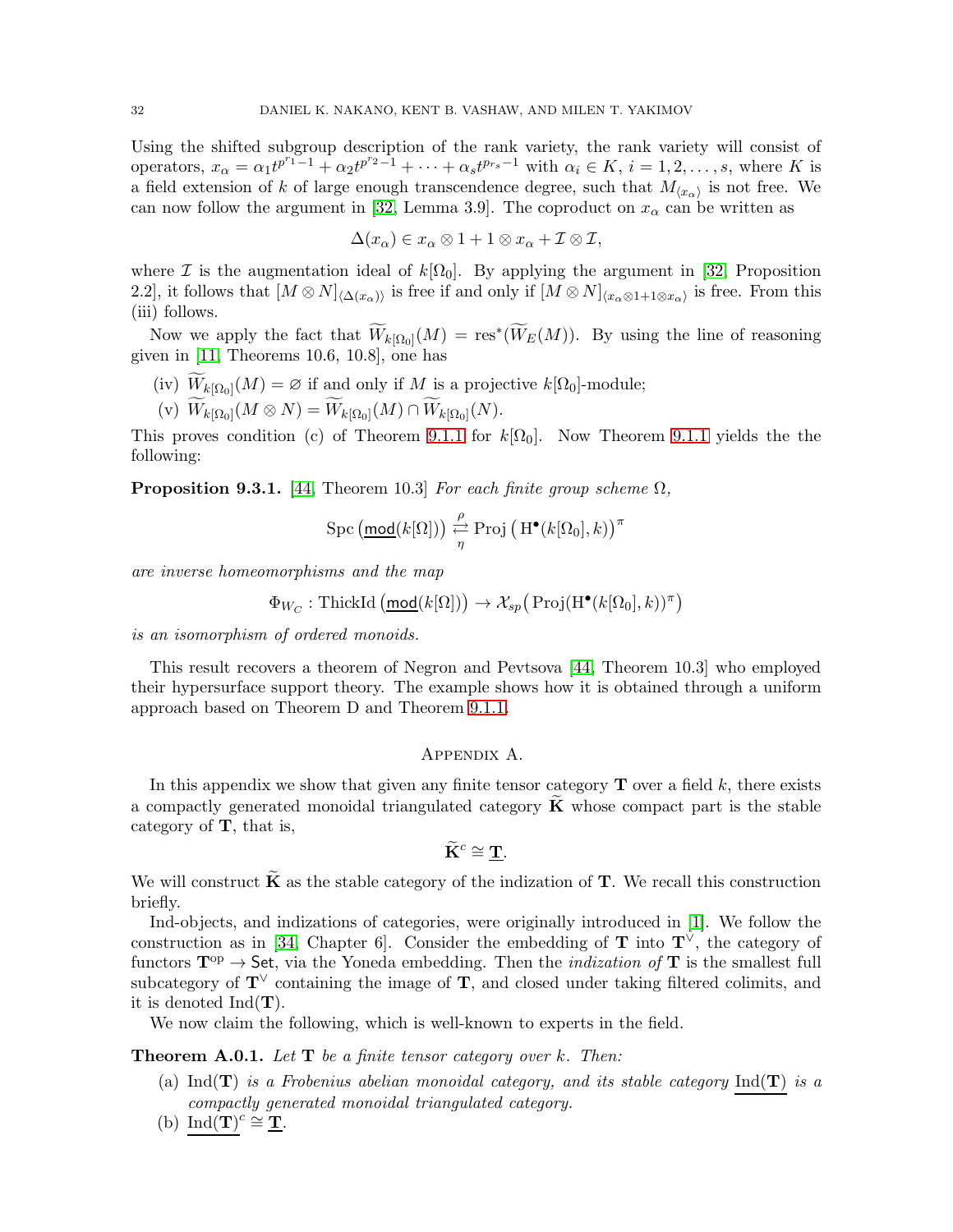Using the shifted subgroup description of the rank variety, the rank variety will consist of operators, $x_\alpha = \alpha_1 t^{p^{r_1}-1} + \alpha_2 t^{p^{r_2}-1} + \cdots + \alpha_s t^{p^{r_s}-1}$ with $\alpha_i \in K$, $i = 1, 2, \ldots, s$, where $K$ is a field extension of $k$ of large enough transcendence degree, such that $M_{\langle x_\alpha \rangle}$ is not free. We can now follow the argument in [32, Lemma 3.9]. The coproduct on $x_\alpha$ can be written as

$$\Delta(x_\alpha) \in x_\alpha \otimes 1 + 1 \otimes x_\alpha + \mathcal{I} \otimes \mathcal{I},$$

where $\mathcal{I}$ is the augmentation ideal of $k[\Omega_0]$. By applying the argument in [32, Proposition 2.2], it follows that $[M \otimes N]_{\langle \Delta(x_\alpha) \rangle}$ is free if and only if $[M \otimes N]_{\langle x_\alpha \otimes 1 + 1 \otimes x_\alpha \rangle}$ is free. From this (iii) follows.

Now we apply the fact that $\widetilde{W}_{k[\Omega_0]}(M) = \operatorname{res}^*(\widetilde{W}_E(M))$. By using the line of reasoning given in [11, Theorems 10.6, 10.8], one has

(iv) $\widetilde{W}_{k[\Omega_0]}(M) = \varnothing$ if and only if $M$ is a projective $k[\Omega_0]$-module;

(v) $\widetilde{W}_{k[\Omega_0]}(M \otimes N) = \widetilde{W}_{k[\Omega_0]}(M) \cap \widetilde{W}_{k[\Omega_0]}(N)$.

This proves condition (c) of Theorem 9.1.1 for $k[\Omega_0]$. Now Theorem 9.1.1 yields the the following:

**Proposition 9.3.1.** [44, Theorem 10.3] *For each finite group scheme $\Omega$,*

$$\operatorname{Spc}\left(\underline{\mathsf{mod}}(k[\Omega])\right) \underset{\eta}{\overset{\rho}{\rightleftarrows}} \operatorname{Proj}\left(\mathrm{H}^\bullet(k[\Omega_0], k)\right)^\pi$$

*are inverse homeomorphisms and the map*

$$\Phi_{W_C} : \operatorname{ThickId}\left(\underline{\mathsf{mod}}(k[\Omega])\right) \to \mathcal{X}_{sp}\big(\operatorname{Proj}(\mathrm{H}^\bullet(k[\Omega_0], k))^\pi\big)$$

*is an isomorphism of ordered monoids.*

This result recovers a theorem of Negron and Pevtsova [44, Theorem 10.3] who employed their hypersurface support theory. The example shows how it is obtained through a uniform approach based on Theorem D and Theorem 9.1.1.

## Appendix A.

In this appendix we show that given any finite tensor category $\mathbf{T}$ over a field $k$, there exists a compactly generated monoidal triangulated category $\widetilde{\mathbf{K}}$ whose compact part is the stable category of $\mathbf{T}$, that is,

$$\widetilde{\mathbf{K}}^c \cong \underline{\mathbf{T}}.$$

We will construct $\widetilde{\mathbf{K}}$ as the stable category of the indization of $\mathbf{T}$. We recall this construction briefly.

Ind-objects, and indizations of categories, were originally introduced in [1]. We follow the construction as in [34, Chapter 6]. Consider the embedding of $\mathbf{T}$ into $\mathbf{T}^\vee$, the category of functors $\mathbf{T}^{\mathrm{op}} \to \mathsf{Set}$, via the Yoneda embedding. Then the *indization of* $\mathbf{T}$ is the smallest full subcategory of $\mathbf{T}^\vee$ containing the image of $\mathbf{T}$, and closed under taking filtered colimits, and it is denoted $\operatorname{Ind}(\mathbf{T})$.

We now claim the following, which is well-known to experts in the field.

**Theorem A.0.1.** *Let $\mathbf{T}$ be a finite tensor category over $k$. Then:*

(a) *$\operatorname{Ind}(\mathbf{T})$ is a Frobenius abelian monoidal category, and its stable category $\underline{\operatorname{Ind}(\mathbf{T})}$ is a compactly generated monoidal triangulated category.*

(b) $\underline{\operatorname{Ind}(\mathbf{T})}^c \cong \underline{\mathbf{T}}$.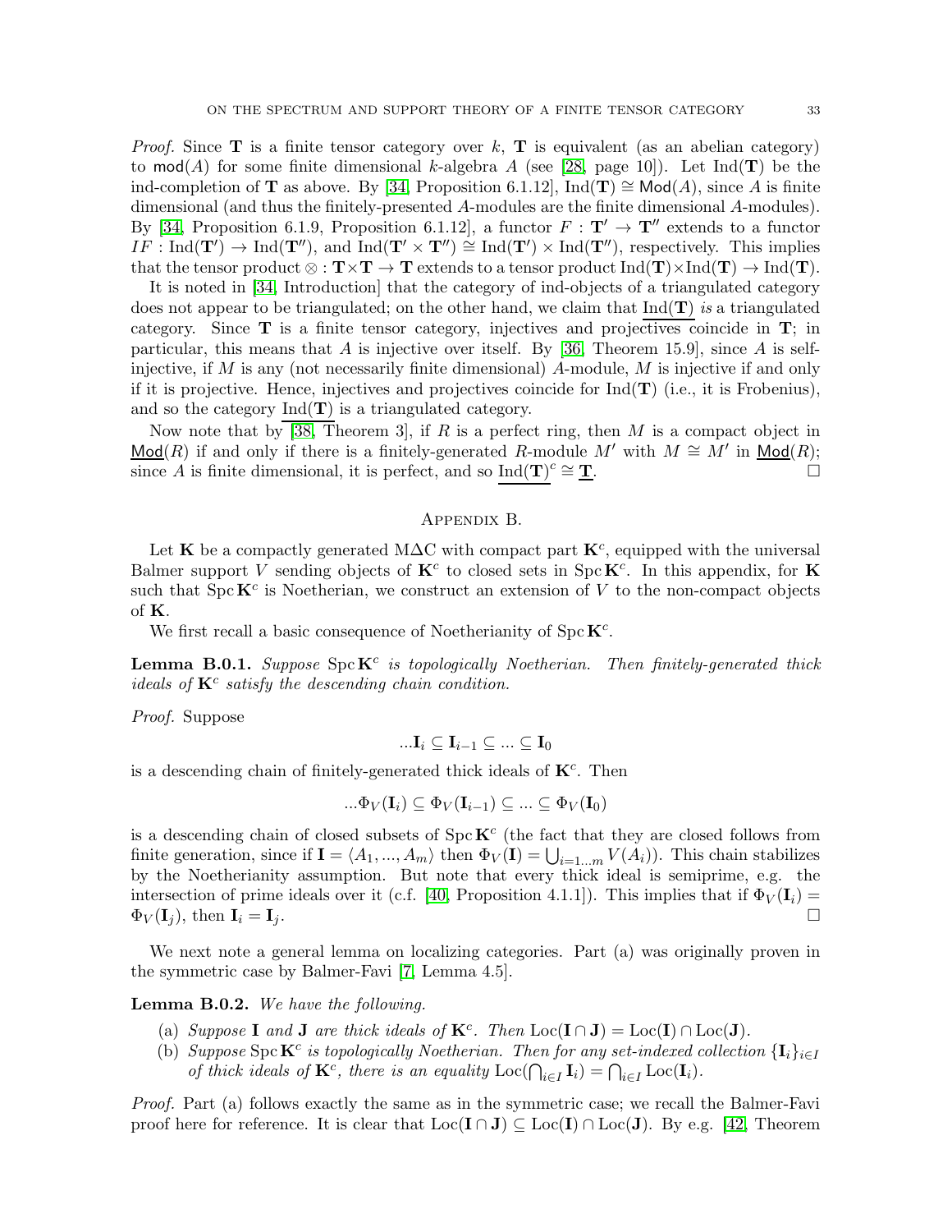*Proof.* Since $\mathbf{T}$ is a finite tensor category over $k$, $\mathbf{T}$ is equivalent (as an abelian category) to $\mathsf{mod}(A)$ for some finite dimensional $k$-algebra $A$ (see [28, page 10]). Let $\mathrm{Ind}(\mathbf{T})$ be the ind-completion of $\mathbf{T}$ as above. By [34, Proposition 6.1.12], $\mathrm{Ind}(\mathbf{T}) \cong \mathsf{Mod}(A)$, since $A$ is finite dimensional (and thus the finitely-presented $A$-modules are the finite dimensional $A$-modules). By [34, Proposition 6.1.9, Proposition 6.1.12], a functor $F : \mathbf{T}' \to \mathbf{T}''$ extends to a functor $IF : \mathrm{Ind}(\mathbf{T}') \to \mathrm{Ind}(\mathbf{T}'')$, and $\mathrm{Ind}(\mathbf{T}' \times \mathbf{T}'') \cong \mathrm{Ind}(\mathbf{T}') \times \mathrm{Ind}(\mathbf{T}'')$, respectively. This implies that the tensor product $\otimes : \mathbf{T} \times \mathbf{T} \to \mathbf{T}$ extends to a tensor product $\mathrm{Ind}(\mathbf{T}) \times \mathrm{Ind}(\mathbf{T}) \to \mathrm{Ind}(\mathbf{T})$.

It is noted in [34, Introduction] that the category of ind-objects of a triangulated category does not appear to be triangulated; on the other hand, we claim that $\underline{\mathrm{Ind}(\mathbf{T})}$ *is* a triangulated category. Since $\mathbf{T}$ is a finite tensor category, injectives and projectives coincide in $\mathbf{T}$; in particular, this means that $A$ is injective over itself. By [36, Theorem 15.9], since $A$ is self-injective, if $M$ is any (not necessarily finite dimensional) $A$-module, $M$ is injective if and only if it is projective. Hence, injectives and projectives coincide for $\mathrm{Ind}(\mathbf{T})$ (i.e., it is Frobenius), and so the category $\underline{\mathrm{Ind}(\mathbf{T})}$ is a triangulated category.

Now note that by [38, Theorem 3], if $R$ is a perfect ring, then $M$ is a compact object in $\underline{\mathsf{Mod}}(R)$ if and only if there is a finitely-generated $R$-module $M'$ with $M \cong M'$ in $\underline{\mathsf{Mod}}(R)$; since $A$ is finite dimensional, it is perfect, and so $\underline{\mathrm{Ind}(\mathbf{T})}^c \cong \underline{\mathbf{T}}$. $\square$

## Appendix B.

Let $\mathbf{K}$ be a compactly generated M$\Delta$C with compact part $\mathbf{K}^c$, equipped with the universal Balmer support $V$ sending objects of $\mathbf{K}^c$ to closed sets in $\operatorname{Spc} \mathbf{K}^c$. In this appendix, for $\mathbf{K}$ such that $\operatorname{Spc} \mathbf{K}^c$ is Noetherian, we construct an extension of $V$ to the non-compact objects of $\mathbf{K}$.

We first recall a basic consequence of Noetherianity of $\operatorname{Spc} \mathbf{K}^c$.

**Lemma B.0.1.** *Suppose $\operatorname{Spc} \mathbf{K}^c$ is topologically Noetherian. Then finitely-generated thick ideals of $\mathbf{K}^c$ satisfy the descending chain condition.*

*Proof.* Suppose

$$...\mathbf{I}_i \subseteq \mathbf{I}_{i-1} \subseteq ... \subseteq \mathbf{I}_0$$

is a descending chain of finitely-generated thick ideals of $\mathbf{K}^c$. Then

$$...\Phi_V(\mathbf{I}_i) \subseteq \Phi_V(\mathbf{I}_{i-1}) \subseteq ... \subseteq \Phi_V(\mathbf{I}_0)$$

is a descending chain of closed subsets of $\operatorname{Spc} \mathbf{K}^c$ (the fact that they are closed follows from finite generation, since if $\mathbf{I} = \langle A_1, ..., A_m \rangle$ then $\Phi_V(\mathbf{I}) = \bigcup_{i=1...m} V(A_i)$). This chain stabilizes by the Noetherianity assumption. But note that every thick ideal is semiprime, e.g. the intersection of prime ideals over it (c.f. [40, Proposition 4.1.1]). This implies that if $\Phi_V(\mathbf{I}_i) = \Phi_V(\mathbf{I}_j)$, then $\mathbf{I}_i = \mathbf{I}_j$. $\square$

We next note a general lemma on localizing categories. Part (a) was originally proven in the symmetric case by Balmer-Favi [7, Lemma 4.5].

**Lemma B.0.2.** *We have the following.*

(a) *Suppose $\mathbf{I}$ and $\mathbf{J}$ are thick ideals of $\mathbf{K}^c$. Then $\mathrm{Loc}(\mathbf{I} \cap \mathbf{J}) = \mathrm{Loc}(\mathbf{I}) \cap \mathrm{Loc}(\mathbf{J})$.*

(b) *Suppose $\operatorname{Spc} \mathbf{K}^c$ is topologically Noetherian. Then for any set-indexed collection $\{\mathbf{I}_i\}_{i \in I}$ of thick ideals of $\mathbf{K}^c$, there is an equality $\mathrm{Loc}(\bigcap_{i \in I} \mathbf{I}_i) = \bigcap_{i \in I} \mathrm{Loc}(\mathbf{I}_i)$.*

*Proof.* Part (a) follows exactly the same as in the symmetric case; we recall the Balmer-Favi proof here for reference. It is clear that $\mathrm{Loc}(\mathbf{I} \cap \mathbf{J}) \subseteq \mathrm{Loc}(\mathbf{I}) \cap \mathrm{Loc}(\mathbf{J})$. By e.g. [42, Theorem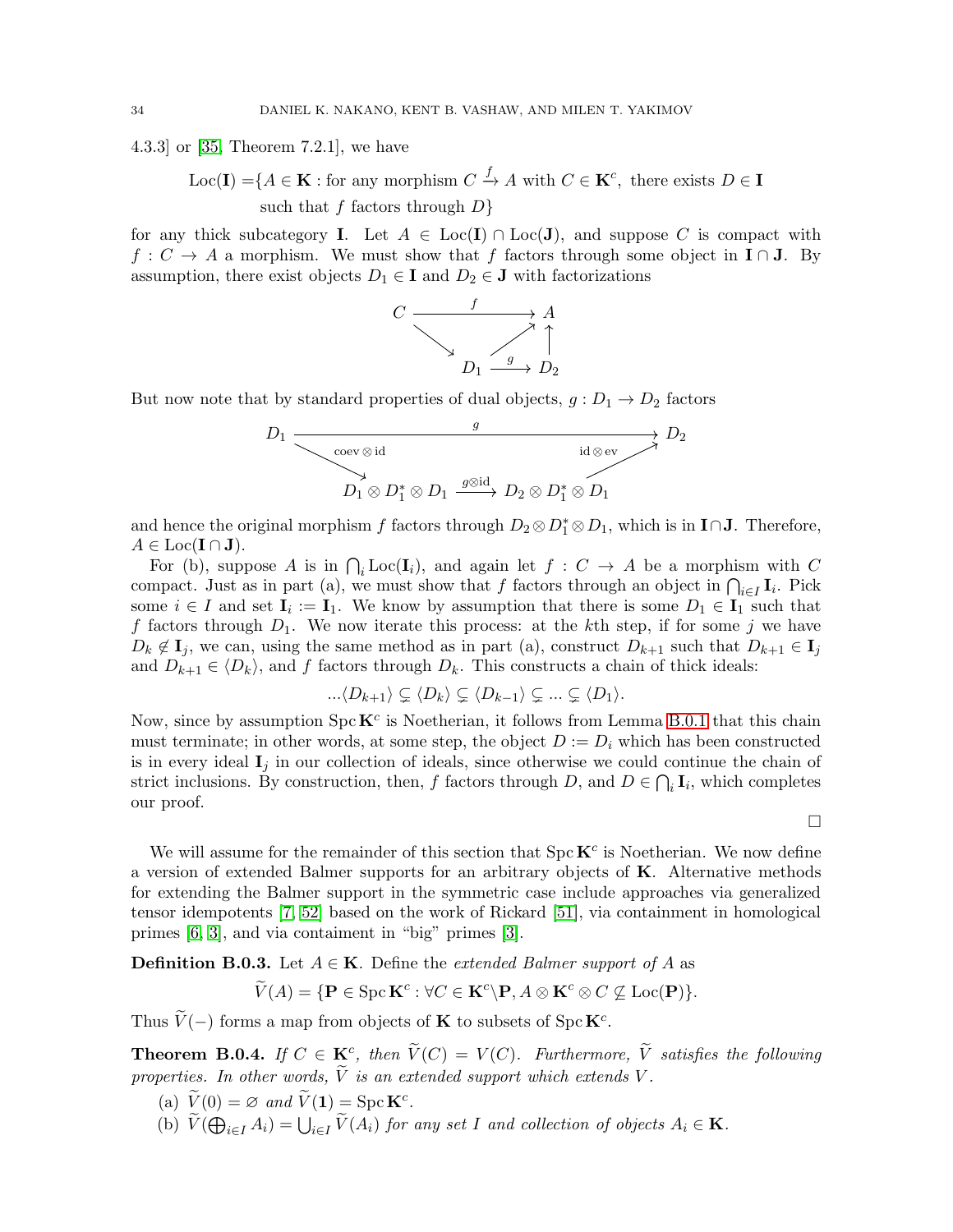4.3.3] or [35, Theorem 7.2.1], we have

$$\mathrm{Loc}(\mathbf{I}) = \{A \in \mathbf{K} : \text{for any morphism } C \xrightarrow{f} A \text{ with } C \in \mathbf{K}^c, \text{ there exists } D \in \mathbf{I} \text{ such that } f \text{ factors through } D\}$$

for any thick subcategory $\mathbf{I}$. Let $A \in \mathrm{Loc}(\mathbf{I}) \cap \mathrm{Loc}(\mathbf{J})$, and suppose $C$ is compact with $f : C \to A$ a morphism. We must show that $f$ factors through some object in $\mathbf{I} \cap \mathbf{J}$. By assumption, there exist objects $D_1 \in \mathbf{I}$ and $D_2 \in \mathbf{J}$ with factorizations

$$\begin{array}{ccc} C & \xrightarrow{f} & A \\ \searrow & \nearrow & \uparrow \\ & D_1 \xrightarrow{g} & D_2 \end{array}$$

But now note that by standard properties of dual objects, $g : D_1 \to D_2$ factors

$$D_1 \xrightarrow{\mathrm{coev} \otimes \mathrm{id}} D_1 \otimes D_1^* \otimes D_1 \xrightarrow{g \otimes \mathrm{id}} D_2 \otimes D_1^* \otimes D_1 \xrightarrow{\mathrm{id} \otimes \mathrm{ev}} D_2$$

and hence the original morphism $f$ factors through $D_2 \otimes D_1^* \otimes D_1$, which is in $\mathbf{I} \cap \mathbf{J}$. Therefore, $A \in \mathrm{Loc}(\mathbf{I} \cap \mathbf{J})$.

For (b), suppose $A$ is in $\bigcap_i \mathrm{Loc}(\mathbf{I}_i)$, and again let $f : C \to A$ be a morphism with $C$ compact. Just as in part (a), we must show that $f$ factors through an object in $\bigcap_{i \in I} \mathbf{I}_i$. Pick some $i \in I$ and set $\mathbf{I}_i := \mathbf{I}_1$. We know by assumption that there is some $D_1 \in \mathbf{I}_1$ such that $f$ factors through $D_1$. We now iterate this process: at the $k$th step, if for some $j$ we have $D_k \notin \mathbf{I}_j$, we can, using the same method as in part (a), construct $D_{k+1}$ such that $D_{k+1} \in \mathbf{I}_j$ and $D_{k+1} \in \langle D_k \rangle$, and $f$ factors through $D_k$. This constructs a chain of thick ideals:

$$...\langle D_{k+1} \rangle \subsetneq \langle D_k \rangle \subsetneq \langle D_{k-1} \rangle \subsetneq ... \subsetneq \langle D_1 \rangle.$$

Now, since by assumption $\mathrm{Spc}\,\mathbf{K}^c$ is Noetherian, it follows from Lemma B.0.1 that this chain must terminate; in other words, at some step, the object $D := D_i$ which has been constructed is in every ideal $\mathbf{I}_j$ in our collection of ideals, since otherwise we could continue the chain of strict inclusions. By construction, then, $f$ factors through $D$, and $D \in \bigcap_i \mathbf{I}_i$, which completes our proof.

□

We will assume for the remainder of this section that $\mathrm{Spc}\,\mathbf{K}^c$ is Noetherian. We now define a version of extended Balmer supports for an arbitrary objects of $\mathbf{K}$. Alternative methods for extending the Balmer support in the symmetric case include approaches via generalized tensor idempotents [7, 52] based on the work of Rickard [51], via containment in homological primes [6, 3], and via contaiment in "big" primes [3].

**Definition B.0.3.** Let $A \in \mathbf{K}$. Define the *extended Balmer support of* $A$ as

$$\widetilde{V}(A) = \{\mathbf{P} \in \mathrm{Spc}\,\mathbf{K}^c : \forall C \in \mathbf{K}^c \backslash \mathbf{P}, A \otimes \mathbf{K}^c \otimes C \not\subseteq \mathrm{Loc}(\mathbf{P})\}.$$

Thus $\widetilde{V}(-)$ forms a map from objects of $\mathbf{K}$ to subsets of $\mathrm{Spc}\,\mathbf{K}^c$.

**Theorem B.0.4.** *If $C \in \mathbf{K}^c$, then $\widetilde{V}(C) = V(C)$. Furthermore, $\widetilde{V}$ satisfies the following properties. In other words, $\widetilde{V}$ is an extended support which extends $V$.*

(a) *$\widetilde{V}(0) = \varnothing$ and $\widetilde{V}(\mathbf{1}) = \mathrm{Spc}\,\mathbf{K}^c$.*

(b) *$\widetilde{V}(\bigoplus_{i \in I} A_i) = \bigcup_{i \in I} \widetilde{V}(A_i)$ for any set $I$ and collection of objects $A_i \in \mathbf{K}$.*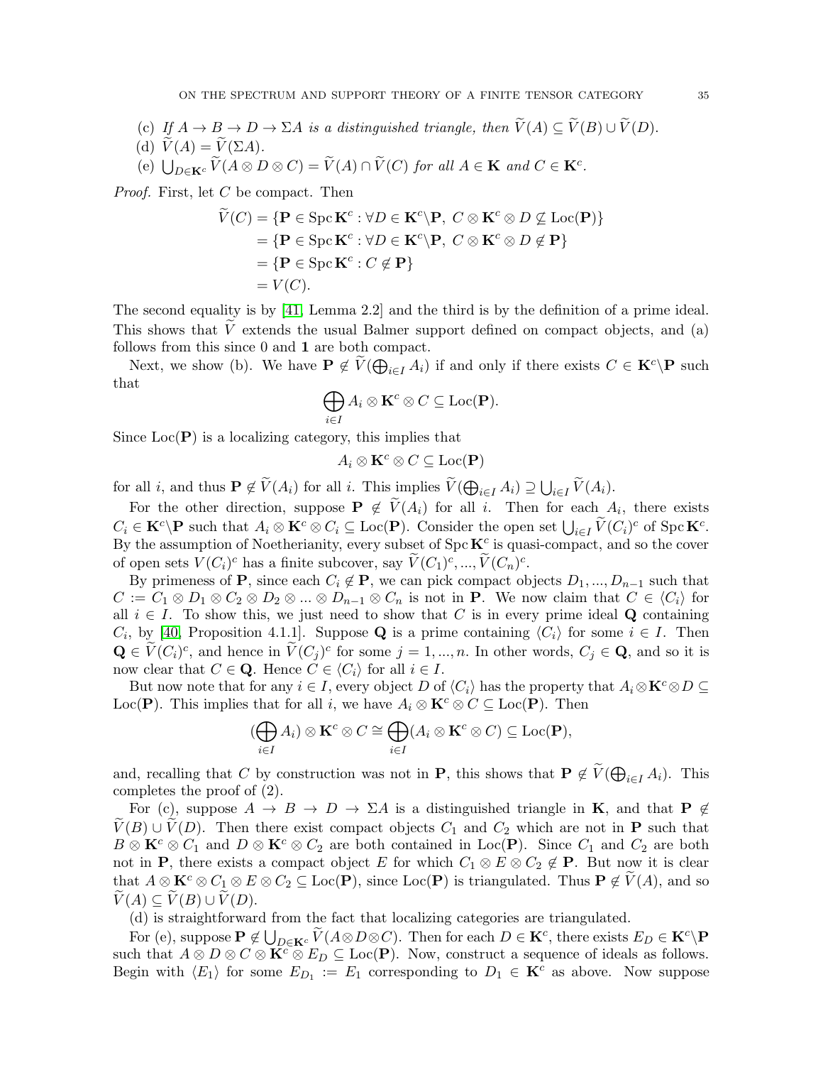(c) *If $A \to B \to D \to \Sigma A$ is a distinguished triangle, then $\widetilde{V}(A) \subseteq \widetilde{V}(B) \cup \widetilde{V}(D)$.*

(d) $\widetilde{V}(A) = \widetilde{V}(\Sigma A)$.

(e) $\bigcup_{D \in \mathbf{K}^c} \widetilde{V}(A \otimes D \otimes C) = \widetilde{V}(A) \cap \widetilde{V}(C)$ *for all $A \in \mathbf{K}$ and $C \in \mathbf{K}^c$.*

*Proof.* First, let $C$ be compact. Then

$$\begin{aligned}
\widetilde{V}(C) &= \{\mathbf{P} \in \operatorname{Spc} \mathbf{K}^c : \forall D \in \mathbf{K}^c \backslash \mathbf{P},\ C \otimes \mathbf{K}^c \otimes D \not\subseteq \operatorname{Loc}(\mathbf{P})\} \\
&= \{\mathbf{P} \in \operatorname{Spc} \mathbf{K}^c : \forall D \in \mathbf{K}^c \backslash \mathbf{P},\ C \otimes \mathbf{K}^c \otimes D \not\subseteq \mathbf{P}\} \\
&= \{\mathbf{P} \in \operatorname{Spc} \mathbf{K}^c : C \notin \mathbf{P}\} \\
&= V(C).
\end{aligned}$$

The second equality is by [41, Lemma 2.2] and the third is by the definition of a prime ideal. This shows that $\widetilde{V}$ extends the usual Balmer support defined on compact objects, and (a) follows from this since $0$ and $\mathbf{1}$ are both compact.

Next, we show (b). We have $\mathbf{P} \notin \widetilde{V}(\bigoplus_{i \in I} A_i)$ if and only if there exists $C \in \mathbf{K}^c \backslash \mathbf{P}$ such that

$$\bigoplus_{i \in I} A_i \otimes \mathbf{K}^c \otimes C \subseteq \operatorname{Loc}(\mathbf{P}).$$

Since $\operatorname{Loc}(\mathbf{P})$ is a localizing category, this implies that

$$A_i \otimes \mathbf{K}^c \otimes C \subseteq \operatorname{Loc}(\mathbf{P})$$

for all $i$, and thus $\mathbf{P} \notin \widetilde{V}(A_i)$ for all $i$. This implies $\widetilde{V}(\bigoplus_{i \in I} A_i) \supseteq \bigcup_{i \in I} \widetilde{V}(A_i)$.

For the other direction, suppose $\mathbf{P} \notin \widetilde{V}(A_i)$ for all $i$. Then for each $A_i$, there exists $C_i \in \mathbf{K}^c \backslash \mathbf{P}$ such that $A_i \otimes \mathbf{K}^c \otimes C_i \subseteq \operatorname{Loc}(\mathbf{P})$. Consider the open set $\bigcup_{i \in I} \widetilde{V}(C_i)^c$ of $\operatorname{Spc} \mathbf{K}^c$. By the assumption of Noetherianity, every subset of $\operatorname{Spc} \mathbf{K}^c$ is quasi-compact, and so the cover of open sets $V(C_i)^c$ has a finite subcover, say $\widetilde{V}(C_1)^c, ..., \widetilde{V}(C_n)^c$.

By primeness of $\mathbf{P}$, since each $C_i \notin \mathbf{P}$, we can pick compact objects $D_1, ..., D_{n-1}$ such that $C := C_1 \otimes D_1 \otimes C_2 \otimes D_2 \otimes ... \otimes D_{n-1} \otimes C_n$ is not in $\mathbf{P}$. We now claim that $C \in \langle C_i \rangle$ for all $i \in I$. To show this, we just need to show that $C$ is in every prime ideal $\mathbf{Q}$ containing $C_i$, by [40, Proposition 4.1.1]. Suppose $\mathbf{Q}$ is a prime containing $\langle C_i \rangle$ for some $i \in I$. Then $\mathbf{Q} \in \widetilde{V}(C_i)^c$, and hence in $\widetilde{V}(C_j)^c$ for some $j = 1, ..., n$. In other words, $C_j \in \mathbf{Q}$, and so it is now clear that $C \in \mathbf{Q}$. Hence $C \in \langle C_i \rangle$ for all $i \in I$.

But now note that for any $i \in I$, every object $D$ of $\langle C_i \rangle$ has the property that $A_i \otimes \mathbf{K}^c \otimes D \subseteq \operatorname{Loc}(\mathbf{P})$. This implies that for all $i$, we have $A_i \otimes \mathbf{K}^c \otimes C \subseteq \operatorname{Loc}(\mathbf{P})$. Then

$$(\bigoplus_{i \in I} A_i) \otimes \mathbf{K}^c \otimes C \cong \bigoplus_{i \in I} (A_i \otimes \mathbf{K}^c \otimes C) \subseteq \operatorname{Loc}(\mathbf{P}),$$

and, recalling that $C$ by construction was not in $\mathbf{P}$, this shows that $\mathbf{P} \notin \widetilde{V}(\bigoplus_{i \in I} A_i)$. This completes the proof of (2).

For (c), suppose $A \to B \to D \to \Sigma A$ is a distinguished triangle in $\mathbf{K}$, and that $\mathbf{P} \notin \widetilde{V}(B) \cup \widetilde{V}(D)$. Then there exist compact objects $C_1$ and $C_2$ which are not in $\mathbf{P}$ such that $B \otimes \mathbf{K}^c \otimes C_1$ and $D \otimes \mathbf{K}^c \otimes C_2$ are both contained in $\operatorname{Loc}(\mathbf{P})$. Since $C_1$ and $C_2$ are both not in $\mathbf{P}$, there exists a compact object $E$ for which $C_1 \otimes E \otimes C_2 \notin \mathbf{P}$. But now it is clear that $A \otimes \mathbf{K}^c \otimes C_1 \otimes E \otimes C_2 \subseteq \operatorname{Loc}(\mathbf{P})$, since $\operatorname{Loc}(\mathbf{P})$ is triangulated. Thus $\mathbf{P} \notin \widetilde{V}(A)$, and so $\widetilde{V}(A) \subseteq \widetilde{V}(B) \cup \widetilde{V}(D)$.

(d) is straightforward from the fact that localizing categories are triangulated.

For (e), suppose $\mathbf{P} \notin \bigcup_{D \in \mathbf{K}^c} \widetilde{V}(A \otimes D \otimes C)$. Then for each $D \in \mathbf{K}^c$, there exists $E_D \in \mathbf{K}^c \backslash \mathbf{P}$ such that $A \otimes D \otimes C \otimes \mathbf{K}^c \otimes E_D \subseteq \operatorname{Loc}(\mathbf{P})$. Now, construct a sequence of ideals as follows. Begin with $\langle E_1 \rangle$ for some $E_{D_1} := E_1$ corresponding to $D_1 \in \mathbf{K}^c$ as above. Now suppose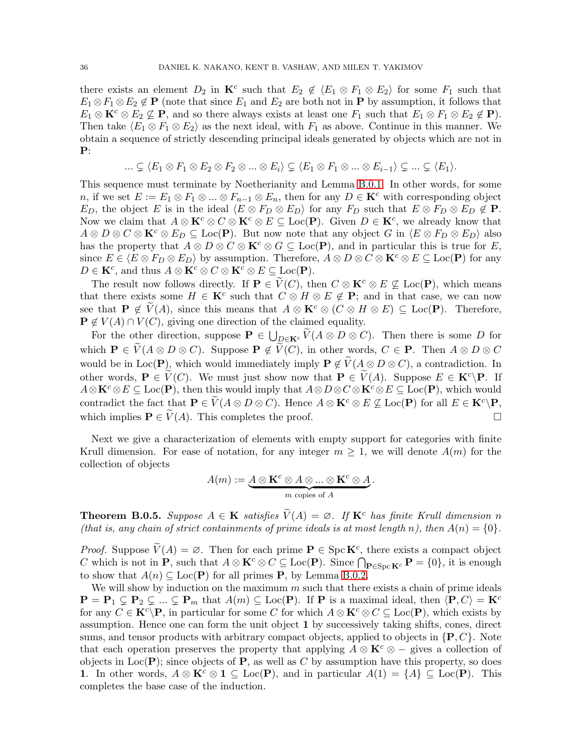there exists an element $D_2$ in $\mathbf{K}^c$ such that $E_2 \notin \langle E_1 \otimes F_1 \otimes E_2 \rangle$ for some $F_1$ such that $E_1 \otimes F_1 \otimes E_2 \notin \mathbf{P}$ (note that since $E_1$ and $E_2$ are both not in $\mathbf{P}$ by assumption, it follows that $E_1 \otimes \mathbf{K}^c \otimes E_2 \not\subseteq \mathbf{P}$, and so there always exists at least one $F_1$ such that $E_1 \otimes F_1 \otimes E_2 \notin \mathbf{P}$). Then take $\langle E_1 \otimes F_1 \otimes E_2 \rangle$ as the next ideal, with $F_1$ as above. Continue in this manner. We obtain a sequence of strictly descending principal ideals generated by objects which are not in $\mathbf{P}$:

$$... \subsetneq \langle E_1 \otimes F_1 \otimes E_2 \otimes F_2 \otimes ... \otimes E_i \rangle \subsetneq \langle E_1 \otimes F_1 \otimes ... \otimes E_{i-1} \rangle \subsetneq ... \subsetneq \langle E_1 \rangle.$$

This sequence must terminate by Noetherianity and Lemma B.0.1. In other words, for some $n$, if we set $E := E_1 \otimes F_1 \otimes ... \otimes F_{n-1} \otimes E_n$, then for any $D \in \mathbf{K}^c$ with corresponding object $E_D$, the object $E$ is in the ideal $\langle E \otimes F_D \otimes E_D \rangle$ for any $F_D$ such that $E \otimes F_D \otimes E_D \notin \mathbf{P}$. Now we claim that $A \otimes \mathbf{K}^c \otimes C \otimes \mathbf{K}^c \otimes E \subseteq \mathrm{Loc}(\mathbf{P})$. Given $D \in \mathbf{K}^c$, we already know that $A \otimes D \otimes C \otimes \mathbf{K}^c \otimes E_D \subseteq \mathrm{Loc}(\mathbf{P})$. But now note that any object $G$ in $\langle E \otimes F_D \otimes E_D \rangle$ also has the property that $A \otimes D \otimes C \otimes \mathbf{K}^c \otimes G \subseteq \mathrm{Loc}(\mathbf{P})$, and in particular this is true for $E$, since $E \in \langle E \otimes F_D \otimes E_D \rangle$ by assumption. Therefore, $A \otimes D \otimes C \otimes \mathbf{K}^c \otimes E \subseteq \mathrm{Loc}(\mathbf{P})$ for any $D \in \mathbf{K}^c$, and thus $A \otimes \mathbf{K}^c \otimes C \otimes \mathbf{K}^c \otimes E \subseteq \mathrm{Loc}(\mathbf{P})$.

The result now follows directly. If $\mathbf{P} \in \widetilde{V}(C)$, then $C \otimes \mathbf{K}^c \otimes E \not\subseteq \mathrm{Loc}(\mathbf{P})$, which means that there exists some $H \in \mathbf{K}^c$ such that $C \otimes H \otimes E \notin \mathbf{P}$; and in that case, we can now see that $\mathbf{P} \notin \widetilde{V}(A)$, since this means that $A \otimes \mathbf{K}^c \otimes (C \otimes H \otimes E) \subseteq \mathrm{Loc}(\mathbf{P})$. Therefore, $\mathbf{P} \notin V(A) \cap V(C)$, giving one direction of the claimed equality.

For the other direction, suppose $\mathbf{P} \in \bigcup_{D \in \mathbf{K}^c} \widetilde{V}(A \otimes D \otimes C)$. Then there is some $D$ for which $\mathbf{P} \in \widetilde{V}(A \otimes D \otimes C)$. Suppose $\mathbf{P} \notin \widetilde{V}(C)$, in other words, $C \in \mathbf{P}$. Then $A \otimes D \otimes C$ would be in $\mathrm{Loc}(\mathbf{P})$, which would immediately imply $\mathbf{P} \notin \widetilde{V}(A \otimes D \otimes C)$, a contradiction. In other words, $\mathbf{P} \in \widetilde{V}(C)$. We must just show now that $\mathbf{P} \in \widetilde{V}(A)$. Suppose $E \in \mathbf{K}^c \backslash \mathbf{P}$. If $A \otimes \mathbf{K}^c \otimes E \subseteq \mathrm{Loc}(\mathbf{P})$, then this would imply that $A \otimes D \otimes C \otimes \mathbf{K}^c \otimes E \subseteq \mathrm{Loc}(\mathbf{P})$, which would contradict the fact that $\mathbf{P} \in \widetilde{V}(A \otimes D \otimes C)$. Hence $A \otimes \mathbf{K}^c \otimes E \not\subseteq \mathrm{Loc}(\mathbf{P})$ for all $E \in \mathbf{K}^c \backslash \mathbf{P}$, which implies $\mathbf{P} \in \widetilde{V}(A)$. This completes the proof. $\square$

Next we give a characterization of elements with empty support for categories with finite Krull dimension. For ease of notation, for any integer $m \geq 1$, we will denote $A(m)$ for the collection of objects

$$A(m) := \underbrace{A \otimes \mathbf{K}^c \otimes A \otimes ... \otimes \mathbf{K}^c \otimes A}_{m \text{ copies of } A}.$$

**Theorem B.0.5.** *Suppose $A \in \mathbf{K}$ satisfies $\widetilde{V}(A) = \varnothing$. If $\mathbf{K}^c$ has finite Krull dimension $n$ (that is, any chain of strict containments of prime ideals is at most length $n$), then $A(n) = \{0\}$.*

*Proof.* Suppose $\widetilde{V}(A) = \varnothing$. Then for each prime $\mathbf{P} \in \mathrm{Spc}\, \mathbf{K}^c$, there exists a compact object $C$ which is not in $\mathbf{P}$, such that $A \otimes \mathbf{K}^c \otimes C \subseteq \mathrm{Loc}(\mathbf{P})$. Since $\bigcap_{\mathbf{P} \in \mathrm{Spc}\, \mathbf{K}^c} \mathbf{P} = \{0\}$, it is enough to show that $A(n) \subseteq \mathrm{Loc}(\mathbf{P})$ for all primes $\mathbf{P}$, by Lemma B.0.2.

We will show by induction on the maximum $m$ such that there exists a chain of prime ideals $\mathbf{P} = \mathbf{P}_1 \subsetneq \mathbf{P}_2 \subsetneq ... \subsetneq \mathbf{P}_m$ that $A(m) \subseteq \mathrm{Loc}(\mathbf{P})$. If $\mathbf{P}$ is a maximal ideal, then $\langle \mathbf{P}, C \rangle = \mathbf{K}^c$ for any $C \in \mathbf{K}^c \backslash \mathbf{P}$, in particular for some $C$ for which $A \otimes \mathbf{K}^c \otimes C \subseteq \mathrm{Loc}(\mathbf{P})$, which exists by assumption. Hence one can form the unit object $\mathbf{1}$ by successively taking shifts, cones, direct sums, and tensor products with arbitrary compact objects, applied to objects in $\{\mathbf{P}, C\}$. Note that each operation preserves the property that applying $A \otimes \mathbf{K}^c \otimes -$ gives a collection of objects in $\mathrm{Loc}(\mathbf{P})$; since objects of $\mathbf{P}$, as well as $C$ by assumption have this property, so does $\mathbf{1}$. In other words, $A \otimes \mathbf{K}^c \otimes \mathbf{1} \subseteq \mathrm{Loc}(\mathbf{P})$, and in particular $A(1) = \{A\} \subseteq \mathrm{Loc}(\mathbf{P})$. This completes the base case of the induction.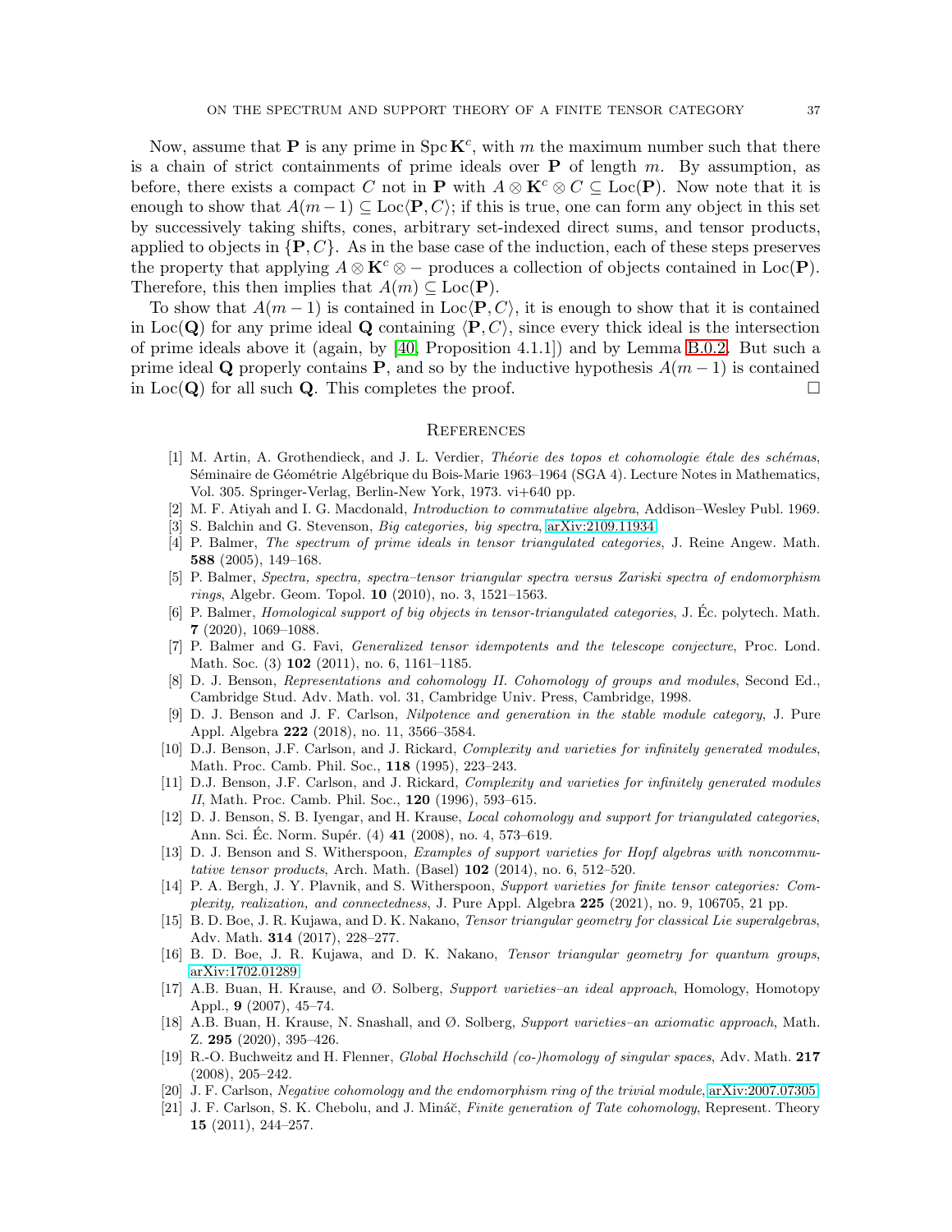Now, assume that $\mathbf{P}$ is any prime in $\operatorname{Spc}\mathbf{K}^c$, with $m$ the maximum number such that there is a chain of strict containments of prime ideals over $\mathbf{P}$ of length $m$. By assumption, as before, there exists a compact $C$ not in $\mathbf{P}$ with $A \otimes \mathbf{K}^c \otimes C \subseteq \operatorname{Loc}(\mathbf{P})$. Now note that it is enough to show that $A(m-1) \subseteq \operatorname{Loc}\langle \mathbf{P}, C\rangle$; if this is true, one can form any object in this set by successively taking shifts, cones, arbitrary set-indexed direct sums, and tensor products, applied to objects in $\{\mathbf{P}, C\}$. As in the base case of the induction, each of these steps preserves the property that applying $A \otimes \mathbf{K}^c \otimes -$ produces a collection of objects contained in $\operatorname{Loc}(\mathbf{P})$. Therefore, this then implies that $A(m) \subseteq \operatorname{Loc}(\mathbf{P})$.

To show that $A(m-1)$ is contained in $\operatorname{Loc}\langle \mathbf{P}, C\rangle$, it is enough to show that it is contained in $\operatorname{Loc}(\mathbf{Q})$ for any prime ideal $\mathbf{Q}$ containing $\langle \mathbf{P}, C\rangle$, since every thick ideal is the intersection of prime ideals above it (again, by [40, Proposition 4.1.1]) and by Lemma B.0.2. But such a prime ideal $\mathbf{Q}$ properly contains $\mathbf{P}$, and so by the inductive hypothesis $A(m-1)$ is contained in $\operatorname{Loc}(\mathbf{Q})$ for all such $\mathbf{Q}$. This completes the proof. □

## References

[1] M. Artin, A. Grothendieck, and J. L. Verdier, *Théorie des topos et cohomologie étale des schémas*, Séminaire de Géométrie Algébrique du Bois-Marie 1963–1964 (SGA 4). Lecture Notes in Mathematics, Vol. 305. Springer-Verlag, Berlin-New York, 1973. vi+640 pp.

[2] M. F. Atiyah and I. G. Macdonald, *Introduction to commutative algebra*, Addison–Wesley Publ. 1969.

[3] S. Balchin and G. Stevenson, *Big categories, big spectra*, arXiv:2109.11934

[4] P. Balmer, *The spectrum of prime ideals in tensor triangulated categories*, J. Reine Angew. Math. **588** (2005), 149–168.

[5] P. Balmer, *Spectra, spectra, spectra–tensor triangular spectra versus Zariski spectra of endomorphism rings*, Algebr. Geom. Topol. **10** (2010), no. 3, 1521–1563.

[6] P. Balmer, *Homological support of big objects in tensor-triangulated categories*, J. Éc. polytech. Math. **7** (2020), 1069–1088.

[7] P. Balmer and G. Favi, *Generalized tensor idempotents and the telescope conjecture*, Proc. Lond. Math. Soc. (3) **102** (2011), no. 6, 1161–1185.

[8] D. J. Benson, *Representations and cohomology II. Cohomology of groups and modules*, Second Ed., Cambridge Stud. Adv. Math. vol. 31, Cambridge Univ. Press, Cambridge, 1998.

[9] D. J. Benson and J. F. Carlson, *Nilpotence and generation in the stable module category*, J. Pure Appl. Algebra **222** (2018), no. 11, 3566–3584.

[10] D.J. Benson, J.F. Carlson, and J. Rickard, *Complexity and varieties for infinitely generated modules*, Math. Proc. Camb. Phil. Soc., **118** (1995), 223–243.

[11] D.J. Benson, J.F. Carlson, and J. Rickard, *Complexity and varieties for infinitely generated modules II*, Math. Proc. Camb. Phil. Soc., **120** (1996), 593–615.

[12] D. J. Benson, S. B. Iyengar, and H. Krause, *Local cohomology and support for triangulated categories*, Ann. Sci. Éc. Norm. Supér. (4) **41** (2008), no. 4, 573–619.

[13] D. J. Benson and S. Witherspoon, *Examples of support varieties for Hopf algebras with noncommutative tensor products*, Arch. Math. (Basel) **102** (2014), no. 6, 512–520.

[14] P. A. Bergh, J. Y. Plavnik, and S. Witherspoon, *Support varieties for finite tensor categories: Complexity, realization, and connectedness*, J. Pure Appl. Algebra **225** (2021), no. 9, 106705, 21 pp.

[15] B. D. Boe, J. R. Kujawa, and D. K. Nakano, *Tensor triangular geometry for classical Lie superalgebras*, Adv. Math. **314** (2017), 228–277.

[16] B. D. Boe, J. R. Kujawa, and D. K. Nakano, *Tensor triangular geometry for quantum groups*, arXiv:1702.01289

[17] A.B. Buan, H. Krause, and Ø. Solberg, *Support varieties–an ideal approach*, Homology, Homotopy Appl., **9** (2007), 45–74.

[18] A.B. Buan, H. Krause, N. Snashall, and Ø. Solberg, *Support varieties–an axiomatic approach*, Math. Z. **295** (2020), 395–426.

[19] R.-O. Buchweitz and H. Flenner, *Global Hochschild (co-)homology of singular spaces*, Adv. Math. **217** (2008), 205–242.

[20] J. F. Carlson, *Negative cohomology and the endomorphism ring of the trivial module*, arXiv:2007.07305

[21] J. F. Carlson, S. K. Chebolu, and J. Mináč, *Finite generation of Tate cohomology*, Represent. Theory **15** (2011), 244–257.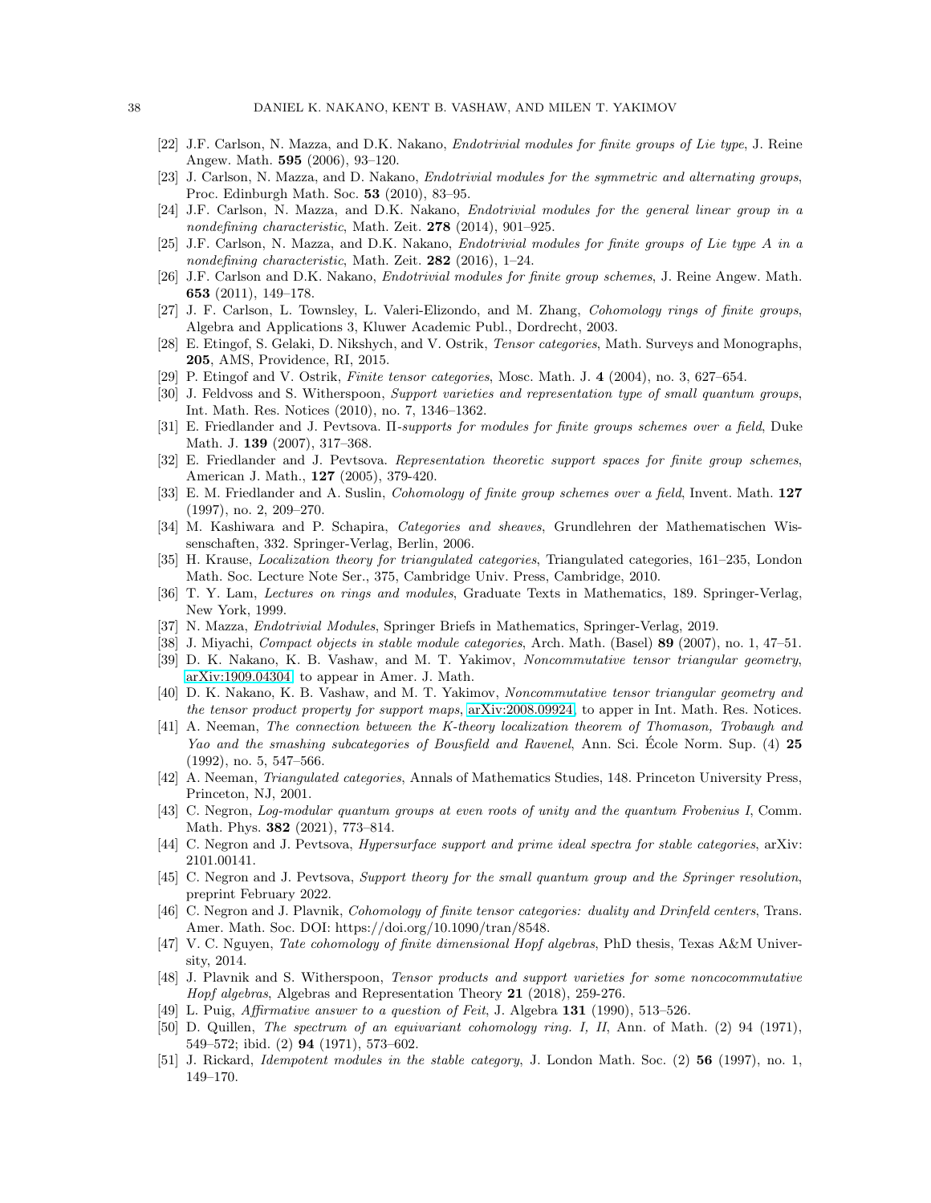[22] J.F. Carlson, N. Mazza, and D.K. Nakano, *Endotrivial modules for finite groups of Lie type*, J. Reine Angew. Math. **595** (2006), 93–120.

[23] J. Carlson, N. Mazza, and D. Nakano, *Endotrivial modules for the symmetric and alternating groups*, Proc. Edinburgh Math. Soc. **53** (2010), 83–95.

[24] J.F. Carlson, N. Mazza, and D.K. Nakano, *Endotrivial modules for the general linear group in a nondefining characteristic*, Math. Zeit. **278** (2014), 901–925.

[25] J.F. Carlson, N. Mazza, and D.K. Nakano, *Endotrivial modules for finite groups of Lie type A in a nondefining characteristic*, Math. Zeit. **282** (2016), 1–24.

[26] J.F. Carlson and D.K. Nakano, *Endotrivial modules for finite group schemes*, J. Reine Angew. Math. **653** (2011), 149–178.

[27] J. F. Carlson, L. Townsley, L. Valeri-Elizondo, and M. Zhang, *Cohomology rings of finite groups*, Algebra and Applications 3, Kluwer Academic Publ., Dordrecht, 2003.

[28] E. Etingof, S. Gelaki, D. Nikshych, and V. Ostrik, *Tensor categories*, Math. Surveys and Monographs, **205**, AMS, Providence, RI, 2015.

[29] P. Etingof and V. Ostrik, *Finite tensor categories*, Mosc. Math. J. **4** (2004), no. 3, 627–654.

[30] J. Feldvoss and S. Witherspoon, *Support varieties and representation type of small quantum groups*, Int. Math. Res. Notices (2010), no. 7, 1346–1362.

[31] E. Friedlander and J. Pevtsova. *Π-supports for modules for finite groups schemes over a field*, Duke Math. J. **139** (2007), 317–368.

[32] E. Friedlander and J. Pevtsova. *Representation theoretic support spaces for finite group schemes*, American J. Math., **127** (2005), 379-420.

[33] E. M. Friedlander and A. Suslin, *Cohomology of finite group schemes over a field*, Invent. Math. **127** (1997), no. 2, 209–270.

[34] M. Kashiwara and P. Schapira, *Categories and sheaves*, Grundlehren der Mathematischen Wissenschaften, 332. Springer-Verlag, Berlin, 2006.

[35] H. Krause, *Localization theory for triangulated categories*, Triangulated categories, 161–235, London Math. Soc. Lecture Note Ser., 375, Cambridge Univ. Press, Cambridge, 2010.

[36] T. Y. Lam, *Lectures on rings and modules*, Graduate Texts in Mathematics, 189. Springer-Verlag, New York, 1999.

[37] N. Mazza, *Endotrivial Modules*, Springer Briefs in Mathematics, Springer-Verlag, 2019.

[38] J. Miyachi, *Compact objects in stable module categories*, Arch. Math. (Basel) **89** (2007), no. 1, 47–51.

[39] D. K. Nakano, K. B. Vashaw, and M. T. Yakimov, *Noncommutative tensor triangular geometry*, arXiv:1909.04304, to appear in Amer. J. Math.

[40] D. K. Nakano, K. B. Vashaw, and M. T. Yakimov, *Noncommutative tensor triangular geometry and the tensor product property for support maps*, arXiv:2008.09924, to apper in Int. Math. Res. Notices.

[41] A. Neeman, *The connection between the K-theory localization theorem of Thomason, Trobaugh and Yao and the smashing subcategories of Bousfield and Ravenel*, Ann. Sci. École Norm. Sup. (4) **25** (1992), no. 5, 547–566.

[42] A. Neeman, *Triangulated categories*, Annals of Mathematics Studies, 148. Princeton University Press, Princeton, NJ, 2001.

[43] C. Negron, *Log-modular quantum groups at even roots of unity and the quantum Frobenius I*, Comm. Math. Phys. **382** (2021), 773–814.

[44] C. Negron and J. Pevtsova, *Hypersurface support and prime ideal spectra for stable categories*, arXiv: 2101.00141.

[45] C. Negron and J. Pevtsova, *Support theory for the small quantum group and the Springer resolution*, preprint February 2022.

[46] C. Negron and J. Plavnik, *Cohomology of finite tensor categories: duality and Drinfeld centers*, Trans. Amer. Math. Soc. DOI: https://doi.org/10.1090/tran/8548.

[47] V. C. Nguyen, *Tate cohomology of finite dimensional Hopf algebras*, PhD thesis, Texas A&M University, 2014.

[48] J. Plavnik and S. Witherspoon, *Tensor products and support varieties for some noncocommutative Hopf algebras*, Algebras and Representation Theory **21** (2018), 259-276.

[49] L. Puig, *Affirmative answer to a question of Feit*, J. Algebra **131** (1990), 513–526.

[50] D. Quillen, *The spectrum of an equivariant cohomology ring. I, II*, Ann. of Math. (2) 94 (1971), 549–572; ibid. (2) **94** (1971), 573–602.

[51] J. Rickard, *Idempotent modules in the stable category*, J. London Math. Soc. (2) **56** (1997), no. 1, 149–170.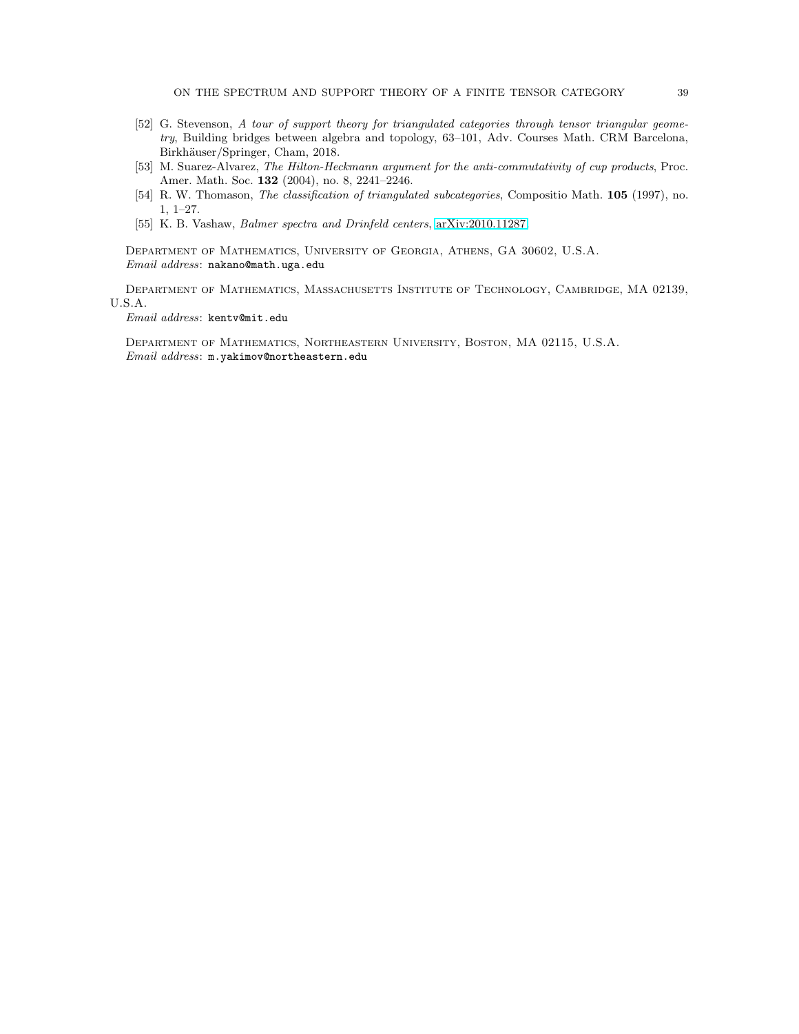[52] G. Stevenson, *A tour of support theory for triangulated categories through tensor triangular geometry*, Building bridges between algebra and topology, 63–101, Adv. Courses Math. CRM Barcelona, Birkhäuser/Springer, Cham, 2018.

[53] M. Suarez-Alvarez, *The Hilton-Heckmann argument for the anti-commutativity of cup products*, Proc. Amer. Math. Soc. **132** (2004), no. 8, 2241–2246.

[54] R. W. Thomason, *The classification of triangulated subcategories*, Compositio Math. **105** (1997), no. 1, 1–27.

[55] K. B. Vashaw, *Balmer spectra and Drinfeld centers*, arXiv:2010.11287.

Department of Mathematics, University of Georgia, Athens, GA 30602, U.S.A.
*Email address*: `nakano@math.uga.edu`

Department of Mathematics, Massachusetts Institute of Technology, Cambridge, MA 02139, U.S.A.
*Email address*: `kentv@mit.edu`

Department of Mathematics, Northeastern University, Boston, MA 02115, U.S.A.
*Email address*: `m.yakimov@northeastern.edu`